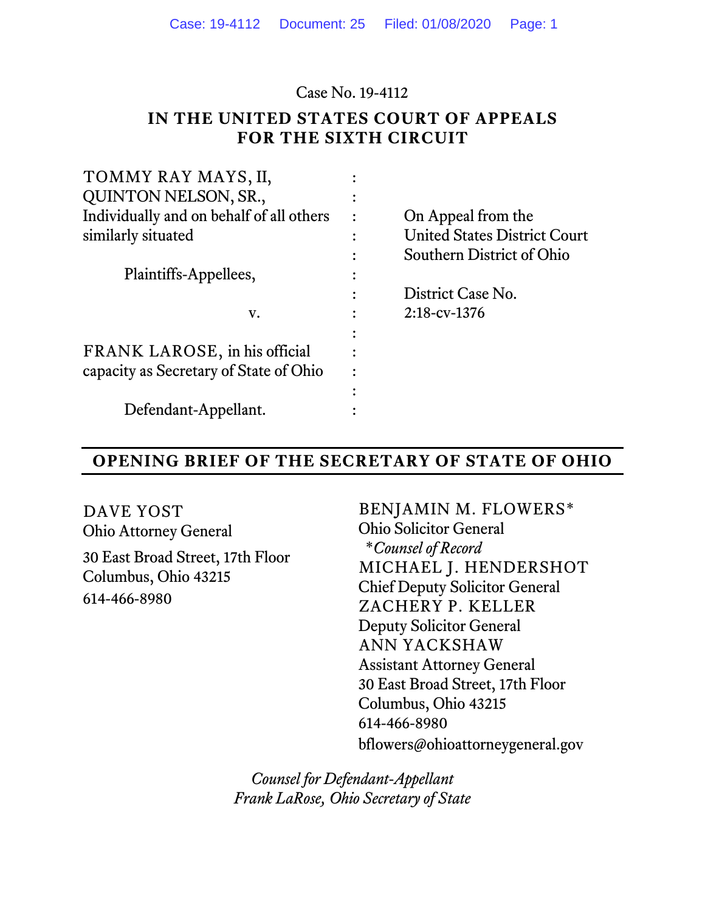Case No. 19-4112

**IN THE UNITED STATES COURT OF APPEALS**
**FOR THE SIXTH CIRCUIT**

| | | |
|---|---|---|
| TOMMY RAY MAYS, II, | : | |
| QUINTON NELSON, SR., | : | |
| Individually and on behalf of all others | : | On Appeal from the |
| similarly situated | : | United States District Court |
| | : | Southern District of Ohio |
| Plaintiffs-Appellees, | : | |
| | : | District Case No. |
| v. | : | 2:18-cv-1376 |
| | : | |
| FRANK LAROSE, in his official | : | |
| capacity as Secretary of State of Ohio | : | |
| | : | |
| Defendant-Appellant. | : | |

---

## OPENING BRIEF OF THE SECRETARY OF STATE OF OHIO

---

DAVE YOST
Ohio Attorney General

30 East Broad Street, 17th Floor
Columbus, Ohio 43215
614-466-8980

BENJAMIN M. FLOWERS*
Ohio Solicitor General
*\*Counsel of Record*
MICHAEL J. HENDERSHOT
Chief Deputy Solicitor General
ZACHERY P. KELLER
Deputy Solicitor General
ANN YACKSHAW
Assistant Attorney General
30 East Broad Street, 17th Floor
Columbus, Ohio 43215
614-466-8980
bflowers@ohioattorneygeneral.gov

*Counsel for Defendant-Appellant*
*Frank LaRose, Ohio Secretary of State*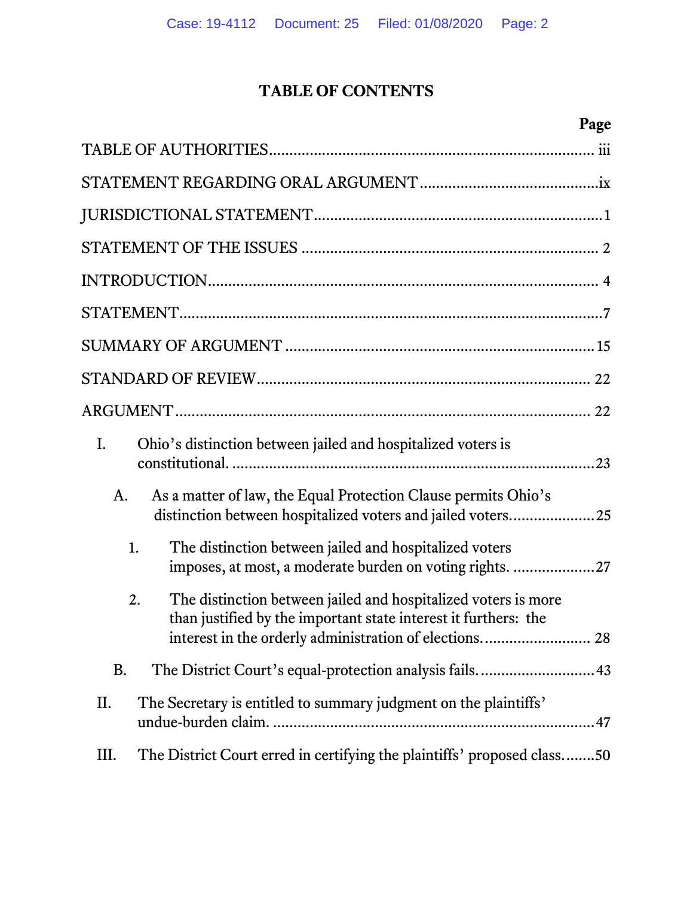# TABLE OF CONTENTS

| | Page |
|---|---|
| TABLE OF AUTHORITIES | iii |
| STATEMENT REGARDING ORAL ARGUMENT | ix |
| JURISDICTIONAL STATEMENT | 1 |
| STATEMENT OF THE ISSUES | 2 |
| INTRODUCTION | 4 |
| STATEMENT | 7 |
| SUMMARY OF ARGUMENT | 15 |
| STANDARD OF REVIEW | 22 |
| ARGUMENT | 22 |
| I. Ohio's distinction between jailed and hospitalized voters is constitutional. | 23 |
| A. As a matter of law, the Equal Protection Clause permits Ohio's distinction between hospitalized voters and jailed voters. | 25 |
| 1. The distinction between jailed and hospitalized voters imposes, at most, a moderate burden on voting rights. | 27 |
| 2. The distinction between jailed and hospitalized voters is more than justified by the important state interest it furthers: the interest in the orderly administration of elections. | 28 |
| B. The District Court's equal-protection analysis fails. | 43 |
| II. The Secretary is entitled to summary judgment on the plaintiffs' undue-burden claim. | 47 |
| III. The District Court erred in certifying the plaintiffs' proposed class. | 50 |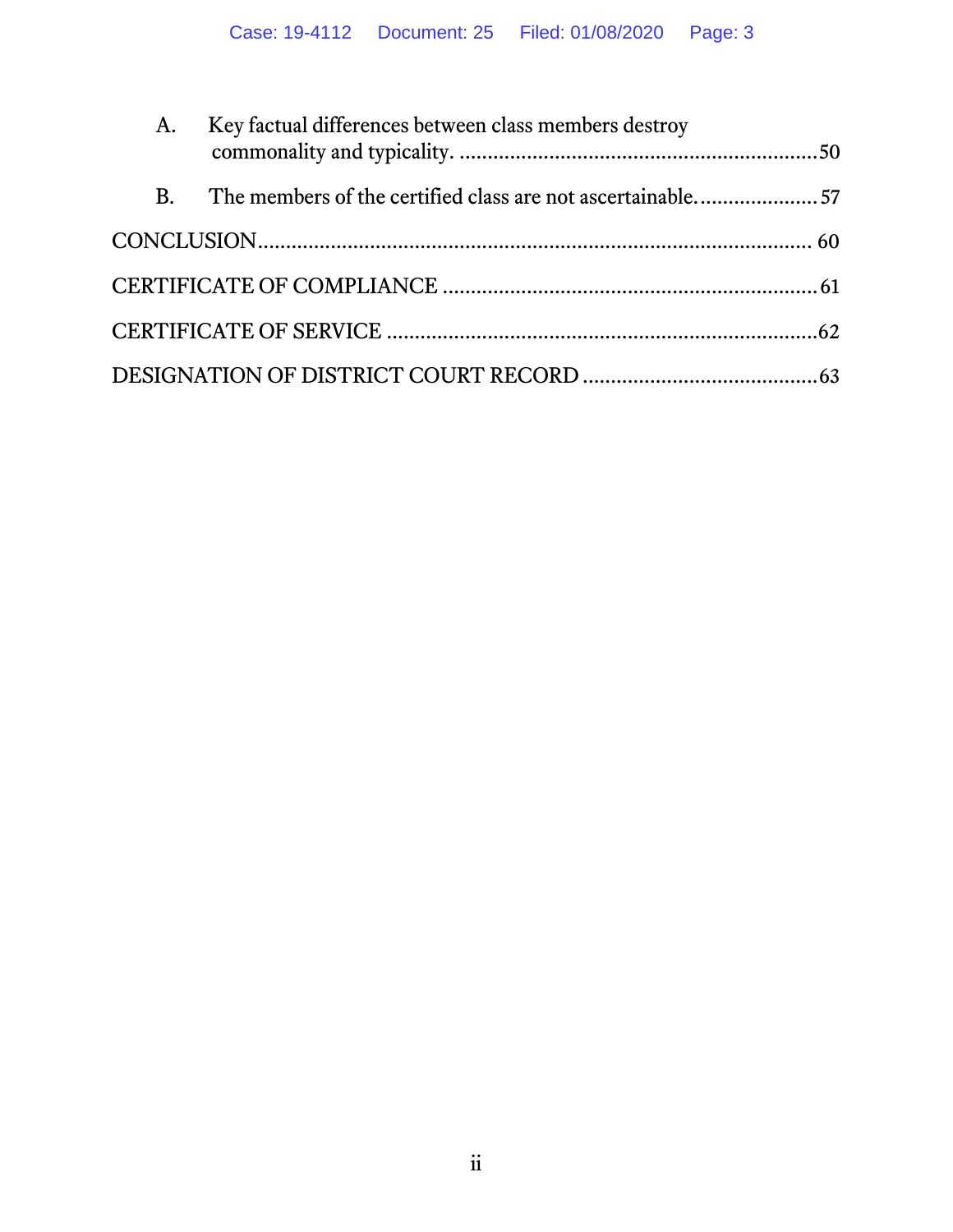A. Key factual differences between class members destroy commonality and typicality. ....................50

B. The members of the certified class are not ascertainable. ....................57

CONCLUSION.................................................................................... 60

CERTIFICATE OF COMPLIANCE ....................................................... 61

CERTIFICATE OF SERVICE ..............................................................62

DESIGNATION OF DISTRICT COURT RECORD ................................63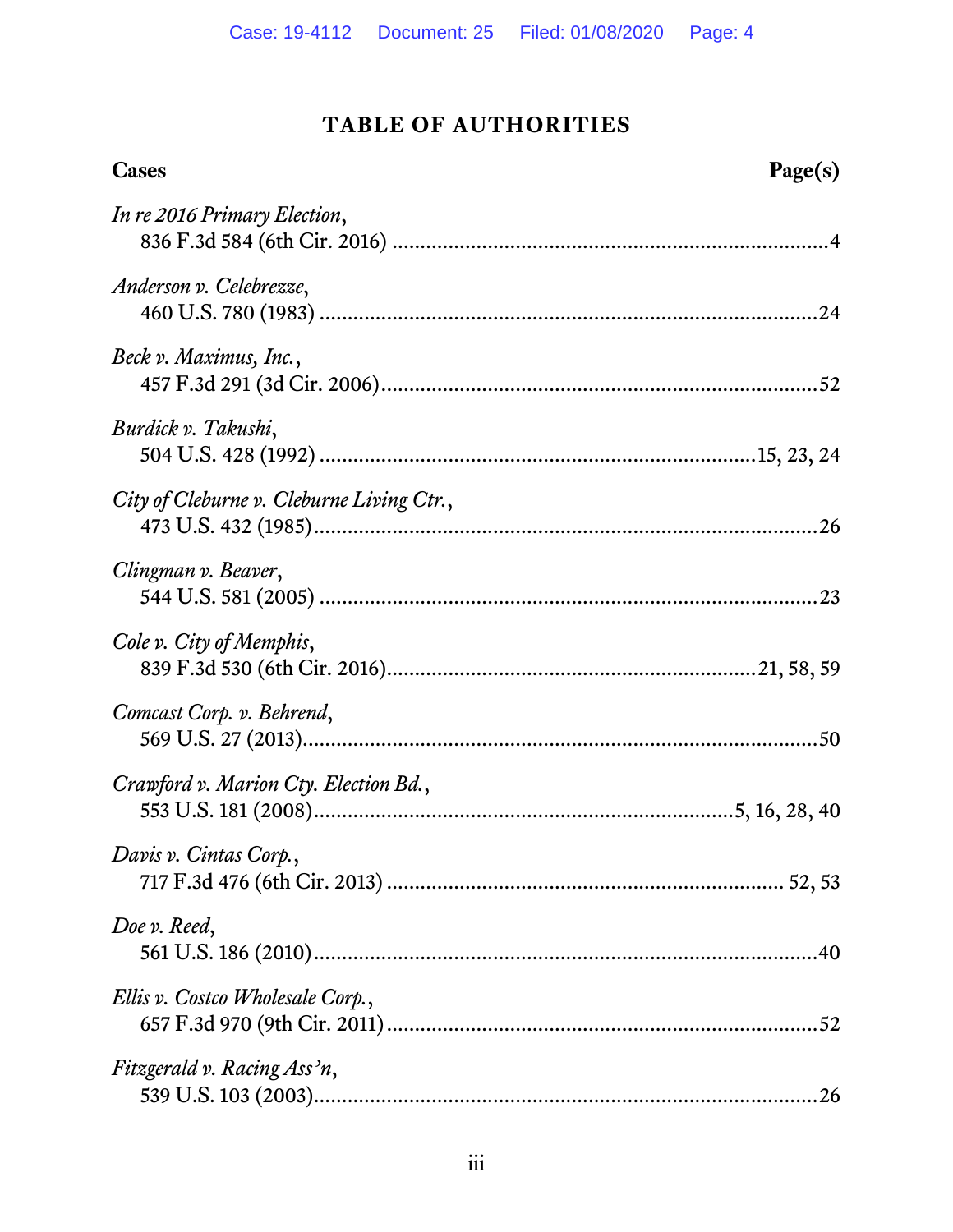## TABLE OF AUTHORITIES

**Cases** **Page(s)**

*In re 2016 Primary Election*,
836 F.3d 584 (6th Cir. 2016) ....................................................................4

*Anderson v. Celebrezze*,
460 U.S. 780 (1983) ....................................................................24

*Beck v. Maximus, Inc.*,
457 F.3d 291 (3d Cir. 2006)....................................................................52

*Burdick v. Takushi*,
504 U.S. 428 (1992) ....................................................................15, 23, 24

*City of Cleburne v. Cleburne Living Ctr.*,
473 U.S. 432 (1985)....................................................................26

*Clingman v. Beaver*,
544 U.S. 581 (2005) ....................................................................23

*Cole v. City of Memphis*,
839 F.3d 530 (6th Cir. 2016)....................................................................21, 58, 59

*Comcast Corp. v. Behrend*,
569 U.S. 27 (2013)....................................................................50

*Crawford v. Marion Cty. Election Bd.*,
553 U.S. 181 (2008)....................................................................5, 16, 28, 40

*Davis v. Cintas Corp.*,
717 F.3d 476 (6th Cir. 2013) .................................................................... 52, 53

*Doe v. Reed*,
561 U.S. 186 (2010)....................................................................40

*Ellis v. Costco Wholesale Corp.*,
657 F.3d 970 (9th Cir. 2011) ....................................................................52

*Fitzgerald v. Racing Ass'n*,
539 U.S. 103 (2003)....................................................................26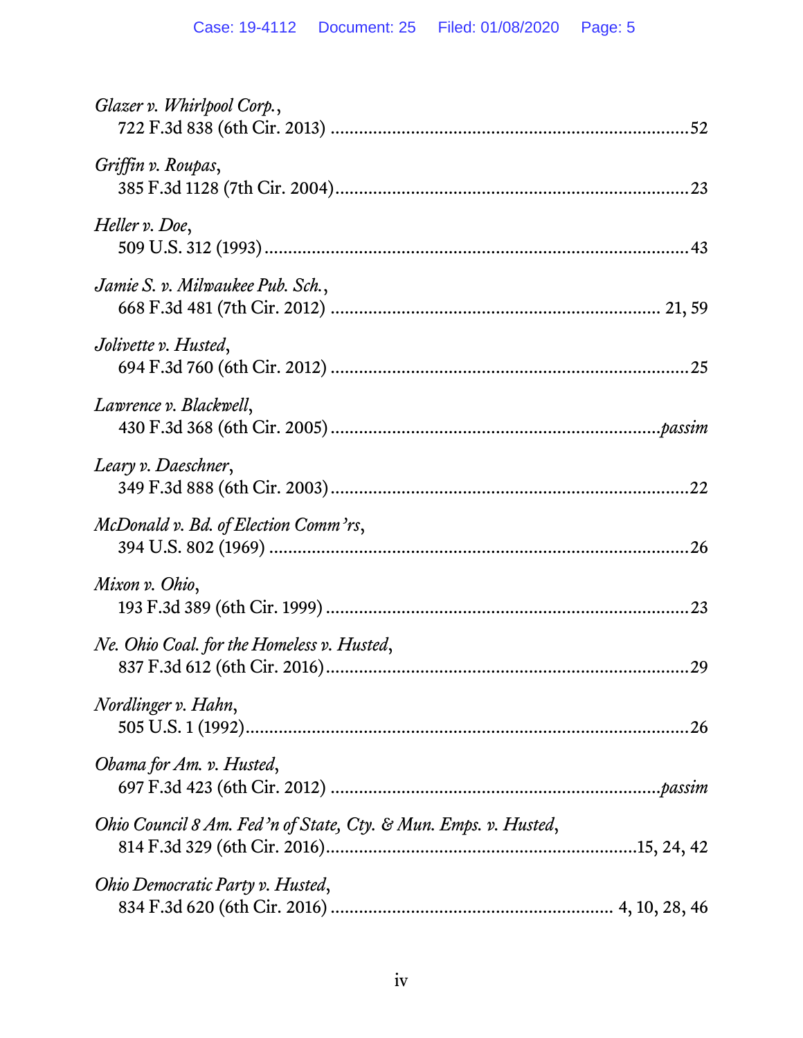*Glazer v. Whirlpool Corp.*,
722 F.3d 838 (6th Cir. 2013) ....................................................................................52

*Griffin v. Roupas*,
385 F.3d 1128 (7th Cir. 2004)....................................................................................23

*Heller v. Doe*,
509 U.S. 312 (1993)....................................................................................................43

*Jamie S. v. Milwaukee Pub. Sch.*,
668 F.3d 481 (7th Cir. 2012) ................................................................................ 21, 59

*Jolivette v. Husted*,
694 F.3d 760 (6th Cir. 2012) ......................................................................................25

*Lawrence v. Blackwell*,
430 F.3d 368 (6th Cir. 2005) ...............................................................................*passim*

*Leary v. Daeschner*,
349 F.3d 888 (6th Cir. 2003)......................................................................................22

*McDonald v. Bd. of Election Comm'rs*,
394 U.S. 802 (1969) ...................................................................................................26

*Mixon v. Ohio*,
193 F.3d 389 (6th Cir. 1999) ......................................................................................23

*Ne. Ohio Coal. for the Homeless v. Husted*,
837 F.3d 612 (6th Cir. 2016)......................................................................................29

*Nordlinger v. Hahn*,
505 U.S. 1 (1992)........................................................................................................26

*Obama for Am. v. Husted*,
697 F.3d 423 (6th Cir. 2012) ...............................................................................*passim*

*Ohio Council 8 Am. Fed'n of State, Cty. & Mun. Emps. v. Husted*,
814 F.3d 329 (6th Cir. 2016)............................................................................15, 24, 42

*Ohio Democratic Party v. Husted*,
834 F.3d 620 (6th Cir. 2016) ..................................................................... 4, 10, 28, 46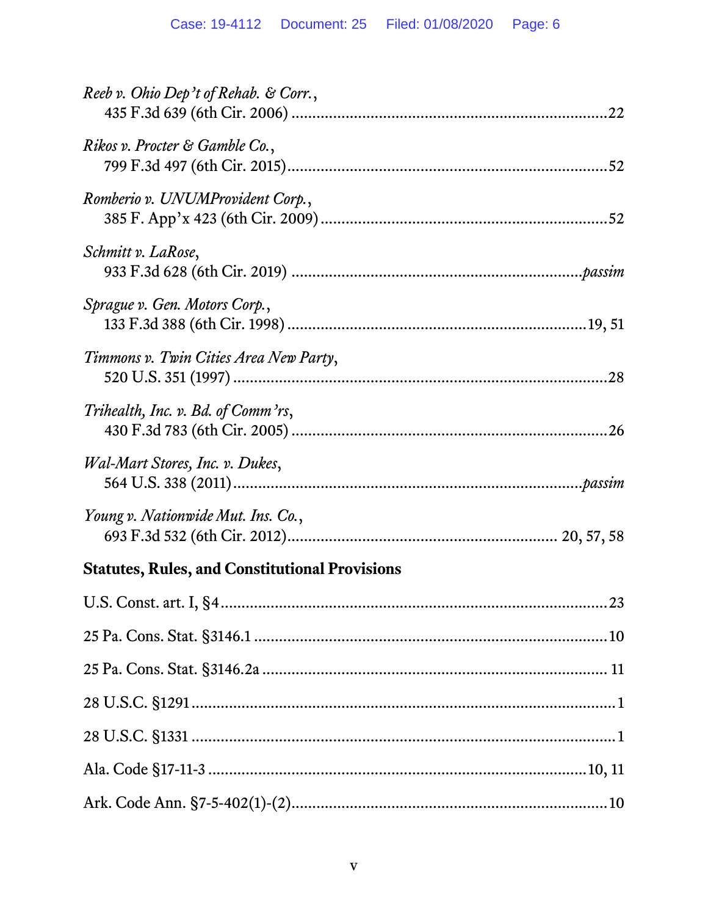*Reeb v. Ohio Dep't of Rehab. & Corr.*,
435 F.3d 639 (6th Cir. 2006) ....................................................................22

*Rikos v. Procter & Gamble Co.*,
799 F.3d 497 (6th Cir. 2015)....................................................................52

*Romberio v. UNUMProvident Corp.*,
385 F. App'x 423 (6th Cir. 2009) .............................................................52

*Schmitt v. LaRose*,
933 F.3d 628 (6th Cir. 2019) ..........................................................*passim*

*Sprague v. Gen. Motors Corp.*,
133 F.3d 388 (6th Cir. 1998) ..............................................................19, 51

*Timmons v. Twin Cities Area New Party*,
520 U.S. 351 (1997) ....................................................................................28

*Trihealth, Inc. v. Bd. of Comm'rs*,
430 F.3d 783 (6th Cir. 2005) ....................................................................26

*Wal-Mart Stores, Inc. v. Dukes*,
564 U.S. 338 (2011)...............................................................................*passim*

*Young v. Nationwide Mut. Ins. Co.*,
693 F.3d 532 (6th Cir. 2012)............................................................ 20, 57, 58

**Statutes, Rules, and Constitutional Provisions**

U.S. Const. art. I, §4.........................................................................................23

25 Pa. Cons. Stat. §3146.1 ...............................................................................10

25 Pa. Cons. Stat. §3146.2a ............................................................................. 11

28 U.S.C. §1291...................................................................................................1

28 U.S.C. §1331 ...................................................................................................1

Ala. Code §17-11-3 ....................................................................................10, 11

Ark. Code Ann. §7-5-402(1)-(2).....................................................................10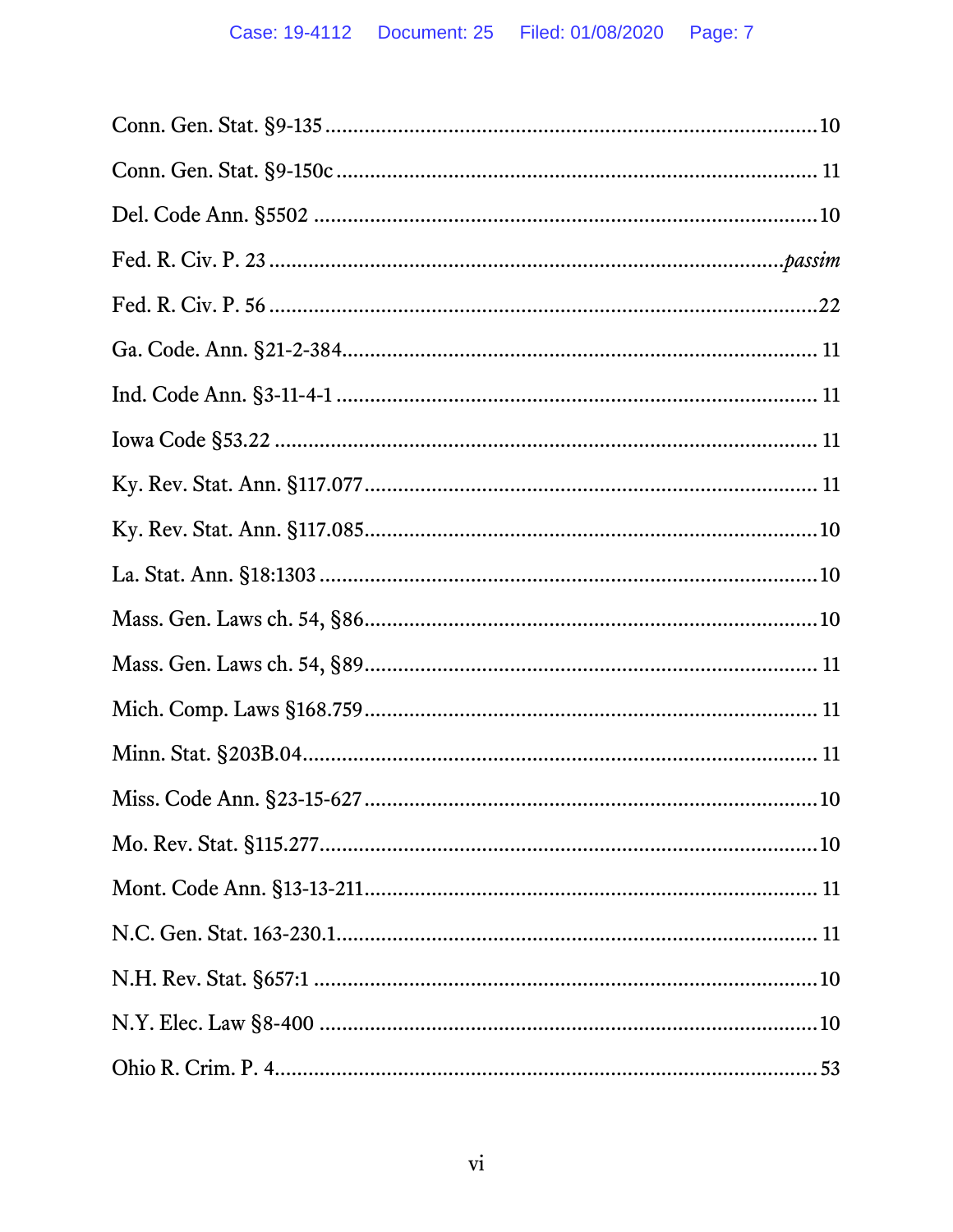Conn. Gen. Stat. §9-135 ........................................................................................ 10

Conn. Gen. Stat. §9-150c ........................................................................................ 11

Del. Code Ann. §5502 ........................................................................................ 10

Fed. R. Civ. P. 23 ........................................................................................ *passim*

Fed. R. Civ. P. 56 ........................................................................................ 22

Ga. Code. Ann. §21-2-384 ........................................................................................ 11

Ind. Code Ann. §3-11-4-1 ........................................................................................ 11

Iowa Code §53.22 ........................................................................................ 11

Ky. Rev. Stat. Ann. §117.077 ........................................................................................ 11

Ky. Rev. Stat. Ann. §117.085 ........................................................................................ 10

La. Stat. Ann. §18:1303 ........................................................................................ 10

Mass. Gen. Laws ch. 54, §86 ........................................................................................ 10

Mass. Gen. Laws ch. 54, §89 ........................................................................................ 11

Mich. Comp. Laws §168.759 ........................................................................................ 11

Minn. Stat. §203B.04 ........................................................................................ 11

Miss. Code Ann. §23-15-627 ........................................................................................ 10

Mo. Rev. Stat. §115.277 ........................................................................................ 10

Mont. Code Ann. §13-13-211 ........................................................................................ 11

N.C. Gen. Stat. 163-230.1 ........................................................................................ 11

N.H. Rev. Stat. §657:1 ........................................................................................ 10

N.Y. Elec. Law §8-400 ........................................................................................ 10

Ohio R. Crim. P. 4 ........................................................................................ 53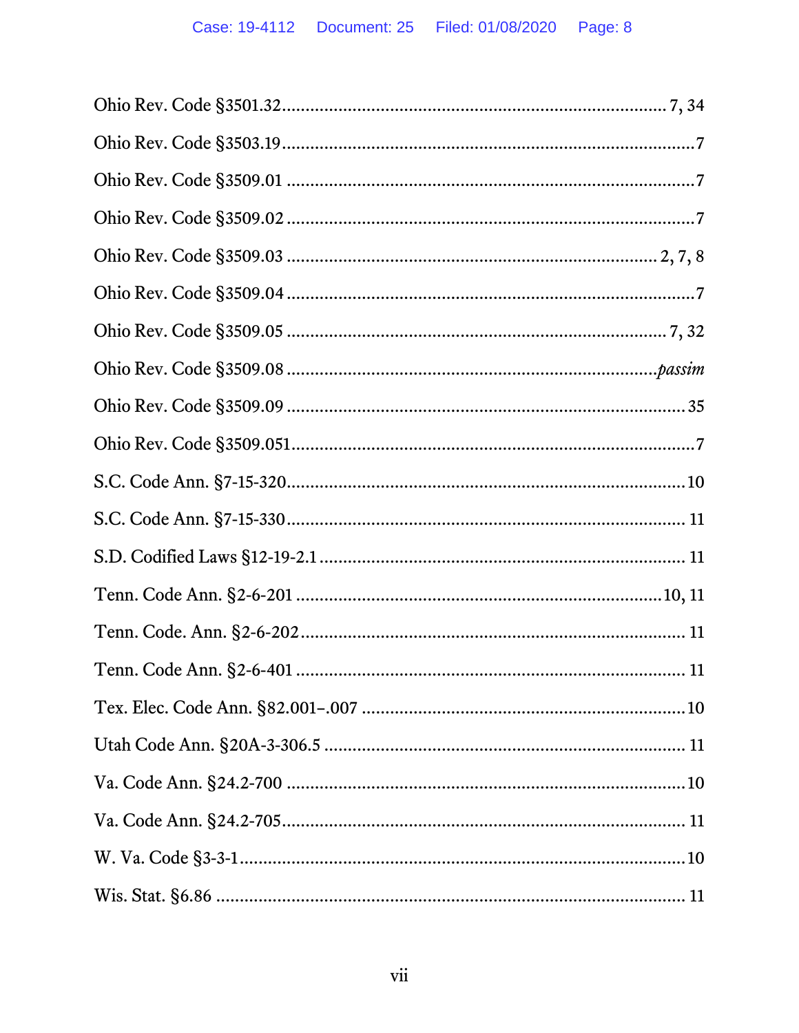Ohio Rev. Code §3501.32 .......................................................................... 7, 34

Ohio Rev. Code §3503.19 ................................................................................ 7

Ohio Rev. Code §3509.01 ................................................................................ 7

Ohio Rev. Code §3509.02 ................................................................................ 7

Ohio Rev. Code §3509.03 ........................................................................ 2, 7, 8

Ohio Rev. Code §3509.04 ................................................................................ 7

Ohio Rev. Code §3509.05 .......................................................................... 7, 32

Ohio Rev. Code §3509.08 ....................................................................... *passim*

Ohio Rev. Code §3509.09 .............................................................................. 35

Ohio Rev. Code §3509.051 .............................................................................. 7

S.C. Code Ann. §7-15-320 .............................................................................. 10

S.C. Code Ann. §7-15-330 .............................................................................. 11

S.D. Codified Laws §12-19-2.1 ....................................................................... 11

Tenn. Code Ann. §2-6-201 ........................................................................ 10, 11

Tenn. Code. Ann. §2-6-202 ............................................................................ 11

Tenn. Code Ann. §2-6-401 ............................................................................. 11

Tex. Elec. Code Ann. §82.001–.007 ............................................................... 10

Utah Code Ann. §20A-3-306.5 ....................................................................... 11

Va. Code Ann. §24.2-700 ............................................................................... 10

Va. Code Ann. §24.2-705 ................................................................................ 11

W. Va. Code §3-3-1 ........................................................................................ 10

Wis. Stat. §6.86 .............................................................................................. 11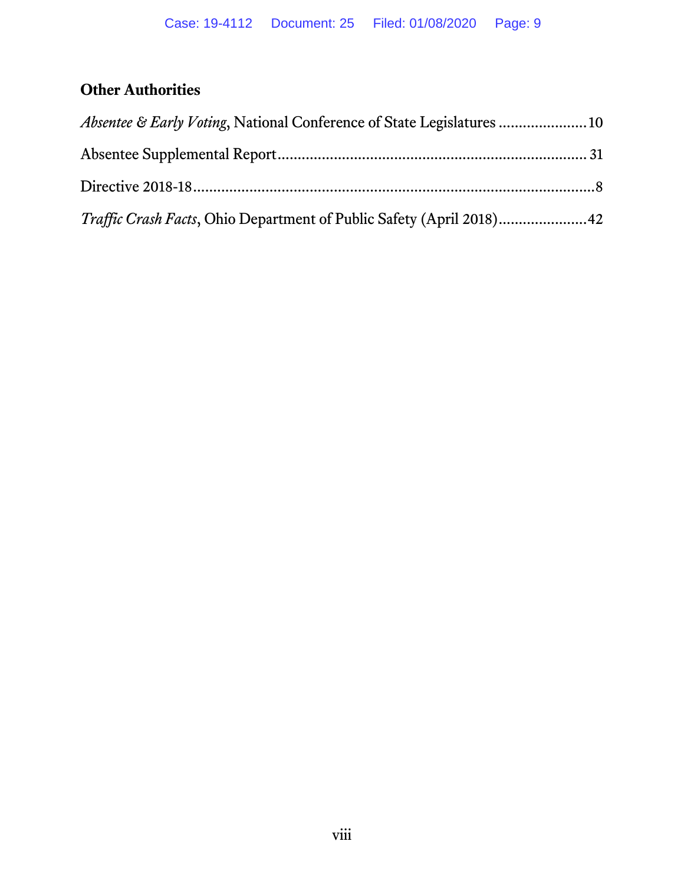### Other Authorities

*Absentee & Early Voting*, National Conference of State Legislatures ......................10

Absentee Supplemental Report............................................................................ 31

Directive 2018-18.....................................................................................................8

*Traffic Crash Facts*, Ohio Department of Public Safety (April 2018)......................42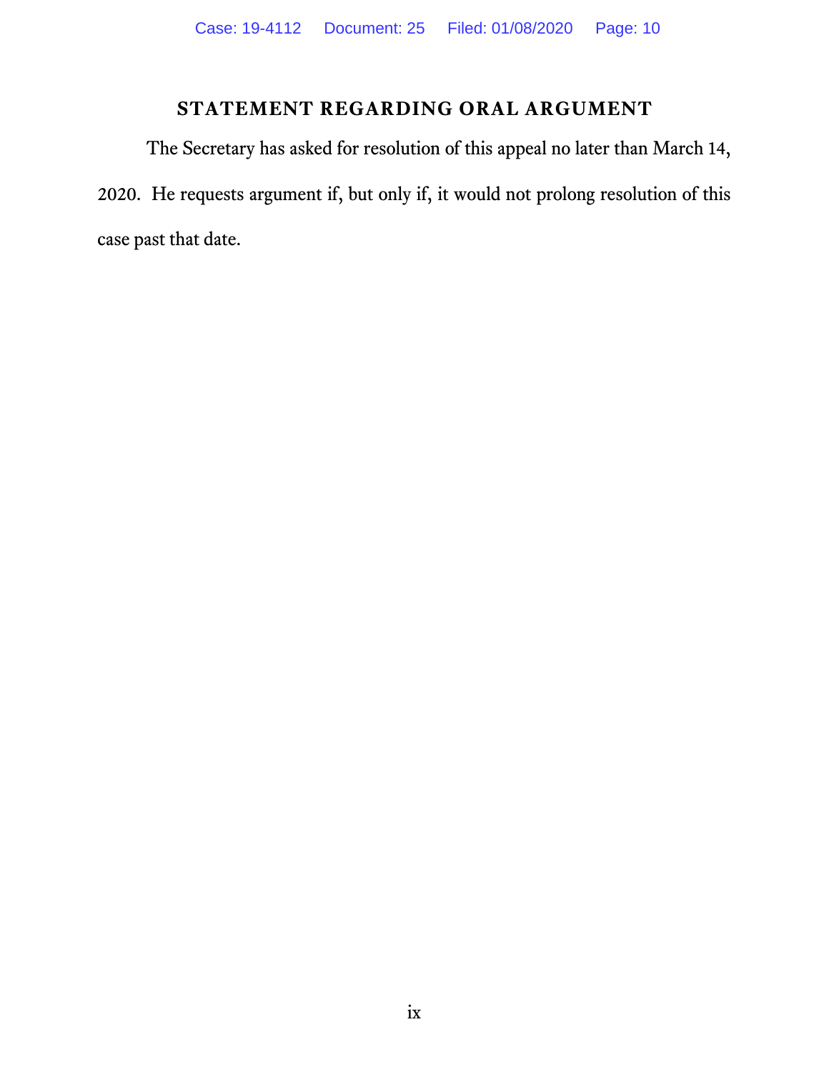## STATEMENT REGARDING ORAL ARGUMENT

The Secretary has asked for resolution of this appeal no later than March 14, 2020. He requests argument if, but only if, it would not prolong resolution of this case past that date.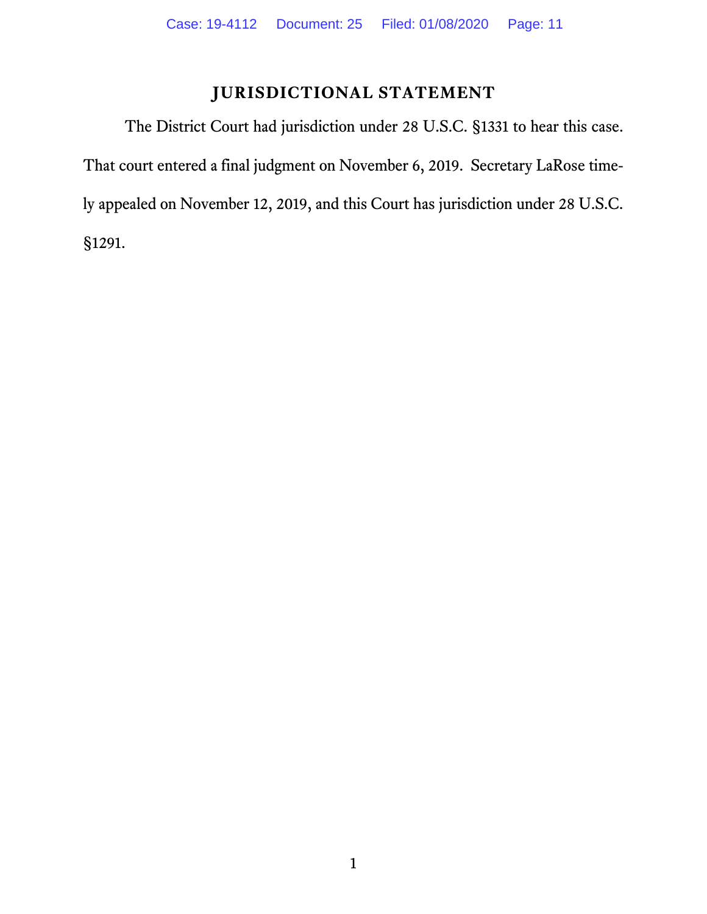## JURISDICTIONAL STATEMENT

The District Court had jurisdiction under 28 U.S.C. §1331 to hear this case. That court entered a final judgment on November 6, 2019. Secretary LaRose timely appealed on November 12, 2019, and this Court has jurisdiction under 28 U.S.C. §1291.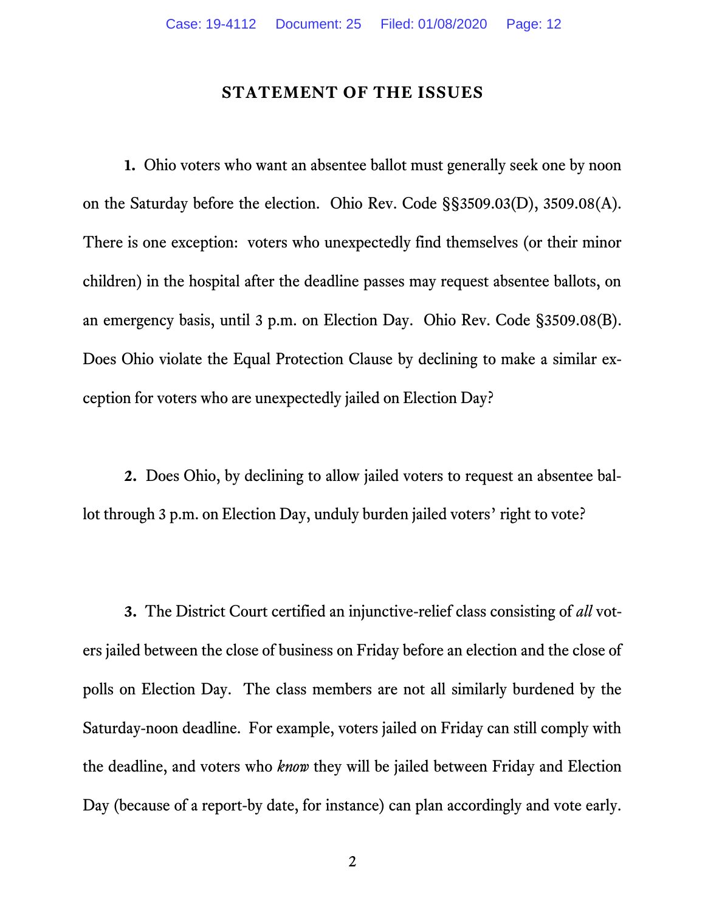## STATEMENT OF THE ISSUES

**1.** Ohio voters who want an absentee ballot must generally seek one by noon on the Saturday before the election. Ohio Rev. Code §§3509.03(D), 3509.08(A). There is one exception: voters who unexpectedly find themselves (or their minor children) in the hospital after the deadline passes may request absentee ballots, on an emergency basis, until 3 p.m. on Election Day. Ohio Rev. Code §3509.08(B). Does Ohio violate the Equal Protection Clause by declining to make a similar exception for voters who are unexpectedly jailed on Election Day?

**2.** Does Ohio, by declining to allow jailed voters to request an absentee ballot through 3 p.m. on Election Day, unduly burden jailed voters' right to vote?

**3.** The District Court certified an injunctive-relief class consisting of *all* voters jailed between the close of business on Friday before an election and the close of polls on Election Day. The class members are not all similarly burdened by the Saturday-noon deadline. For example, voters jailed on Friday can still comply with the deadline, and voters who *know* they will be jailed between Friday and Election Day (because of a report-by date, for instance) can plan accordingly and vote early.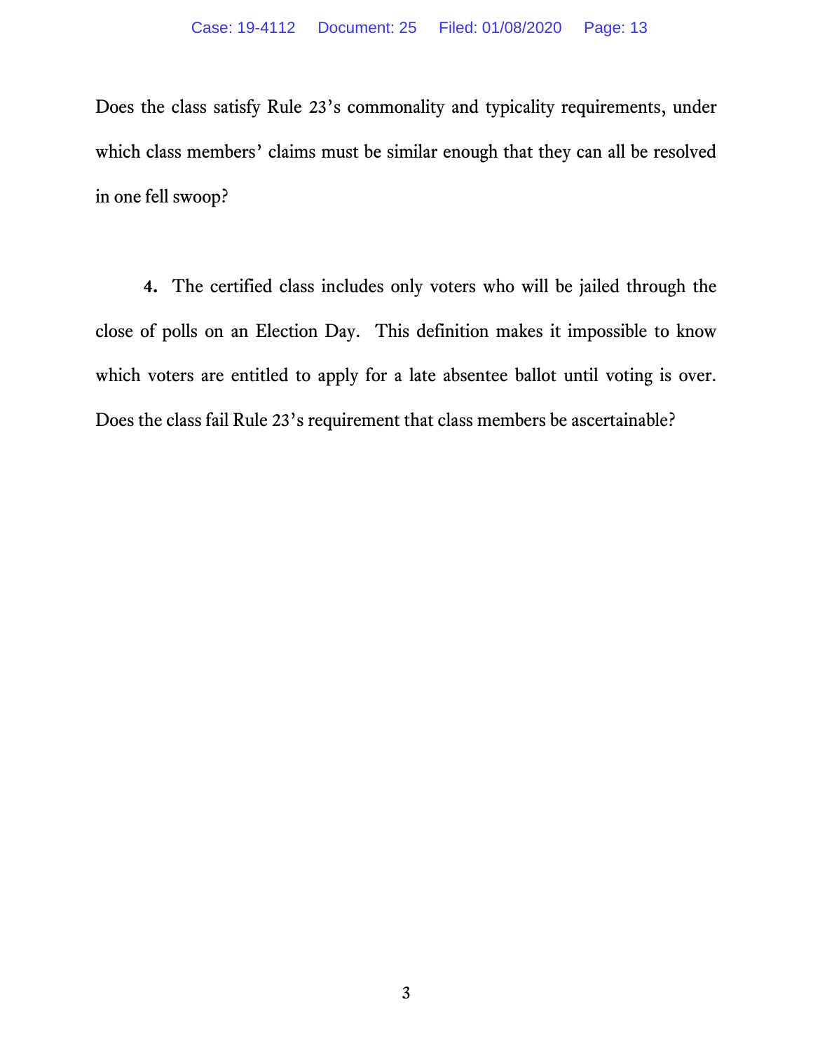Does the class satisfy Rule 23's commonality and typicality requirements, under which class members' claims must be similar enough that they can all be resolved in one fell swoop?

**4.** The certified class includes only voters who will be jailed through the close of polls on an Election Day. This definition makes it impossible to know which voters are entitled to apply for a late absentee ballot until voting is over. Does the class fail Rule 23's requirement that class members be ascertainable?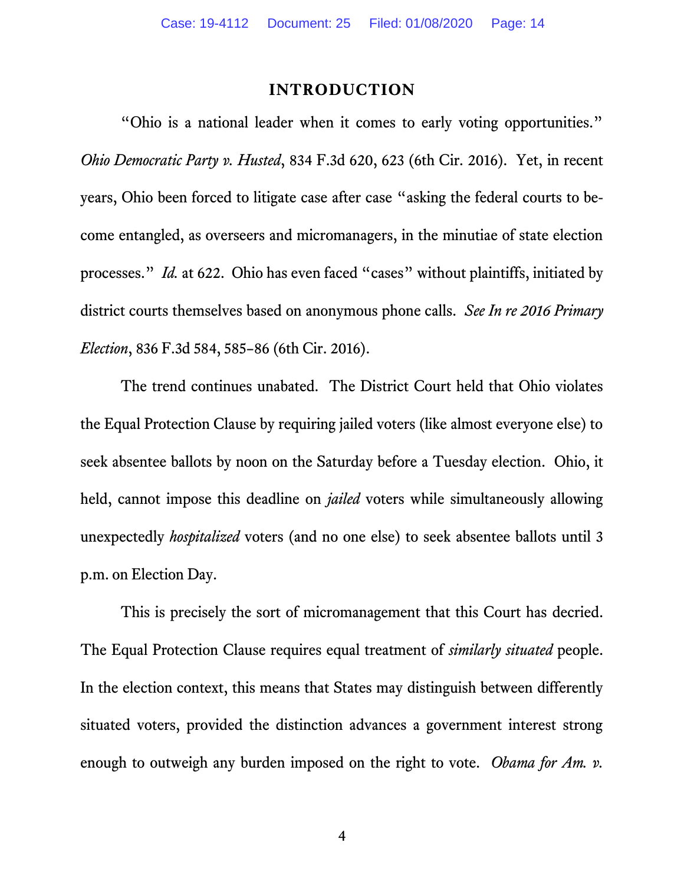## INTRODUCTION

"Ohio is a national leader when it comes to early voting opportunities." *Ohio Democratic Party v. Husted*, 834 F.3d 620, 623 (6th Cir. 2016). Yet, in recent years, Ohio been forced to litigate case after case "asking the federal courts to become entangled, as overseers and micromanagers, in the minutiae of state election processes." *Id.* at 622. Ohio has even faced "cases" without plaintiffs, initiated by district courts themselves based on anonymous phone calls. *See In re 2016 Primary Election*, 836 F.3d 584, 585–86 (6th Cir. 2016).

The trend continues unabated. The District Court held that Ohio violates the Equal Protection Clause by requiring jailed voters (like almost everyone else) to seek absentee ballots by noon on the Saturday before a Tuesday election. Ohio, it held, cannot impose this deadline on *jailed* voters while simultaneously allowing unexpectedly *hospitalized* voters (and no one else) to seek absentee ballots until 3 p.m. on Election Day.

This is precisely the sort of micromanagement that this Court has decried. The Equal Protection Clause requires equal treatment of *similarly situated* people. In the election context, this means that States may distinguish between differently situated voters, provided the distinction advances a government interest strong enough to outweigh any burden imposed on the right to vote. *Obama for Am. v.*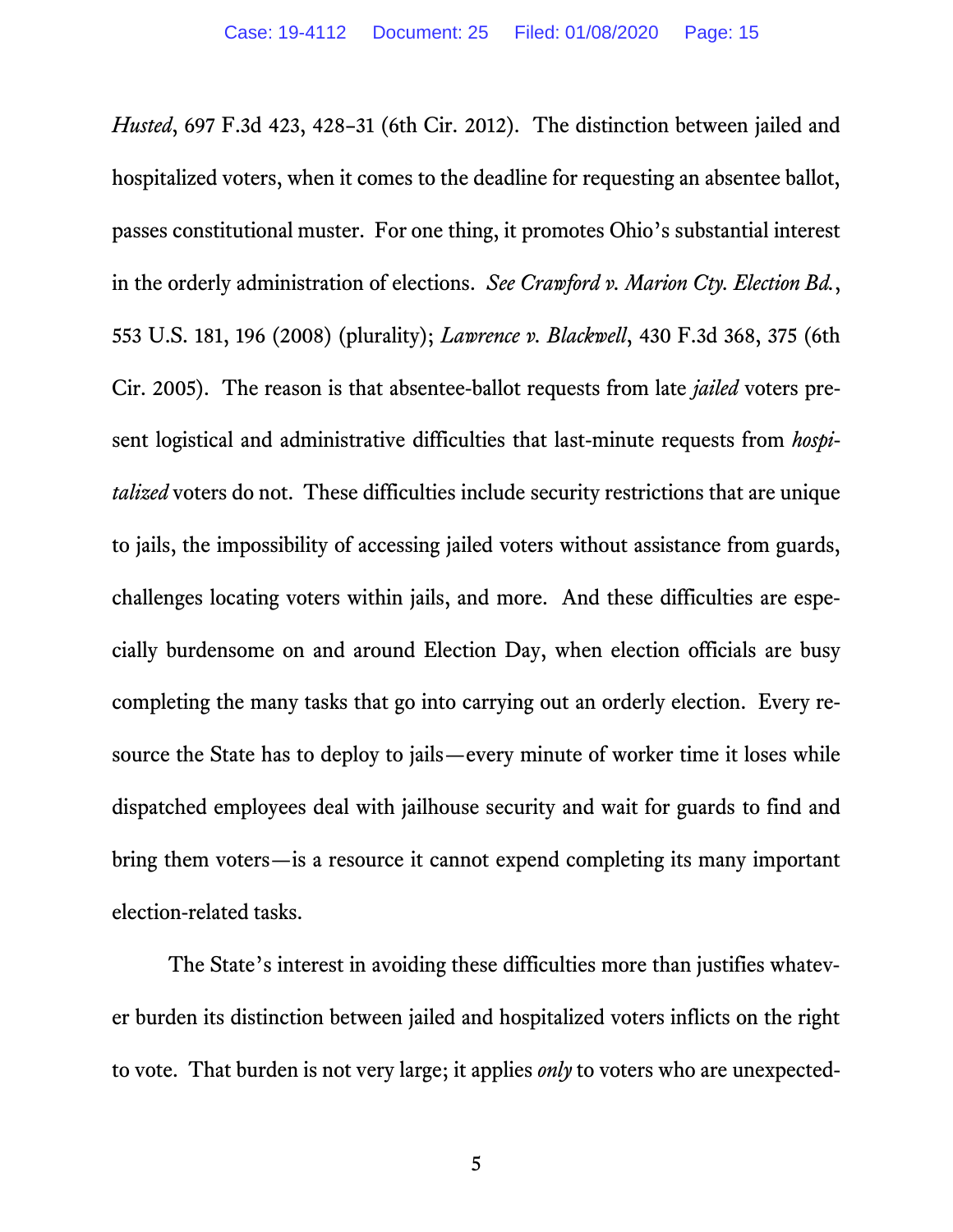*Husted*, 697 F.3d 423, 428–31 (6th Cir. 2012). The distinction between jailed and hospitalized voters, when it comes to the deadline for requesting an absentee ballot, passes constitutional muster. For one thing, it promotes Ohio's substantial interest in the orderly administration of elections. *See Crawford v. Marion Cty. Election Bd.*, 553 U.S. 181, 196 (2008) (plurality); *Lawrence v. Blackwell*, 430 F.3d 368, 375 (6th Cir. 2005). The reason is that absentee-ballot requests from late *jailed* voters present logistical and administrative difficulties that last-minute requests from *hospitalized* voters do not. These difficulties include security restrictions that are unique to jails, the impossibility of accessing jailed voters without assistance from guards, challenges locating voters within jails, and more. And these difficulties are especially burdensome on and around Election Day, when election officials are busy completing the many tasks that go into carrying out an orderly election. Every resource the State has to deploy to jails—every minute of worker time it loses while dispatched employees deal with jailhouse security and wait for guards to find and bring them voters—is a resource it cannot expend completing its many important election-related tasks.

The State's interest in avoiding these difficulties more than justifies whatever burden its distinction between jailed and hospitalized voters inflicts on the right to vote. That burden is not very large; it applies *only* to voters who are unexpected-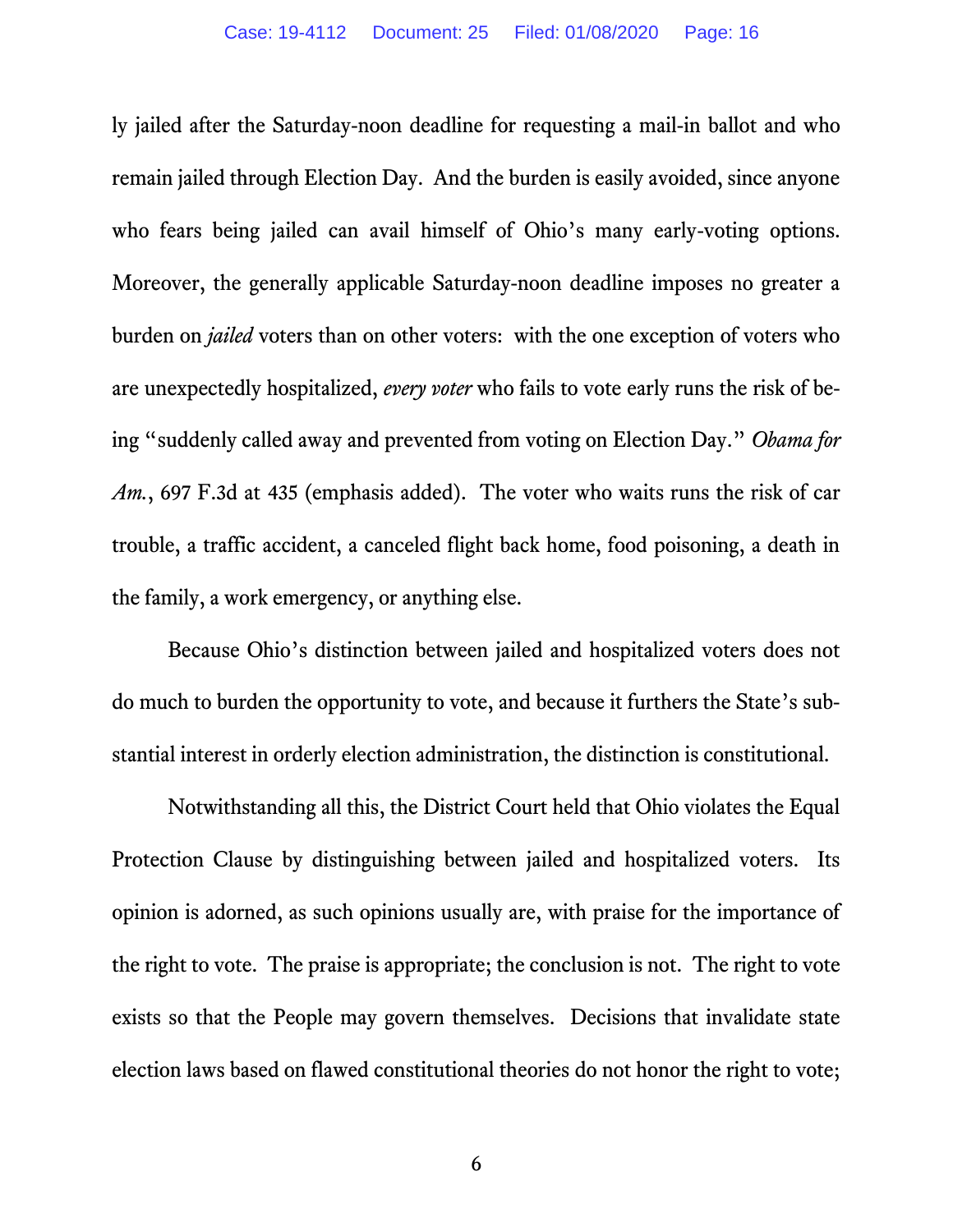ly jailed after the Saturday-noon deadline for requesting a mail-in ballot and who remain jailed through Election Day. And the burden is easily avoided, since anyone who fears being jailed can avail himself of Ohio's many early-voting options. Moreover, the generally applicable Saturday-noon deadline imposes no greater a burden on *jailed* voters than on other voters: with the one exception of voters who are unexpectedly hospitalized, *every voter* who fails to vote early runs the risk of being "suddenly called away and prevented from voting on Election Day." *Obama for Am.*, 697 F.3d at 435 (emphasis added). The voter who waits runs the risk of car trouble, a traffic accident, a canceled flight back home, food poisoning, a death in the family, a work emergency, or anything else.

Because Ohio's distinction between jailed and hospitalized voters does not do much to burden the opportunity to vote, and because it furthers the State's substantial interest in orderly election administration, the distinction is constitutional.

Notwithstanding all this, the District Court held that Ohio violates the Equal Protection Clause by distinguishing between jailed and hospitalized voters. Its opinion is adorned, as such opinions usually are, with praise for the importance of the right to vote. The praise is appropriate; the conclusion is not. The right to vote exists so that the People may govern themselves. Decisions that invalidate state election laws based on flawed constitutional theories do not honor the right to vote;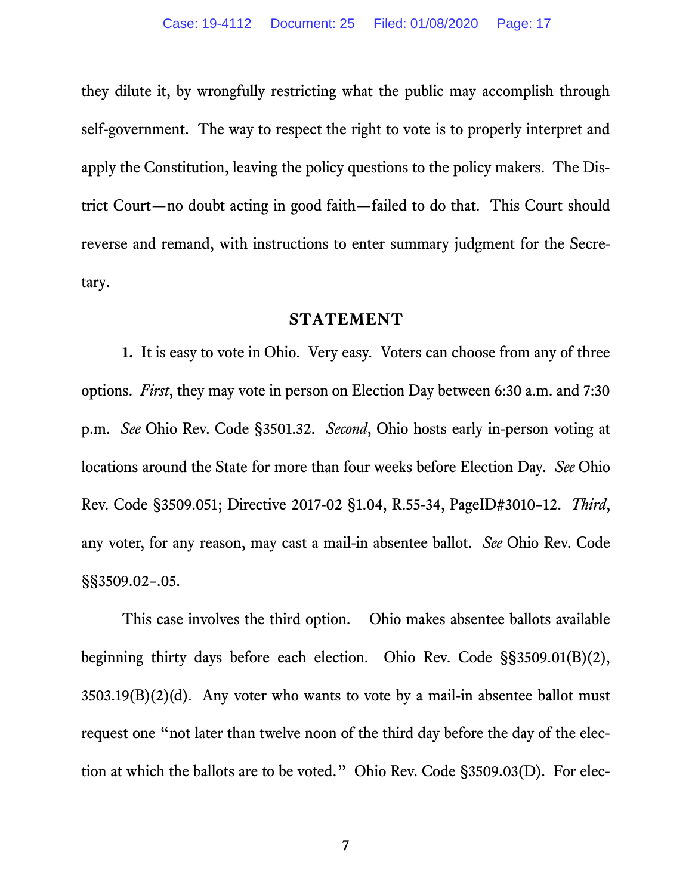they dilute it, by wrongfully restricting what the public may accomplish through self-government. The way to respect the right to vote is to properly interpret and apply the Constitution, leaving the policy questions to the policy makers. The District Court—no doubt acting in good faith—failed to do that. This Court should reverse and remand, with instructions to enter summary judgment for the Secretary.

## STATEMENT

**1.** It is easy to vote in Ohio. Very easy. Voters can choose from any of three options. *First*, they may vote in person on Election Day between 6:30 a.m. and 7:30 p.m. *See* Ohio Rev. Code §3501.32. *Second*, Ohio hosts early in-person voting at locations around the State for more than four weeks before Election Day. *See* Ohio Rev. Code §3509.051; Directive 2017-02 §1.04, R.55-34, PageID#3010–12. *Third*, any voter, for any reason, may cast a mail-in absentee ballot. *See* Ohio Rev. Code §§3509.02–.05.

This case involves the third option. Ohio makes absentee ballots available beginning thirty days before each election. Ohio Rev. Code §§3509.01(B)(2), 3503.19(B)(2)(d). Any voter who wants to vote by a mail-in absentee ballot must request one "not later than twelve noon of the third day before the day of the election at which the ballots are to be voted." Ohio Rev. Code §3509.03(D). For elec-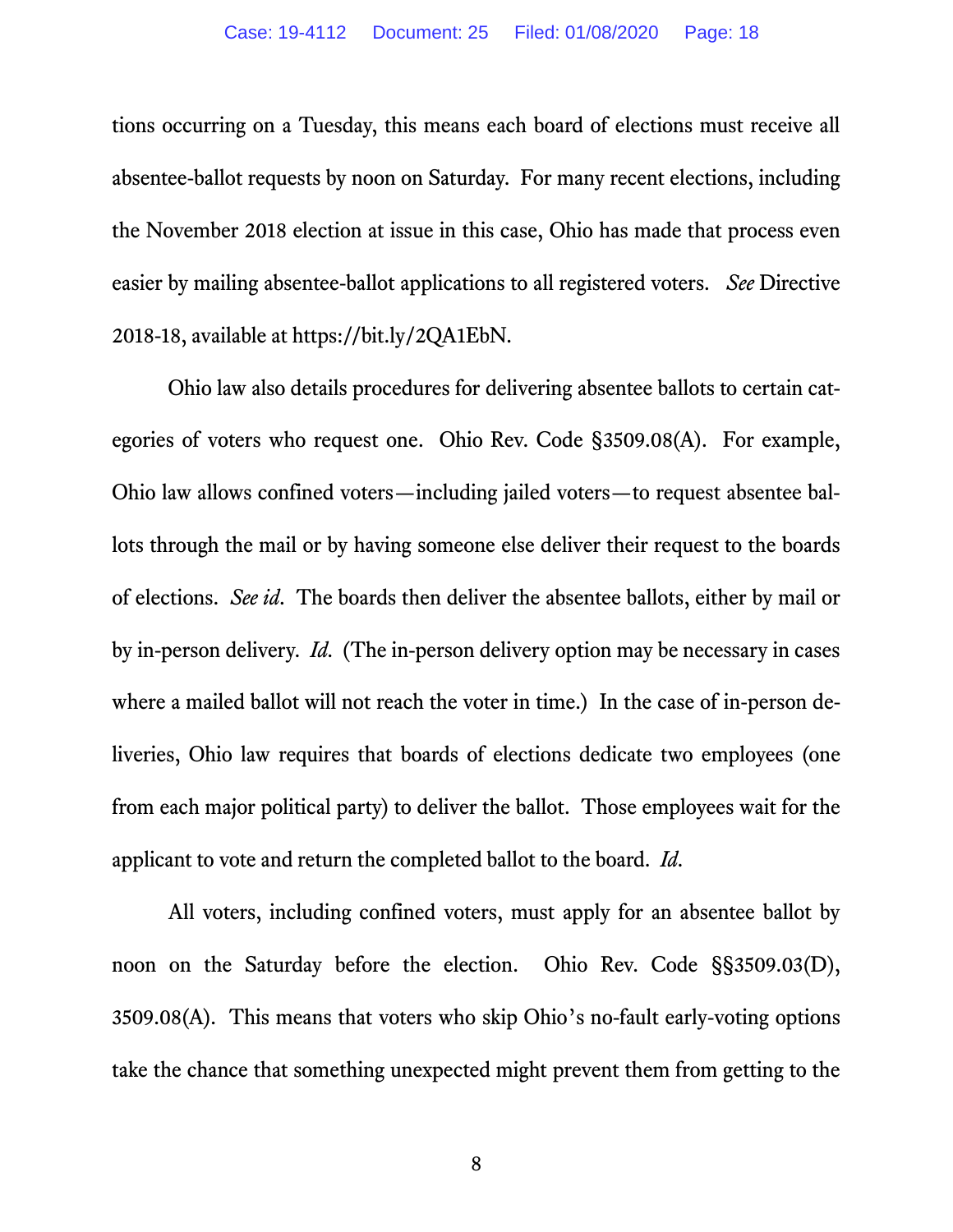tions occurring on a Tuesday, this means each board of elections must receive all absentee-ballot requests by noon on Saturday. For many recent elections, including the November 2018 election at issue in this case, Ohio has made that process even easier by mailing absentee-ballot applications to all registered voters. *See* Directive 2018-18, available at https://bit.ly/2QA1EbN.

Ohio law also details procedures for delivering absentee ballots to certain categories of voters who request one. Ohio Rev. Code §3509.08(A). For example, Ohio law allows confined voters—including jailed voters—to request absentee ballots through the mail or by having someone else deliver their request to the boards of elections. *See id*. The boards then deliver the absentee ballots, either by mail or by in-person delivery. *Id*. (The in-person delivery option may be necessary in cases where a mailed ballot will not reach the voter in time.) In the case of in-person deliveries, Ohio law requires that boards of elections dedicate two employees (one from each major political party) to deliver the ballot. Those employees wait for the applicant to vote and return the completed ballot to the board. *Id*.

All voters, including confined voters, must apply for an absentee ballot by noon on the Saturday before the election. Ohio Rev. Code §§3509.03(D), 3509.08(A). This means that voters who skip Ohio's no-fault early-voting options take the chance that something unexpected might prevent them from getting to the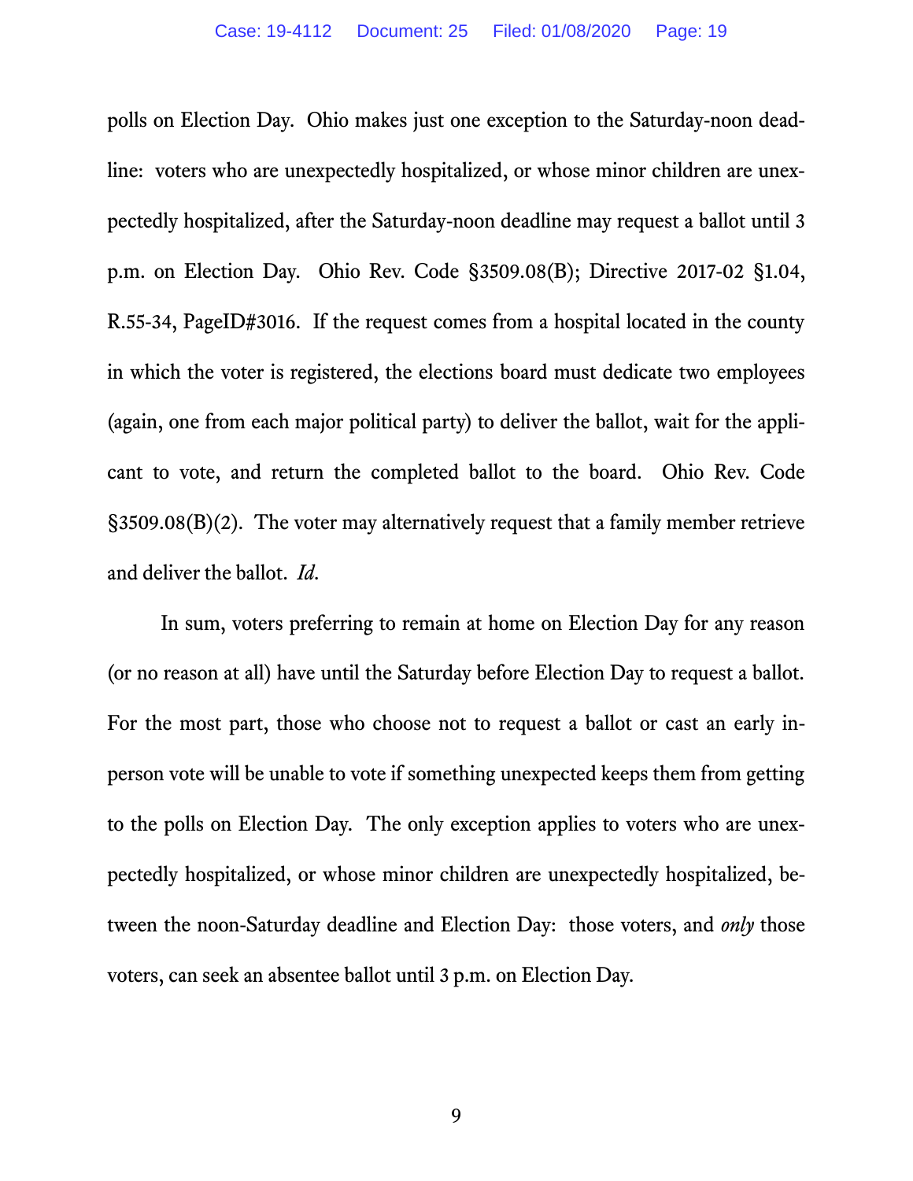polls on Election Day. Ohio makes just one exception to the Saturday-noon deadline: voters who are unexpectedly hospitalized, or whose minor children are unexpectedly hospitalized, after the Saturday-noon deadline may request a ballot until 3 p.m. on Election Day. Ohio Rev. Code §3509.08(B); Directive 2017-02 §1.04, R.55-34, PageID#3016. If the request comes from a hospital located in the county in which the voter is registered, the elections board must dedicate two employees (again, one from each major political party) to deliver the ballot, wait for the applicant to vote, and return the completed ballot to the board. Ohio Rev. Code §3509.08(B)(2). The voter may alternatively request that a family member retrieve and deliver the ballot. *Id.*

In sum, voters preferring to remain at home on Election Day for any reason (or no reason at all) have until the Saturday before Election Day to request a ballot. For the most part, those who choose not to request a ballot or cast an early in-person vote will be unable to vote if something unexpected keeps them from getting to the polls on Election Day. The only exception applies to voters who are unexpectedly hospitalized, or whose minor children are unexpectedly hospitalized, between the noon-Saturday deadline and Election Day: those voters, and *only* those voters, can seek an absentee ballot until 3 p.m. on Election Day.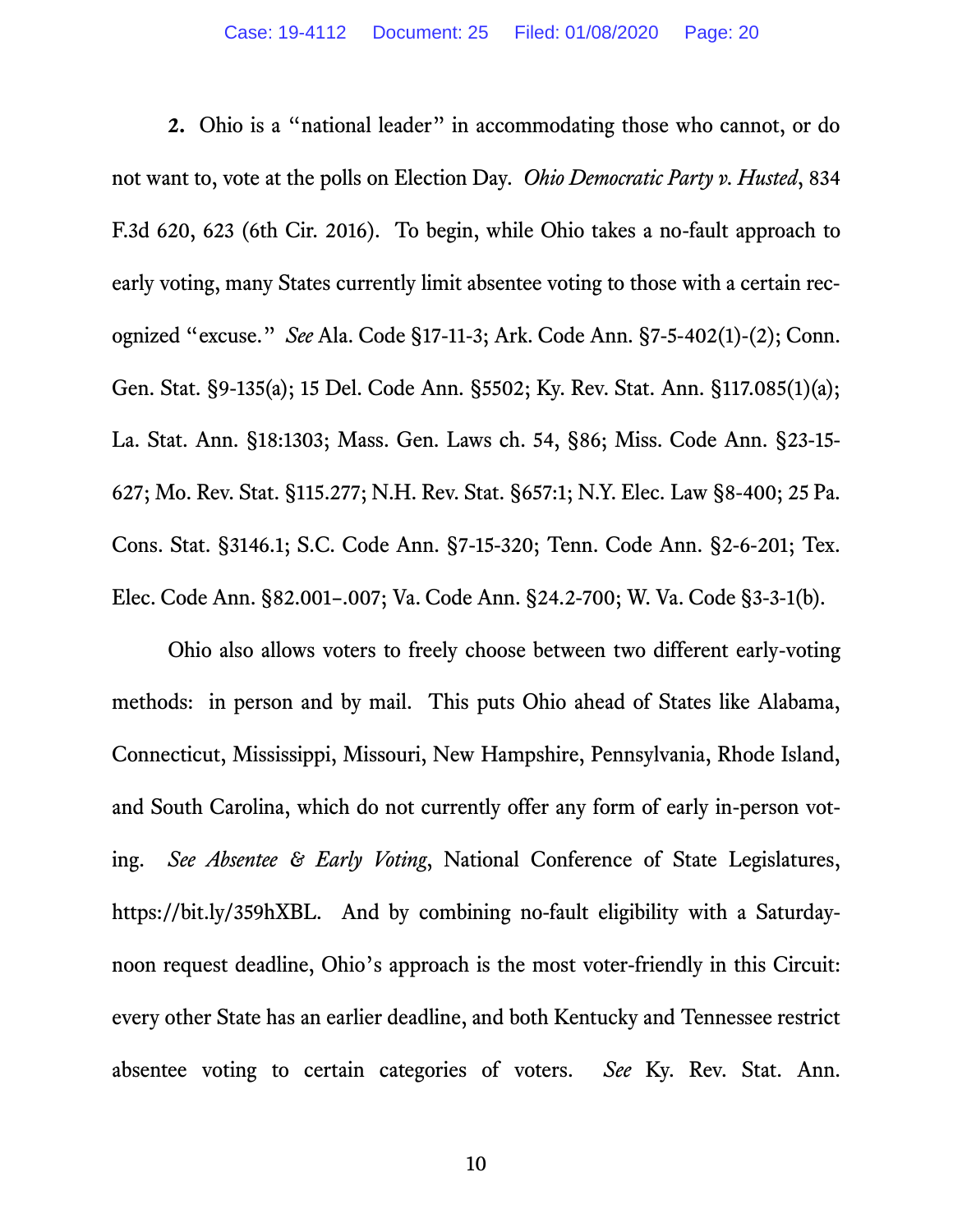**2.** Ohio is a "national leader" in accommodating those who cannot, or do not want to, vote at the polls on Election Day. *Ohio Democratic Party v. Husted*, 834 F.3d 620, 623 (6th Cir. 2016). To begin, while Ohio takes a no-fault approach to early voting, many States currently limit absentee voting to those with a certain recognized "excuse." *See* Ala. Code §17-11-3; Ark. Code Ann. §7-5-402(1)-(2); Conn. Gen. Stat. §9-135(a); 15 Del. Code Ann. §5502; Ky. Rev. Stat. Ann. §117.085(1)(a); La. Stat. Ann. §18:1303; Mass. Gen. Laws ch. 54, §86; Miss. Code Ann. §23-15-627; Mo. Rev. Stat. §115.277; N.H. Rev. Stat. §657:1; N.Y. Elec. Law §8-400; 25 Pa. Cons. Stat. §3146.1; S.C. Code Ann. §7-15-320; Tenn. Code Ann. §2-6-201; Tex. Elec. Code Ann. §82.001–.007; Va. Code Ann. §24.2-700; W. Va. Code §3-3-1(b).

Ohio also allows voters to freely choose between two different early-voting methods: in person and by mail. This puts Ohio ahead of States like Alabama, Connecticut, Mississippi, Missouri, New Hampshire, Pennsylvania, Rhode Island, and South Carolina, which do not currently offer any form of early in-person voting. *See Absentee & Early Voting*, National Conference of State Legislatures, https://bit.ly/359hXBL. And by combining no-fault eligibility with a Saturday-noon request deadline, Ohio's approach is the most voter-friendly in this Circuit: every other State has an earlier deadline, and both Kentucky and Tennessee restrict absentee voting to certain categories of voters. *See* Ky. Rev. Stat. Ann.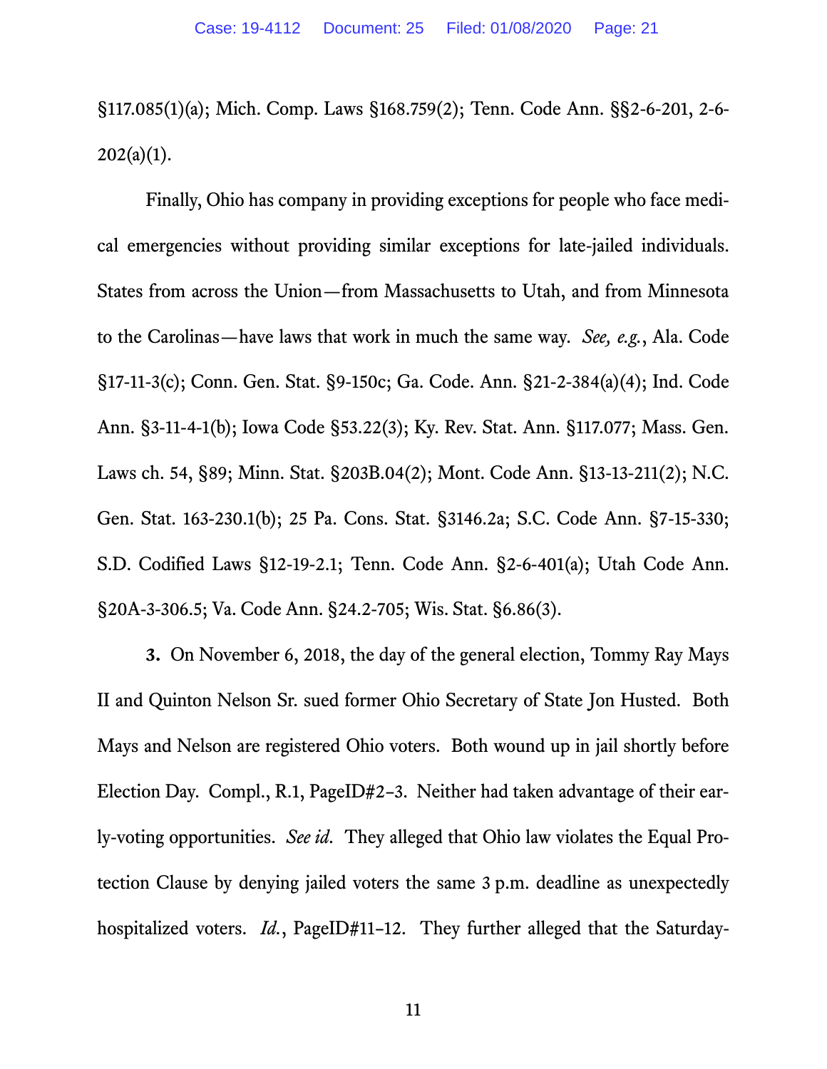§117.085(1)(a); Mich. Comp. Laws §168.759(2); Tenn. Code Ann. §§2-6-201, 2-6-202(a)(1).

Finally, Ohio has company in providing exceptions for people who face medical emergencies without providing similar exceptions for late-jailed individuals. States from across the Union—from Massachusetts to Utah, and from Minnesota to the Carolinas—have laws that work in much the same way. *See, e.g.*, Ala. Code §17-11-3(c); Conn. Gen. Stat. §9-150c; Ga. Code. Ann. §21-2-384(a)(4); Ind. Code Ann. §3-11-4-1(b); Iowa Code §53.22(3); Ky. Rev. Stat. Ann. §117.077; Mass. Gen. Laws ch. 54, §89; Minn. Stat. §203B.04(2); Mont. Code Ann. §13-13-211(2); N.C. Gen. Stat. 163-230.1(b); 25 Pa. Cons. Stat. §3146.2a; S.C. Code Ann. §7-15-330; S.D. Codified Laws §12-19-2.1; Tenn. Code Ann. §2-6-401(a); Utah Code Ann. §20A-3-306.5; Va. Code Ann. §24.2-705; Wis. Stat. §6.86(3).

**3.** On November 6, 2018, the day of the general election, Tommy Ray Mays II and Quinton Nelson Sr. sued former Ohio Secretary of State Jon Husted. Both Mays and Nelson are registered Ohio voters. Both wound up in jail shortly before Election Day. Compl., R.1, PageID#2–3. Neither had taken advantage of their early-voting opportunities. *See id.* They alleged that Ohio law violates the Equal Protection Clause by denying jailed voters the same 3 p.m. deadline as unexpectedly hospitalized voters. *Id.*, PageID#11–12. They further alleged that the Saturday-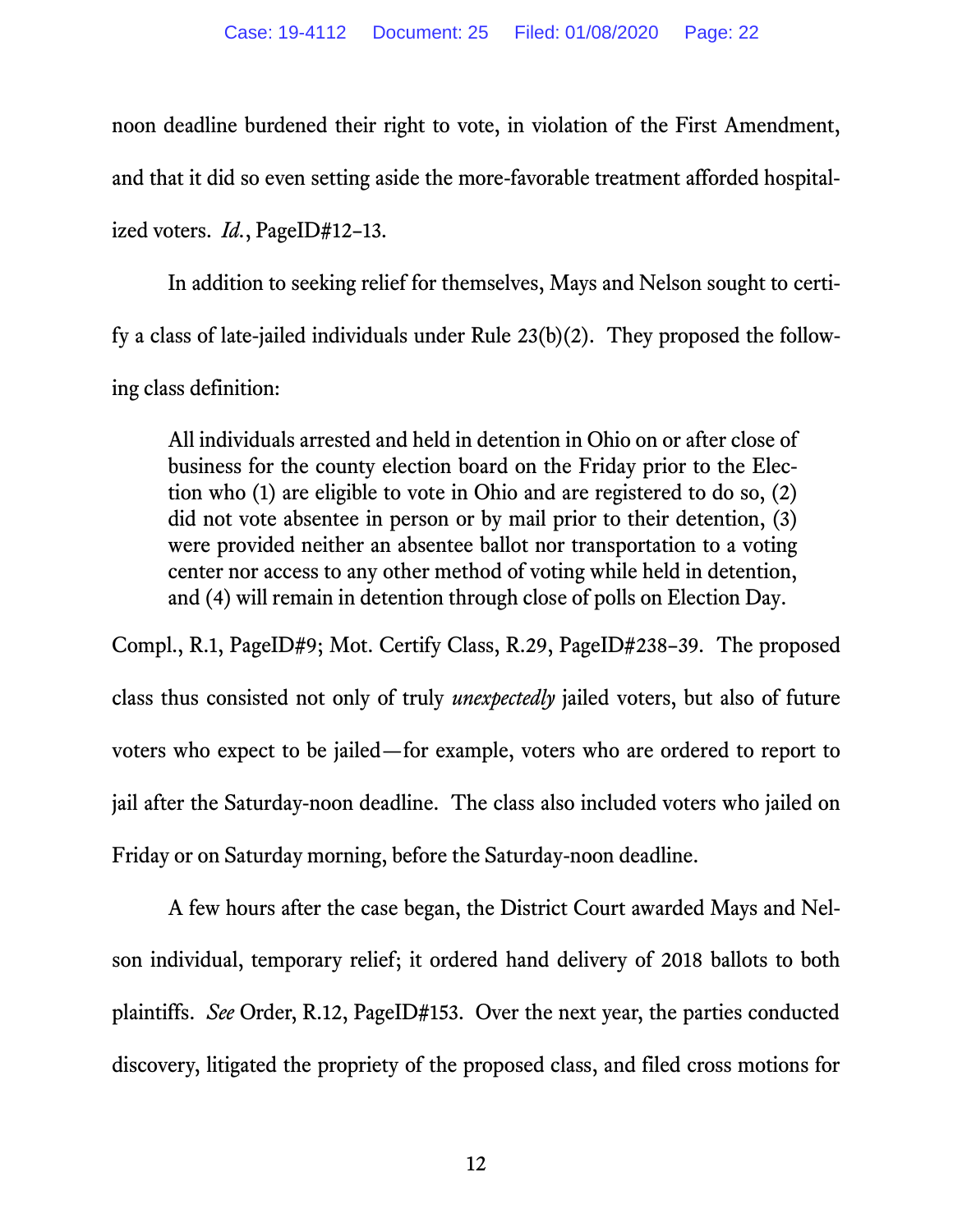noon deadline burdened their right to vote, in violation of the First Amendment, and that it did so even setting aside the more-favorable treatment afforded hospitalized voters. *Id.*, PageID#12–13.

In addition to seeking relief for themselves, Mays and Nelson sought to certify a class of late-jailed individuals under Rule 23(b)(2). They proposed the following class definition:

> All individuals arrested and held in detention in Ohio on or after close of business for the county election board on the Friday prior to the Election who (1) are eligible to vote in Ohio and are registered to do so, (2) did not vote absentee in person or by mail prior to their detention, (3) were provided neither an absentee ballot nor transportation to a voting center nor access to any other method of voting while held in detention, and (4) will remain in detention through close of polls on Election Day.

Compl., R.1, PageID#9; Mot. Certify Class, R.29, PageID#238–39. The proposed class thus consisted not only of truly *unexpectedly* jailed voters, but also of future voters who expect to be jailed—for example, voters who are ordered to report to jail after the Saturday-noon deadline. The class also included voters who jailed on Friday or on Saturday morning, before the Saturday-noon deadline.

A few hours after the case began, the District Court awarded Mays and Nelson individual, temporary relief; it ordered hand delivery of 2018 ballots to both plaintiffs. *See* Order, R.12, PageID#153. Over the next year, the parties conducted discovery, litigated the propriety of the proposed class, and filed cross motions for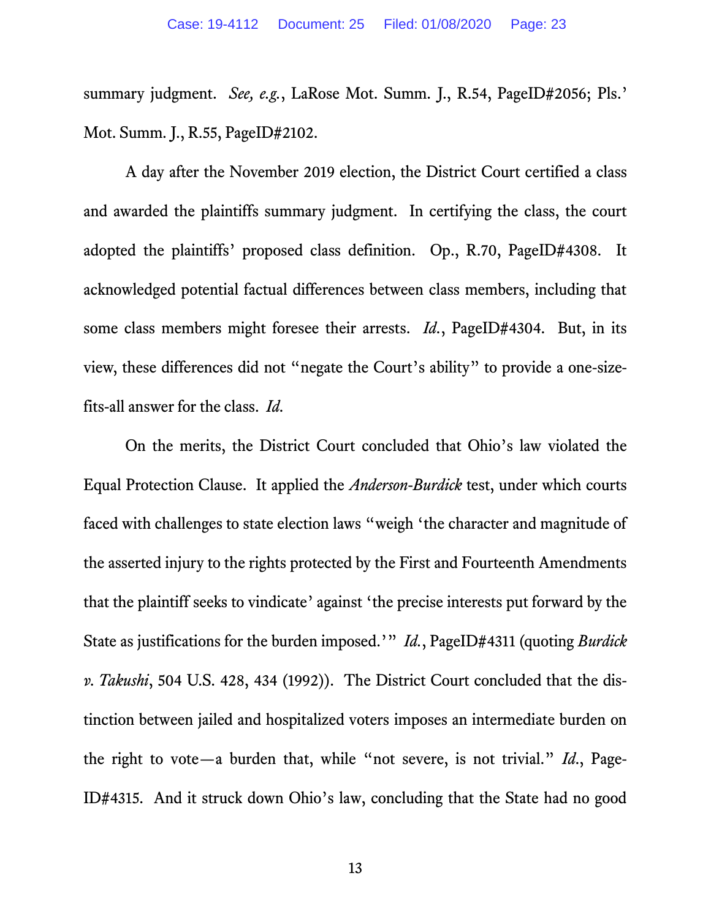summary judgment. *See, e.g.*, LaRose Mot. Summ. J., R.54, PageID#2056; Pls.' Mot. Summ. J., R.55, PageID#2102.

A day after the November 2019 election, the District Court certified a class and awarded the plaintiffs summary judgment. In certifying the class, the court adopted the plaintiffs' proposed class definition. Op., R.70, PageID#4308. It acknowledged potential factual differences between class members, including that some class members might foresee their arrests. *Id.*, PageID#4304. But, in its view, these differences did not "negate the Court's ability" to provide a one-size-fits-all answer for the class. *Id.*

On the merits, the District Court concluded that Ohio's law violated the Equal Protection Clause. It applied the *Anderson-Burdick* test, under which courts faced with challenges to state election laws "weigh 'the character and magnitude of the asserted injury to the rights protected by the First and Fourteenth Amendments that the plaintiff seeks to vindicate' against 'the precise interests put forward by the State as justifications for the burden imposed.'" *Id.*, PageID#4311 (quoting *Burdick v. Takushi*, 504 U.S. 428, 434 (1992)). The District Court concluded that the distinction between jailed and hospitalized voters imposes an intermediate burden on the right to vote—a burden that, while "not severe, is not trivial." *Id.*, PageID#4315. And it struck down Ohio's law, concluding that the State had no good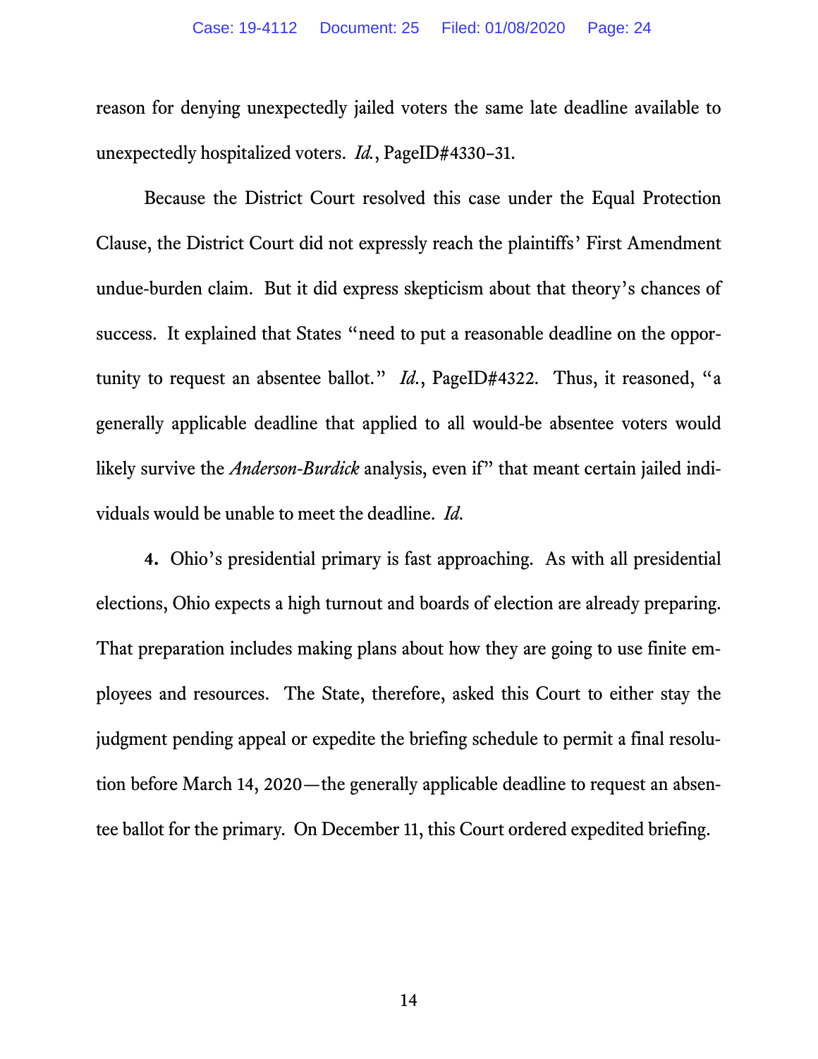reason for denying unexpectedly jailed voters the same late deadline available to unexpectedly hospitalized voters. *Id.*, PageID#4330–31.

Because the District Court resolved this case under the Equal Protection Clause, the District Court did not expressly reach the plaintiffs' First Amendment undue-burden claim. But it did express skepticism about that theory's chances of success. It explained that States "need to put a reasonable deadline on the opportunity to request an absentee ballot." *Id.*, PageID#4322. Thus, it reasoned, "a generally applicable deadline that applied to all would-be absentee voters would likely survive the *Anderson-Burdick* analysis, even if" that meant certain jailed individuals would be unable to meet the deadline. *Id.*

**4.** Ohio's presidential primary is fast approaching. As with all presidential elections, Ohio expects a high turnout and boards of election are already preparing. That preparation includes making plans about how they are going to use finite employees and resources. The State, therefore, asked this Court to either stay the judgment pending appeal or expedite the briefing schedule to permit a final resolution before March 14, 2020—the generally applicable deadline to request an absentee ballot for the primary. On December 11, this Court ordered expedited briefing.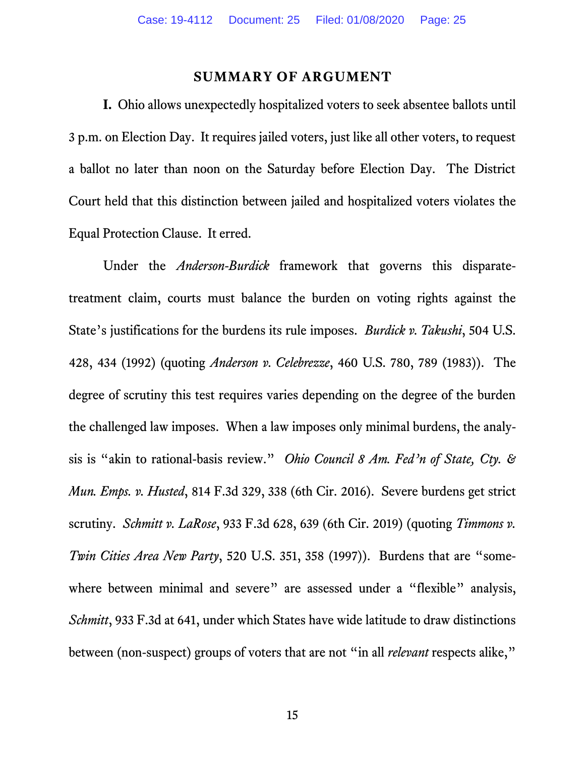## SUMMARY OF ARGUMENT

**I.** Ohio allows unexpectedly hospitalized voters to seek absentee ballots until 3 p.m. on Election Day. It requires jailed voters, just like all other voters, to request a ballot no later than noon on the Saturday before Election Day. The District Court held that this distinction between jailed and hospitalized voters violates the Equal Protection Clause. It erred.

Under the *Anderson-Burdick* framework that governs this disparate-treatment claim, courts must balance the burden on voting rights against the State's justifications for the burdens its rule imposes. *Burdick v. Takushi*, 504 U.S. 428, 434 (1992) (quoting *Anderson v. Celebrezze*, 460 U.S. 780, 789 (1983)). The degree of scrutiny this test requires varies depending on the degree of the burden the challenged law imposes. When a law imposes only minimal burdens, the analysis is "akin to rational-basis review." *Ohio Council 8 Am. Fed'n of State, Cty. & Mun. Emps. v. Husted*, 814 F.3d 329, 338 (6th Cir. 2016). Severe burdens get strict scrutiny. *Schmitt v. LaRose*, 933 F.3d 628, 639 (6th Cir. 2019) (quoting *Timmons v. Twin Cities Area New Party*, 520 U.S. 351, 358 (1997)). Burdens that are "somewhere between minimal and severe" are assessed under a "flexible" analysis, *Schmitt*, 933 F.3d at 641, under which States have wide latitude to draw distinctions between (non-suspect) groups of voters that are not "in all *relevant* respects alike,"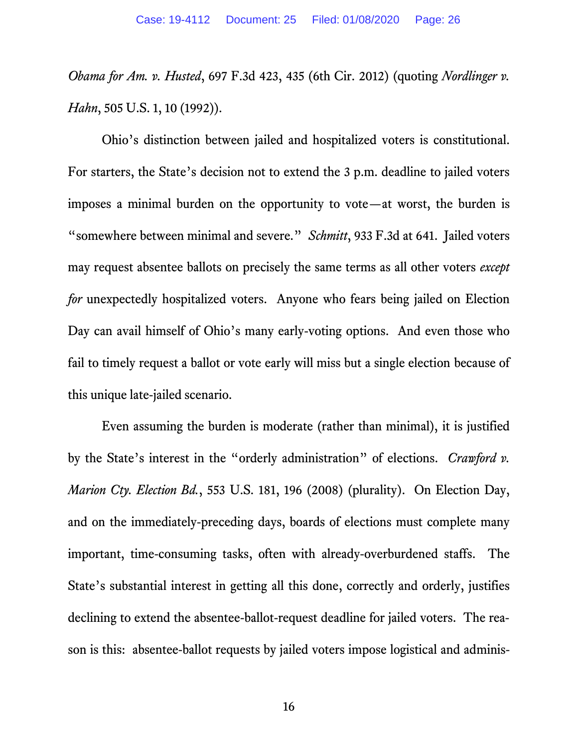*Obama for Am. v. Husted*, 697 F.3d 423, 435 (6th Cir. 2012) (quoting *Nordlinger v. Hahn*, 505 U.S. 1, 10 (1992)).

Ohio's distinction between jailed and hospitalized voters is constitutional. For starters, the State's decision not to extend the 3 p.m. deadline to jailed voters imposes a minimal burden on the opportunity to vote—at worst, the burden is "somewhere between minimal and severe." *Schmitt*, 933 F.3d at 641. Jailed voters may request absentee ballots on precisely the same terms as all other voters *except for* unexpectedly hospitalized voters. Anyone who fears being jailed on Election Day can avail himself of Ohio's many early-voting options. And even those who fail to timely request a ballot or vote early will miss but a single election because of this unique late-jailed scenario.

Even assuming the burden is moderate (rather than minimal), it is justified by the State's interest in the "orderly administration" of elections. *Crawford v. Marion Cty. Election Bd.*, 553 U.S. 181, 196 (2008) (plurality). On Election Day, and on the immediately-preceding days, boards of elections must complete many important, time-consuming tasks, often with already-overburdened staffs. The State's substantial interest in getting all this done, correctly and orderly, justifies declining to extend the absentee-ballot-request deadline for jailed voters. The reason is this: absentee-ballot requests by jailed voters impose logistical and adminis-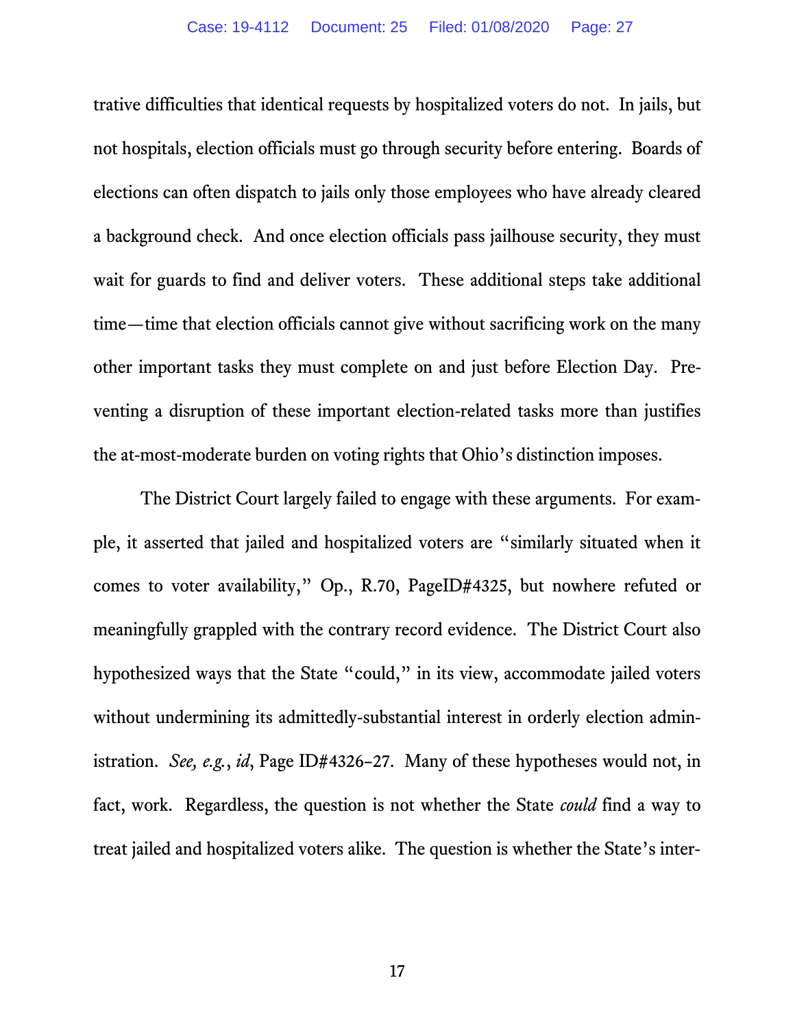trative difficulties that identical requests by hospitalized voters do not. In jails, but not hospitals, election officials must go through security before entering. Boards of elections can often dispatch to jails only those employees who have already cleared a background check. And once election officials pass jailhouse security, they must wait for guards to find and deliver voters. These additional steps take additional time—time that election officials cannot give without sacrificing work on the many other important tasks they must complete on and just before Election Day. Preventing a disruption of these important election-related tasks more than justifies the at-most-moderate burden on voting rights that Ohio's distinction imposes.

The District Court largely failed to engage with these arguments. For example, it asserted that jailed and hospitalized voters are "similarly situated when it comes to voter availability," Op., R.70, PageID#4325, but nowhere refuted or meaningfully grappled with the contrary record evidence. The District Court also hypothesized ways that the State "could," in its view, accommodate jailed voters without undermining its admittedly-substantial interest in orderly election administration. *See, e.g.*, *id*, Page ID#4326–27. Many of these hypotheses would not, in fact, work. Regardless, the question is not whether the State *could* find a way to treat jailed and hospitalized voters alike. The question is whether the State's inter-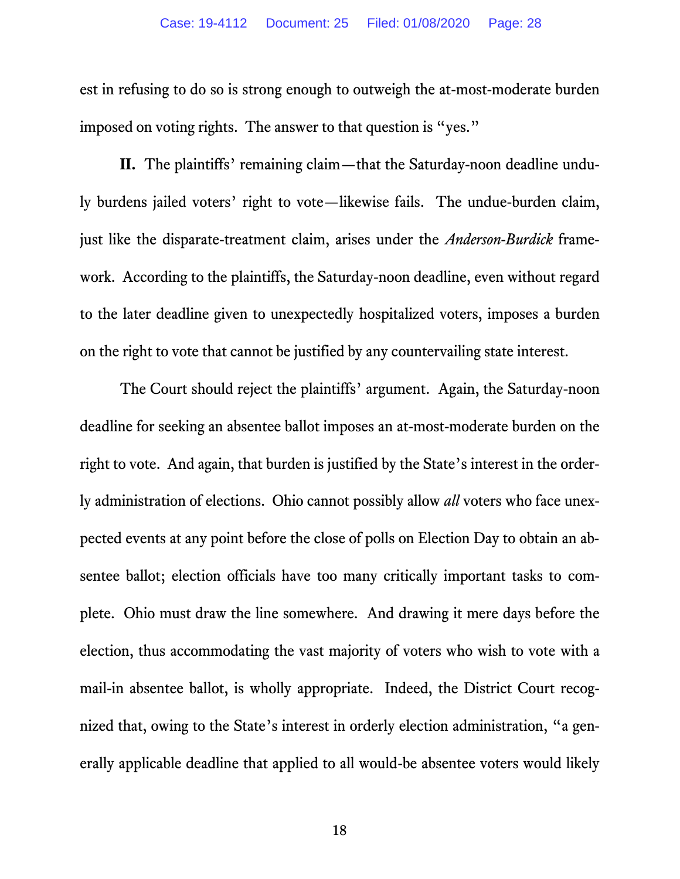est in refusing to do so is strong enough to outweigh the at-most-moderate burden imposed on voting rights. The answer to that question is "yes."

**II.** The plaintiffs' remaining claim—that the Saturday-noon deadline unduly burdens jailed voters' right to vote—likewise fails. The undue-burden claim, just like the disparate-treatment claim, arises under the *Anderson-Burdick* framework. According to the plaintiffs, the Saturday-noon deadline, even without regard to the later deadline given to unexpectedly hospitalized voters, imposes a burden on the right to vote that cannot be justified by any countervailing state interest.

The Court should reject the plaintiffs' argument. Again, the Saturday-noon deadline for seeking an absentee ballot imposes an at-most-moderate burden on the right to vote. And again, that burden is justified by the State's interest in the orderly administration of elections. Ohio cannot possibly allow *all* voters who face unexpected events at any point before the close of polls on Election Day to obtain an absentee ballot; election officials have too many critically important tasks to complete. Ohio must draw the line somewhere. And drawing it mere days before the election, thus accommodating the vast majority of voters who wish to vote with a mail-in absentee ballot, is wholly appropriate. Indeed, the District Court recognized that, owing to the State's interest in orderly election administration, "a generally applicable deadline that applied to all would-be absentee voters would likely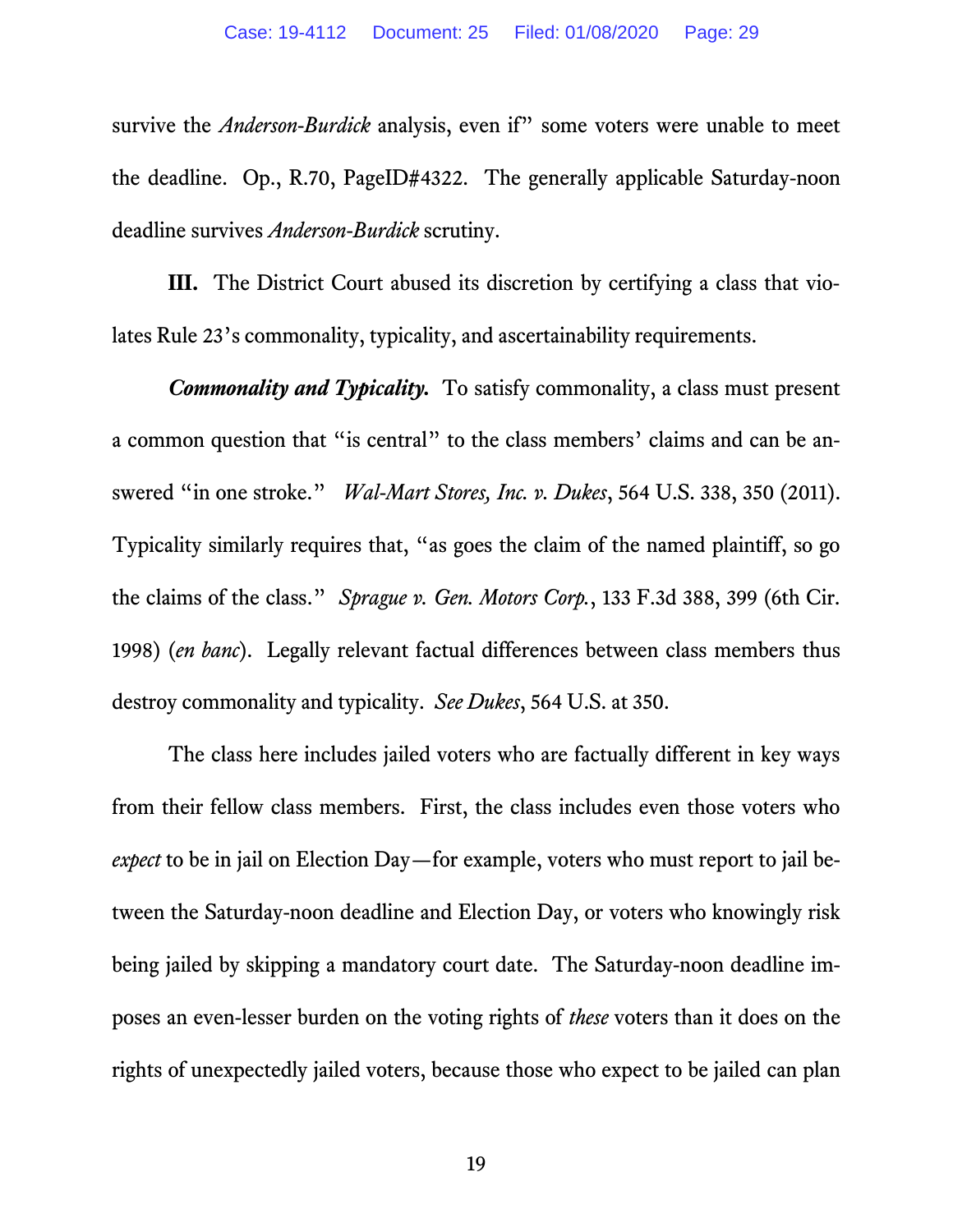survive the *Anderson-Burdick* analysis, even if" some voters were unable to meet the deadline. Op., R.70, PageID#4322. The generally applicable Saturday-noon deadline survives *Anderson-Burdick* scrutiny.

**III.** The District Court abused its discretion by certifying a class that violates Rule 23's commonality, typicality, and ascertainability requirements.

***Commonality and Typicality.*** To satisfy commonality, a class must present a common question that "is central" to the class members' claims and can be answered "in one stroke." *Wal-Mart Stores, Inc. v. Dukes*, 564 U.S. 338, 350 (2011). Typicality similarly requires that, "as goes the claim of the named plaintiff, so go the claims of the class." *Sprague v. Gen. Motors Corp.*, 133 F.3d 388, 399 (6th Cir. 1998) (*en banc*). Legally relevant factual differences between class members thus destroy commonality and typicality. *See Dukes*, 564 U.S. at 350.

The class here includes jailed voters who are factually different in key ways from their fellow class members. First, the class includes even those voters who *expect* to be in jail on Election Day—for example, voters who must report to jail between the Saturday-noon deadline and Election Day, or voters who knowingly risk being jailed by skipping a mandatory court date. The Saturday-noon deadline imposes an even-lesser burden on the voting rights of *these* voters than it does on the rights of unexpectedly jailed voters, because those who expect to be jailed can plan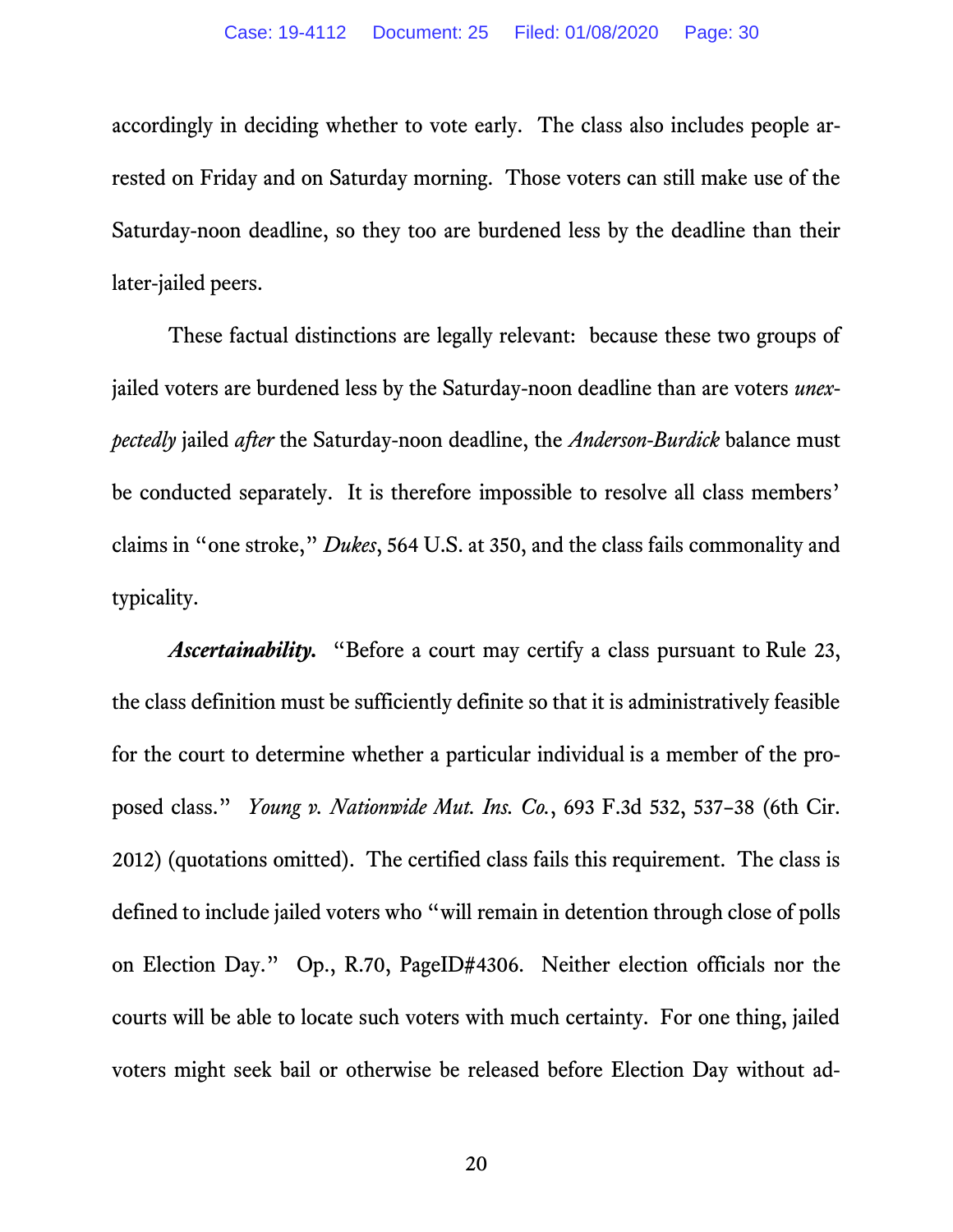accordingly in deciding whether to vote early. The class also includes people arrested on Friday and on Saturday morning. Those voters can still make use of the Saturday-noon deadline, so they too are burdened less by the deadline than their later-jailed peers.

These factual distinctions are legally relevant: because these two groups of jailed voters are burdened less by the Saturday-noon deadline than are voters *unexpectedly* jailed *after* the Saturday-noon deadline, the *Anderson-Burdick* balance must be conducted separately. It is therefore impossible to resolve all class members' claims in "one stroke," *Dukes*, 564 U.S. at 350, and the class fails commonality and typicality.

***Ascertainability.*** "Before a court may certify a class pursuant to Rule 23, the class definition must be sufficiently definite so that it is administratively feasible for the court to determine whether a particular individual is a member of the proposed class." *Young v. Nationwide Mut. Ins. Co.*, 693 F.3d 532, 537–38 (6th Cir. 2012) (quotations omitted). The certified class fails this requirement. The class is defined to include jailed voters who "will remain in detention through close of polls on Election Day." Op., R.70, PageID#4306. Neither election officials nor the courts will be able to locate such voters with much certainty. For one thing, jailed voters might seek bail or otherwise be released before Election Day without ad-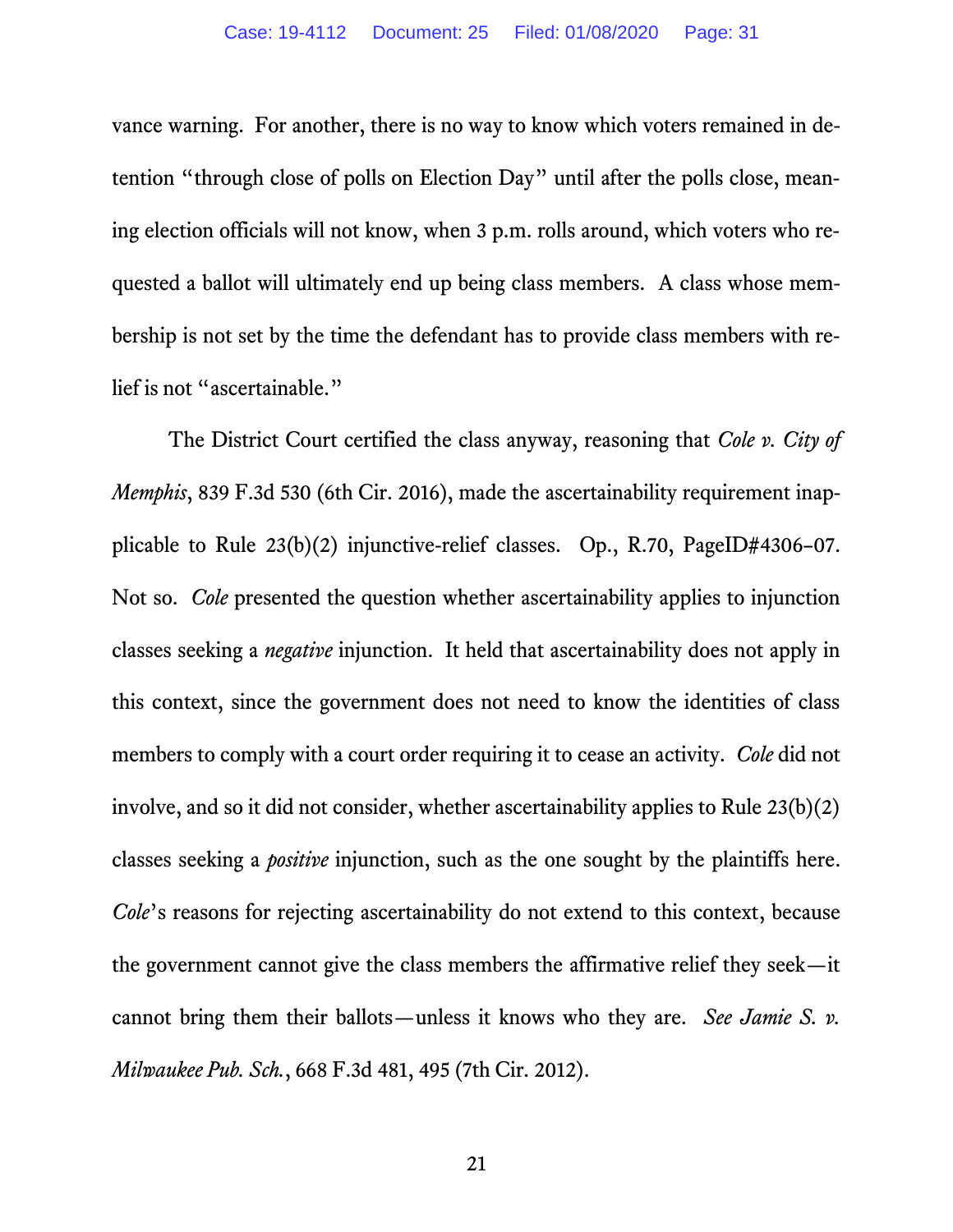vance warning. For another, there is no way to know which voters remained in detention "through close of polls on Election Day" until after the polls close, meaning election officials will not know, when 3 p.m. rolls around, which voters who requested a ballot will ultimately end up being class members. A class whose membership is not set by the time the defendant has to provide class members with relief is not "ascertainable."

The District Court certified the class anyway, reasoning that *Cole v. City of Memphis*, 839 F.3d 530 (6th Cir. 2016), made the ascertainability requirement inapplicable to Rule 23(b)(2) injunctive-relief classes. Op., R.70, PageID#4306–07. Not so. *Cole* presented the question whether ascertainability applies to injunction classes seeking a *negative* injunction. It held that ascertainability does not apply in this context, since the government does not need to know the identities of class members to comply with a court order requiring it to cease an activity. *Cole* did not involve, and so it did not consider, whether ascertainability applies to Rule 23(b)(2) classes seeking a *positive* injunction, such as the one sought by the plaintiffs here. *Cole*'s reasons for rejecting ascertainability do not extend to this context, because the government cannot give the class members the affirmative relief they seek—it cannot bring them their ballots—unless it knows who they are. *See Jamie S. v. Milwaukee Pub. Sch.*, 668 F.3d 481, 495 (7th Cir. 2012).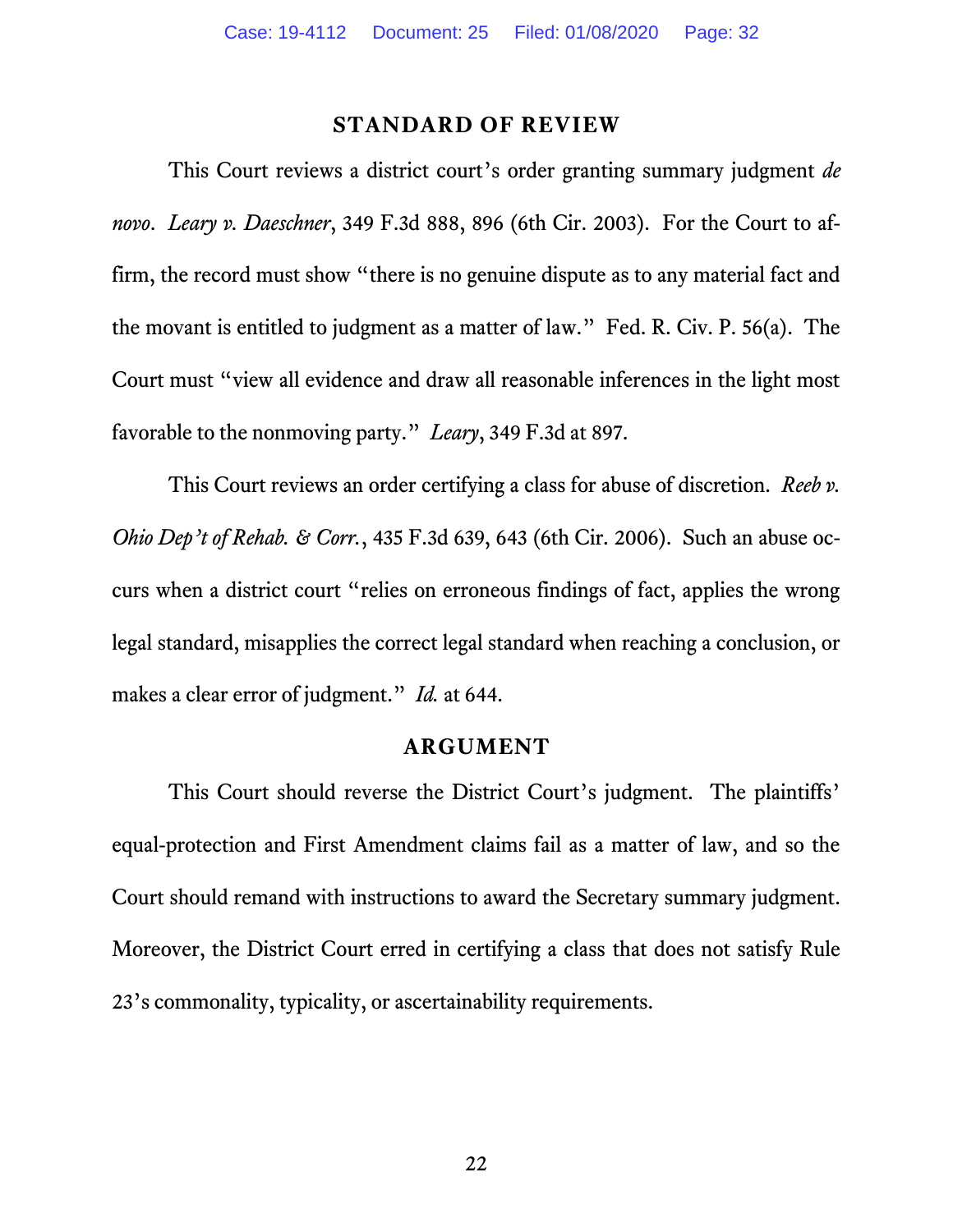## STANDARD OF REVIEW

This Court reviews a district court's order granting summary judgment *de novo*. *Leary v. Daeschner*, 349 F.3d 888, 896 (6th Cir. 2003). For the Court to affirm, the record must show "there is no genuine dispute as to any material fact and the movant is entitled to judgment as a matter of law." Fed. R. Civ. P. 56(a). The Court must "view all evidence and draw all reasonable inferences in the light most favorable to the nonmoving party." *Leary*, 349 F.3d at 897.

This Court reviews an order certifying a class for abuse of discretion. *Reeb v. Ohio Dep't of Rehab. & Corr.*, 435 F.3d 639, 643 (6th Cir. 2006). Such an abuse occurs when a district court "relies on erroneous findings of fact, applies the wrong legal standard, misapplies the correct legal standard when reaching a conclusion, or makes a clear error of judgment." *Id.* at 644.

## ARGUMENT

This Court should reverse the District Court's judgment. The plaintiffs' equal-protection and First Amendment claims fail as a matter of law, and so the Court should remand with instructions to award the Secretary summary judgment. Moreover, the District Court erred in certifying a class that does not satisfy Rule 23's commonality, typicality, or ascertainability requirements.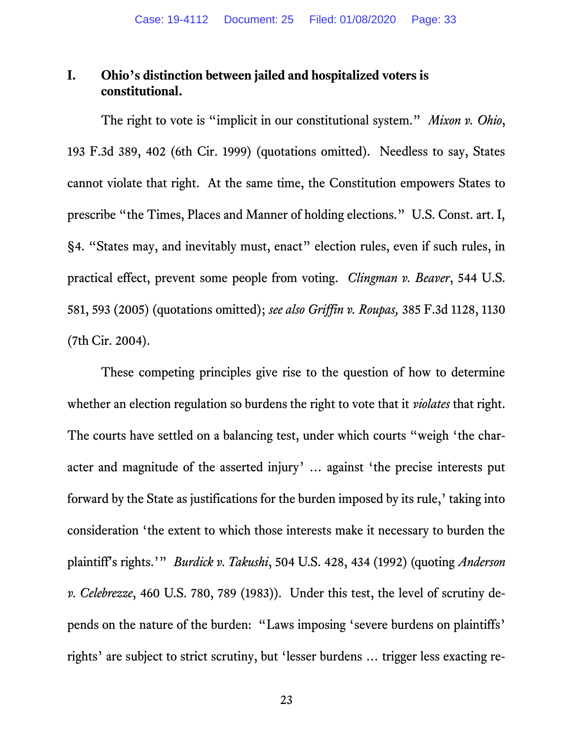## I. Ohio's distinction between jailed and hospitalized voters is constitutional.

The right to vote is "implicit in our constitutional system." *Mixon v. Ohio*, 193 F.3d 389, 402 (6th Cir. 1999) (quotations omitted). Needless to say, States cannot violate that right. At the same time, the Constitution empowers States to prescribe "the Times, Places and Manner of holding elections." U.S. Const. art. I, §4. "States may, and inevitably must, enact" election rules, even if such rules, in practical effect, prevent some people from voting. *Clingman v. Beaver*, 544 U.S. 581, 593 (2005) (quotations omitted); *see also Griffin v. Roupas,* 385 F.3d 1128, 1130 (7th Cir. 2004).

These competing principles give rise to the question of how to determine whether an election regulation so burdens the right to vote that it *violates* that right. The courts have settled on a balancing test, under which courts "weigh 'the character and magnitude of the asserted injury' … against 'the precise interests put forward by the State as justifications for the burden imposed by its rule,' taking into consideration 'the extent to which those interests make it necessary to burden the plaintiff's rights.'" *Burdick v. Takushi*, 504 U.S. 428, 434 (1992) (quoting *Anderson v. Celebrezze*, 460 U.S. 780, 789 (1983)). Under this test, the level of scrutiny depends on the nature of the burden: "Laws imposing 'severe burdens on plaintiffs' rights' are subject to strict scrutiny, but 'lesser burdens … trigger less exacting re-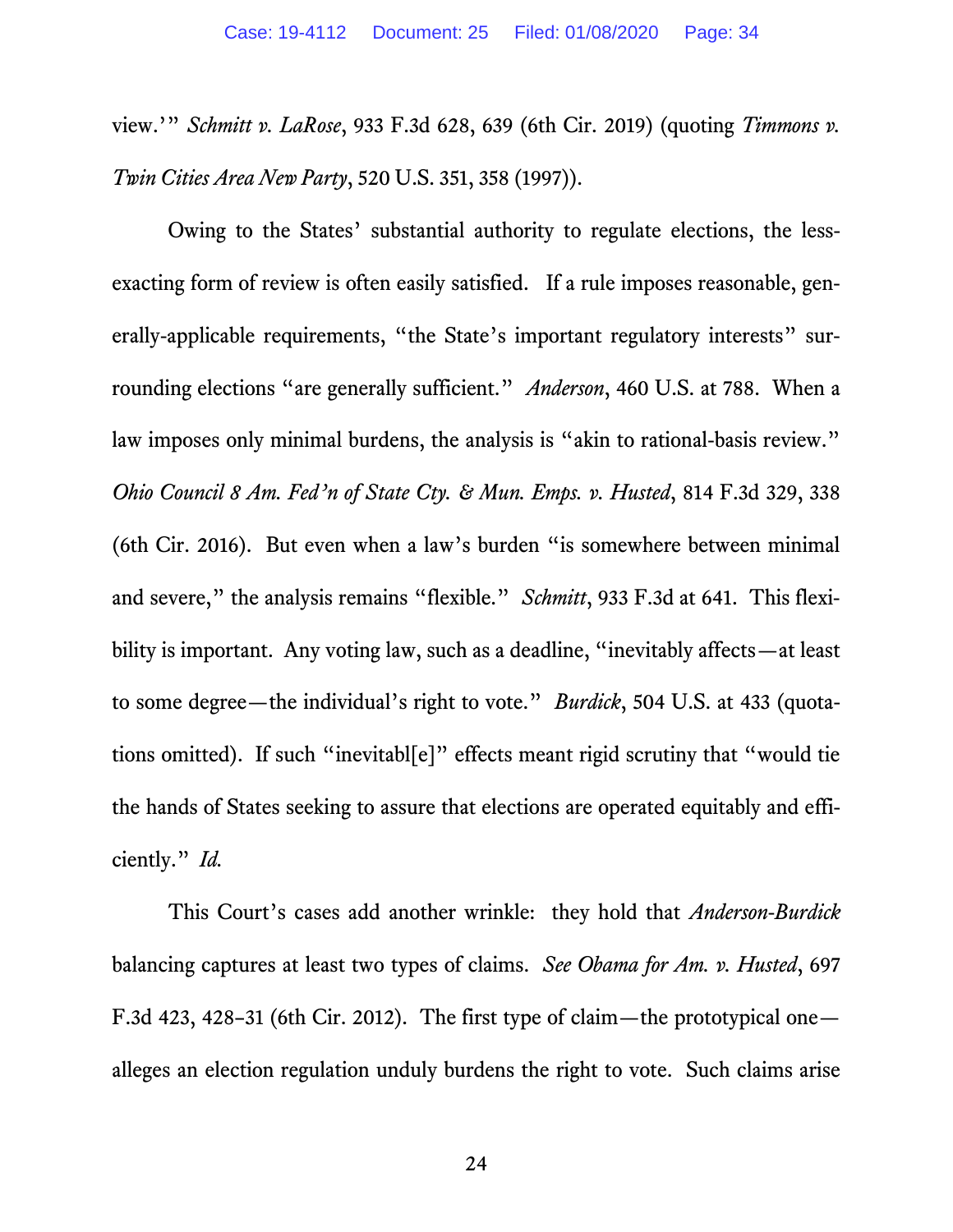view.'" *Schmitt v. LaRose*, 933 F.3d 628, 639 (6th Cir. 2019) (quoting *Timmons v. Twin Cities Area New Party*, 520 U.S. 351, 358 (1997)).

Owing to the States' substantial authority to regulate elections, the less-exacting form of review is often easily satisfied. If a rule imposes reasonable, generally-applicable requirements, "the State's important regulatory interests" surrounding elections "are generally sufficient." *Anderson*, 460 U.S. at 788. When a law imposes only minimal burdens, the analysis is "akin to rational-basis review." *Ohio Council 8 Am. Fed'n of State Cty. & Mun. Emps. v. Husted*, 814 F.3d 329, 338 (6th Cir. 2016). But even when a law's burden "is somewhere between minimal and severe," the analysis remains "flexible." *Schmitt*, 933 F.3d at 641. This flexibility is important. Any voting law, such as a deadline, "inevitably affects—at least to some degree—the individual's right to vote." *Burdick*, 504 U.S. at 433 (quotations omitted). If such "inevitabl[e]" effects meant rigid scrutiny that "would tie the hands of States seeking to assure that elections are operated equitably and efficiently." *Id.*

This Court's cases add another wrinkle: they hold that *Anderson-Burdick* balancing captures at least two types of claims. *See Obama for Am. v. Husted*, 697 F.3d 423, 428–31 (6th Cir. 2012). The first type of claim—the prototypical one—alleges an election regulation unduly burdens the right to vote. Such claims arise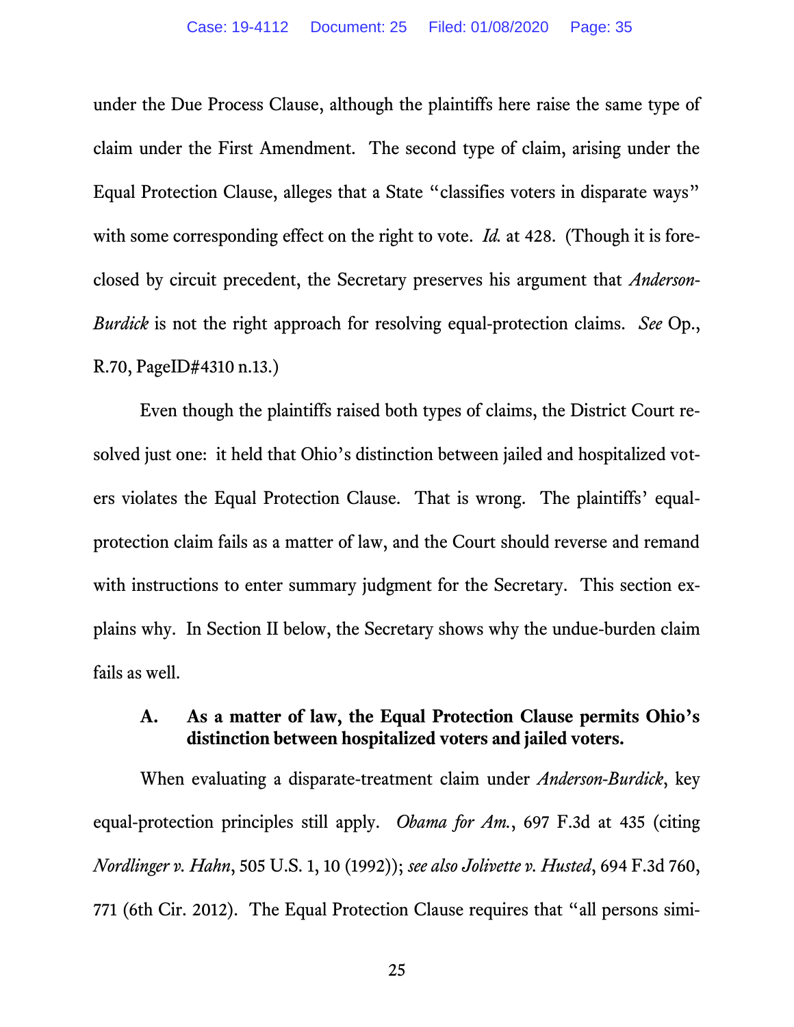under the Due Process Clause, although the plaintiffs here raise the same type of claim under the First Amendment. The second type of claim, arising under the Equal Protection Clause, alleges that a State "classifies voters in disparate ways" with some corresponding effect on the right to vote. *Id.* at 428. (Though it is foreclosed by circuit precedent, the Secretary preserves his argument that *Anderson-Burdick* is not the right approach for resolving equal-protection claims. *See* Op., R.70, PageID#4310 n.13.)

Even though the plaintiffs raised both types of claims, the District Court resolved just one: it held that Ohio's distinction between jailed and hospitalized voters violates the Equal Protection Clause. That is wrong. The plaintiffs' equal-protection claim fails as a matter of law, and the Court should reverse and remand with instructions to enter summary judgment for the Secretary. This section explains why. In Section II below, the Secretary shows why the undue-burden claim fails as well.

### A. As a matter of law, the Equal Protection Clause permits Ohio's distinction between hospitalized voters and jailed voters.

When evaluating a disparate-treatment claim under *Anderson-Burdick*, key equal-protection principles still apply. *Obama for Am.*, 697 F.3d at 435 (citing *Nordlinger v. Hahn*, 505 U.S. 1, 10 (1992)); *see also Jolivette v. Husted*, 694 F.3d 760, 771 (6th Cir. 2012). The Equal Protection Clause requires that "all persons simi-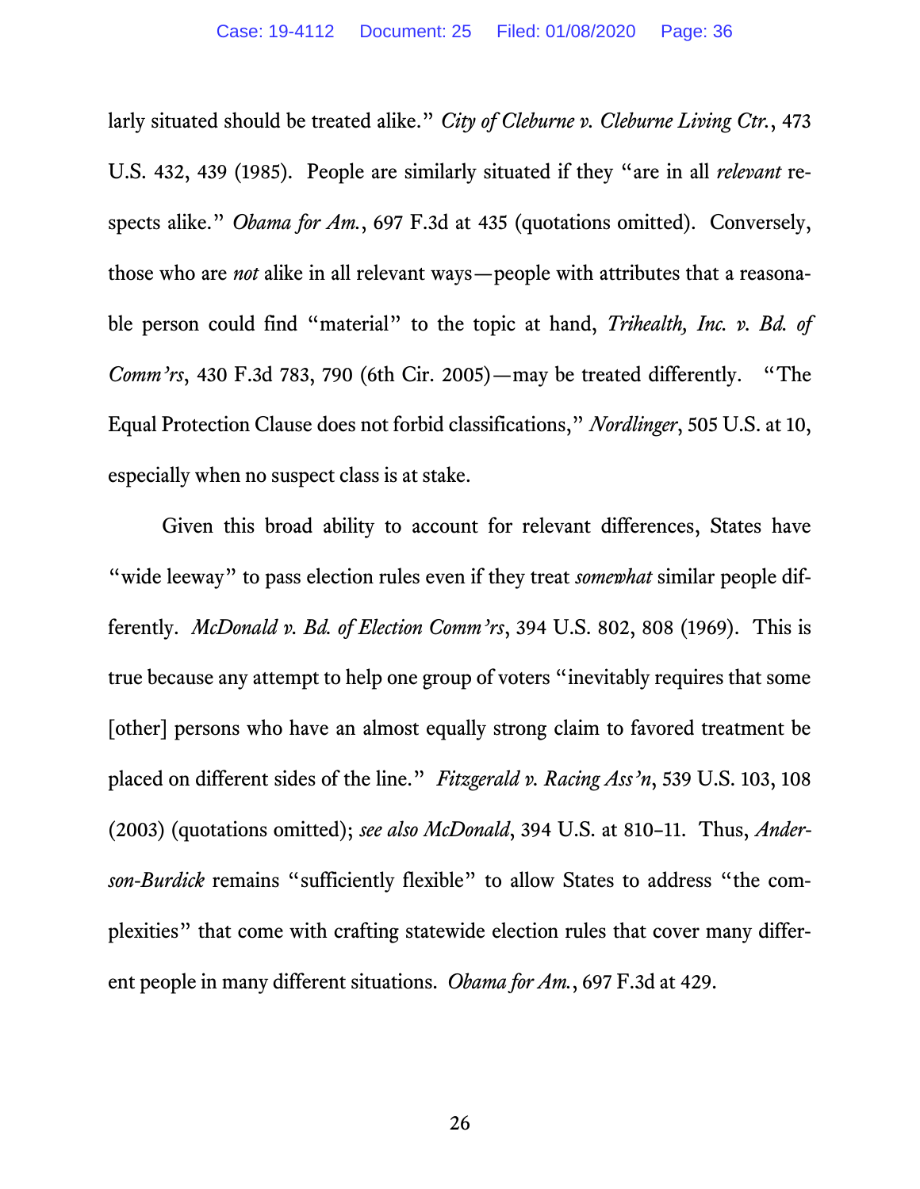larly situated should be treated alike." *City of Cleburne v. Cleburne Living Ctr.*, 473 U.S. 432, 439 (1985). People are similarly situated if they "are in all *relevant* respects alike." *Obama for Am.*, 697 F.3d at 435 (quotations omitted). Conversely, those who are *not* alike in all relevant ways—people with attributes that a reasonable person could find "material" to the topic at hand, *Trihealth, Inc. v. Bd. of Comm'rs*, 430 F.3d 783, 790 (6th Cir. 2005)—may be treated differently. "The Equal Protection Clause does not forbid classifications," *Nordlinger*, 505 U.S. at 10, especially when no suspect class is at stake.

Given this broad ability to account for relevant differences, States have "wide leeway" to pass election rules even if they treat *somewhat* similar people differently. *McDonald v. Bd. of Election Comm'rs*, 394 U.S. 802, 808 (1969). This is true because any attempt to help one group of voters "inevitably requires that some [other] persons who have an almost equally strong claim to favored treatment be placed on different sides of the line." *Fitzgerald v. Racing Ass'n*, 539 U.S. 103, 108 (2003) (quotations omitted); *see also McDonald*, 394 U.S. at 810–11. Thus, *Anderson-Burdick* remains "sufficiently flexible" to allow States to address "the complexities" that come with crafting statewide election rules that cover many different people in many different situations. *Obama for Am.*, 697 F.3d at 429.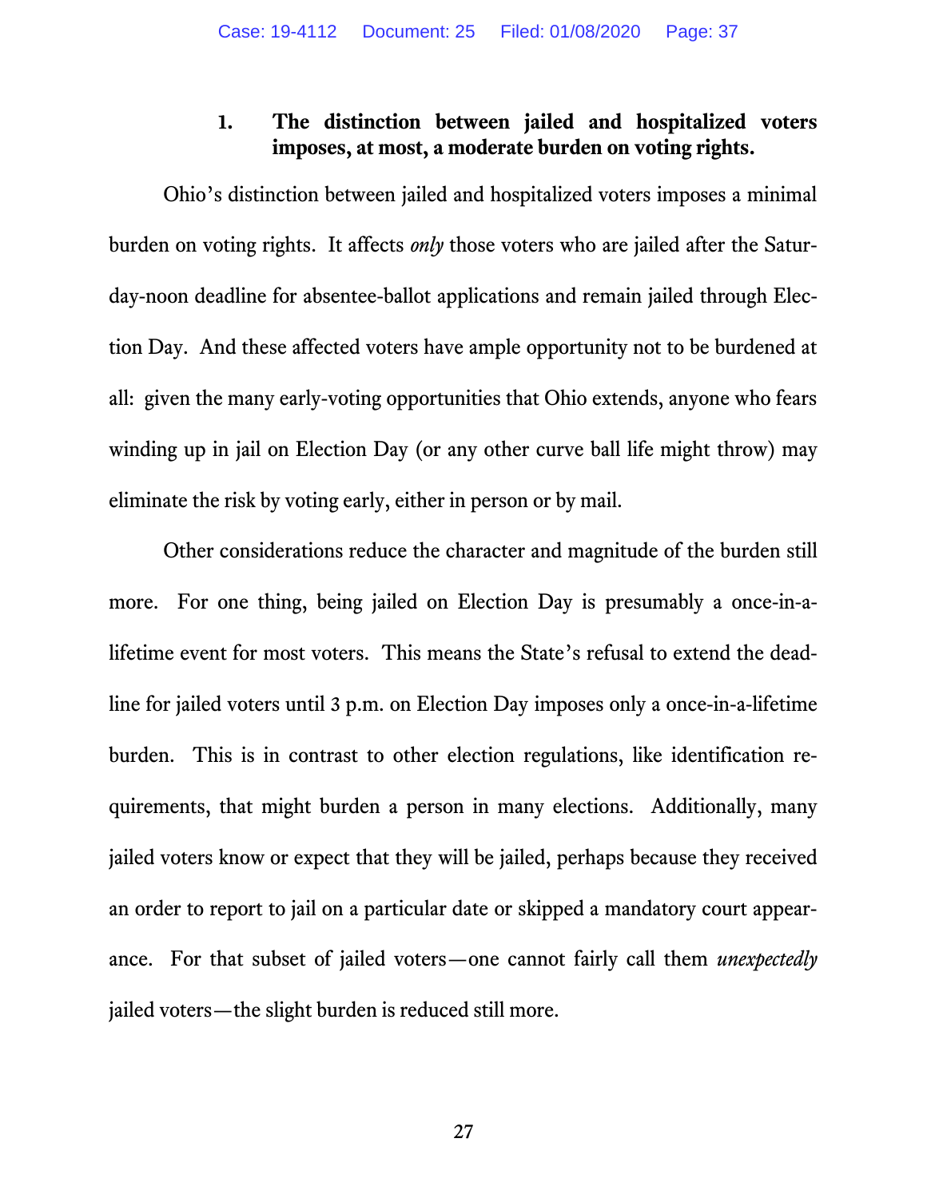### 1. The distinction between jailed and hospitalized voters imposes, at most, a moderate burden on voting rights.

Ohio's distinction between jailed and hospitalized voters imposes a minimal burden on voting rights. It affects *only* those voters who are jailed after the Saturday-noon deadline for absentee-ballot applications and remain jailed through Election Day. And these affected voters have ample opportunity not to be burdened at all: given the many early-voting opportunities that Ohio extends, anyone who fears winding up in jail on Election Day (or any other curve ball life might throw) may eliminate the risk by voting early, either in person or by mail.

Other considerations reduce the character and magnitude of the burden still more. For one thing, being jailed on Election Day is presumably a once-in-a-lifetime event for most voters. This means the State's refusal to extend the deadline for jailed voters until 3 p.m. on Election Day imposes only a once-in-a-lifetime burden. This is in contrast to other election regulations, like identification requirements, that might burden a person in many elections. Additionally, many jailed voters know or expect that they will be jailed, perhaps because they received an order to report to jail on a particular date or skipped a mandatory court appearance. For that subset of jailed voters—one cannot fairly call them *unexpectedly* jailed voters—the slight burden is reduced still more.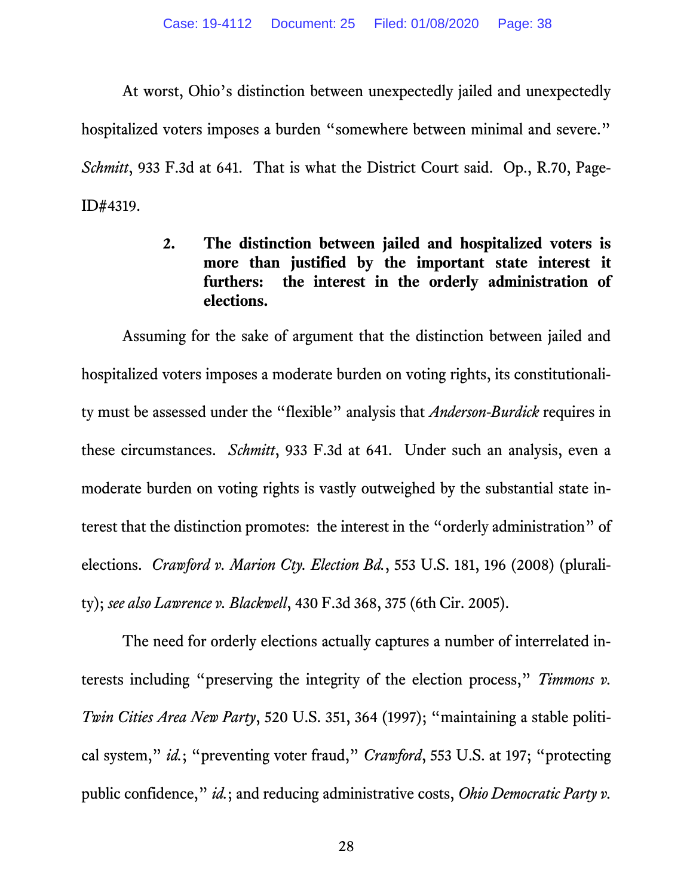At worst, Ohio's distinction between unexpectedly jailed and unexpectedly hospitalized voters imposes a burden "somewhere between minimal and severe." *Schmitt*, 933 F.3d at 641. That is what the District Court said. Op., R.70, Page-ID#4319.

### 2. The distinction between jailed and hospitalized voters is more than justified by the important state interest it furthers: the interest in the orderly administration of elections.

Assuming for the sake of argument that the distinction between jailed and hospitalized voters imposes a moderate burden on voting rights, its constitutionality must be assessed under the "flexible" analysis that *Anderson-Burdick* requires in these circumstances. *Schmitt*, 933 F.3d at 641. Under such an analysis, even a moderate burden on voting rights is vastly outweighed by the substantial state interest that the distinction promotes: the interest in the "orderly administration" of elections. *Crawford v. Marion Cty. Election Bd.*, 553 U.S. 181, 196 (2008) (plurality); *see also Lawrence v. Blackwell*, 430 F.3d 368, 375 (6th Cir. 2005).

The need for orderly elections actually captures a number of interrelated interests including "preserving the integrity of the election process," *Timmons v. Twin Cities Area New Party*, 520 U.S. 351, 364 (1997); "maintaining a stable political system," *id.*; "preventing voter fraud," *Crawford*, 553 U.S. at 197; "protecting public confidence," *id.*; and reducing administrative costs, *Ohio Democratic Party v.*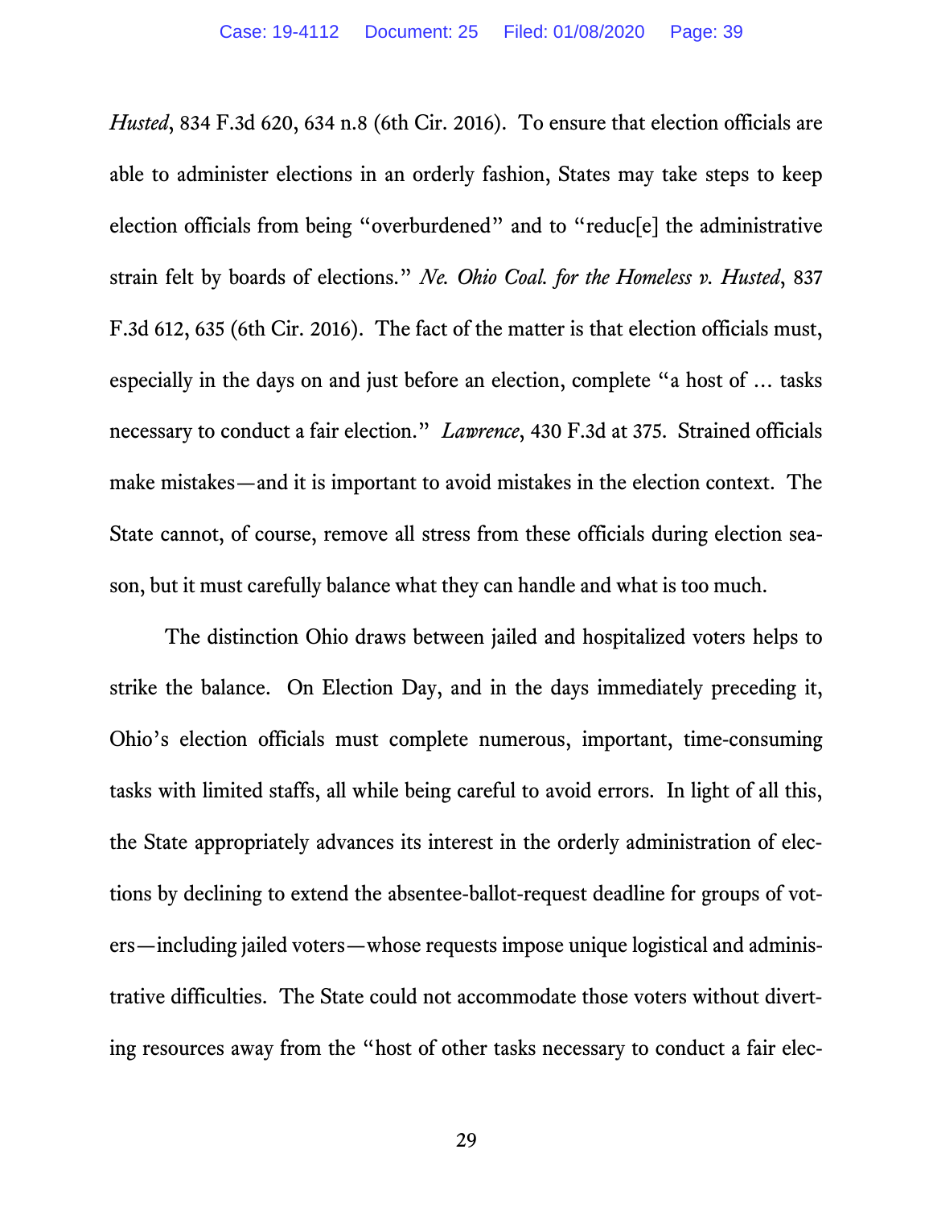*Husted*, 834 F.3d 620, 634 n.8 (6th Cir. 2016). To ensure that election officials are able to administer elections in an orderly fashion, States may take steps to keep election officials from being "overburdened" and to "reduc[e] the administrative strain felt by boards of elections." *Ne. Ohio Coal. for the Homeless v. Husted*, 837 F.3d 612, 635 (6th Cir. 2016). The fact of the matter is that election officials must, especially in the days on and just before an election, complete "a host of … tasks necessary to conduct a fair election." *Lawrence*, 430 F.3d at 375. Strained officials make mistakes—and it is important to avoid mistakes in the election context. The State cannot, of course, remove all stress from these officials during election season, but it must carefully balance what they can handle and what is too much.

The distinction Ohio draws between jailed and hospitalized voters helps to strike the balance. On Election Day, and in the days immediately preceding it, Ohio's election officials must complete numerous, important, time-consuming tasks with limited staffs, all while being careful to avoid errors. In light of all this, the State appropriately advances its interest in the orderly administration of elections by declining to extend the absentee-ballot-request deadline for groups of voters—including jailed voters—whose requests impose unique logistical and administrative difficulties. The State could not accommodate those voters without diverting resources away from the "host of other tasks necessary to conduct a fair elec-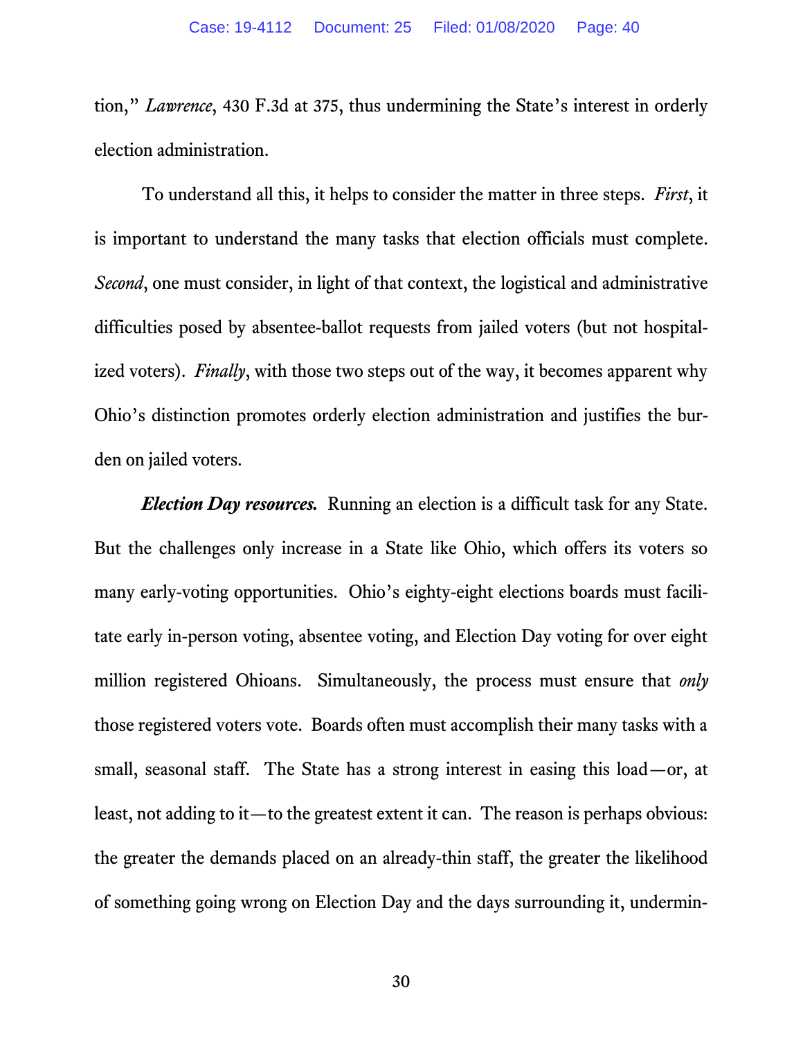tion," *Lawrence*, 430 F.3d at 375, thus undermining the State's interest in orderly election administration.

To understand all this, it helps to consider the matter in three steps. *First*, it is important to understand the many tasks that election officials must complete. *Second*, one must consider, in light of that context, the logistical and administrative difficulties posed by absentee-ballot requests from jailed voters (but not hospitalized voters). *Finally*, with those two steps out of the way, it becomes apparent why Ohio's distinction promotes orderly election administration and justifies the burden on jailed voters.

***Election Day resources.*** Running an election is a difficult task for any State. But the challenges only increase in a State like Ohio, which offers its voters so many early-voting opportunities. Ohio's eighty-eight elections boards must facilitate early in-person voting, absentee voting, and Election Day voting for over eight million registered Ohioans. Simultaneously, the process must ensure that *only* those registered voters vote. Boards often must accomplish their many tasks with a small, seasonal staff. The State has a strong interest in easing this load—or, at least, not adding to it—to the greatest extent it can. The reason is perhaps obvious: the greater the demands placed on an already-thin staff, the greater the likelihood of something going wrong on Election Day and the days surrounding it, undermin-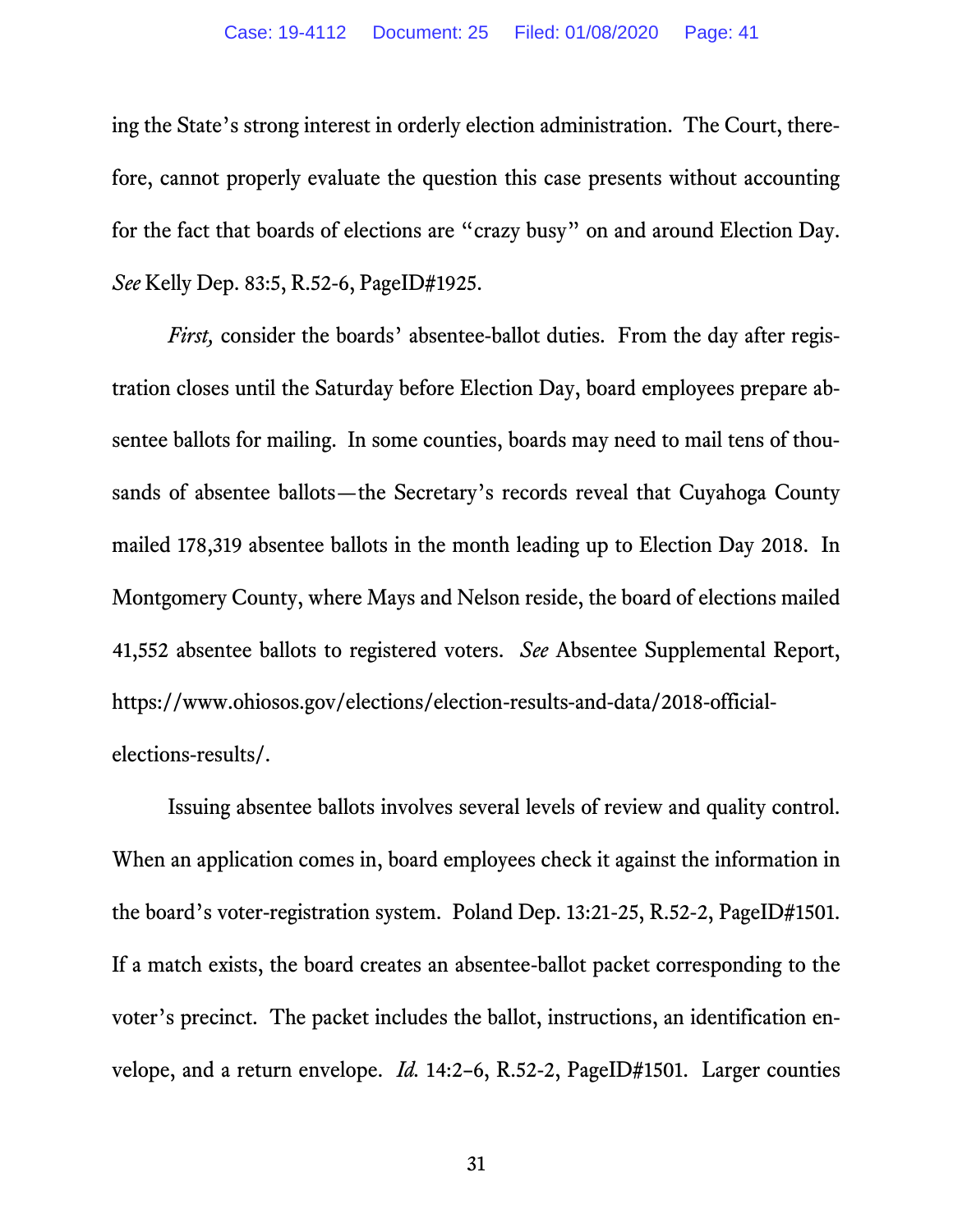ing the State's strong interest in orderly election administration. The Court, therefore, cannot properly evaluate the question this case presents without accounting for the fact that boards of elections are "crazy busy" on and around Election Day. *See* Kelly Dep. 83:5, R.52-6, PageID#1925.

*First,* consider the boards' absentee-ballot duties. From the day after registration closes until the Saturday before Election Day, board employees prepare absentee ballots for mailing. In some counties, boards may need to mail tens of thousands of absentee ballots—the Secretary's records reveal that Cuyahoga County mailed 178,319 absentee ballots in the month leading up to Election Day 2018. In Montgomery County, where Mays and Nelson reside, the board of elections mailed 41,552 absentee ballots to registered voters. *See* Absentee Supplemental Report, https://www.ohiosos.gov/elections/election-results-and-data/2018-official-elections-results/.

Issuing absentee ballots involves several levels of review and quality control. When an application comes in, board employees check it against the information in the board's voter-registration system. Poland Dep. 13:21-25, R.52-2, PageID#1501. If a match exists, the board creates an absentee-ballot packet corresponding to the voter's precinct. The packet includes the ballot, instructions, an identification envelope, and a return envelope. *Id.* 14:2–6, R.52-2, PageID#1501. Larger counties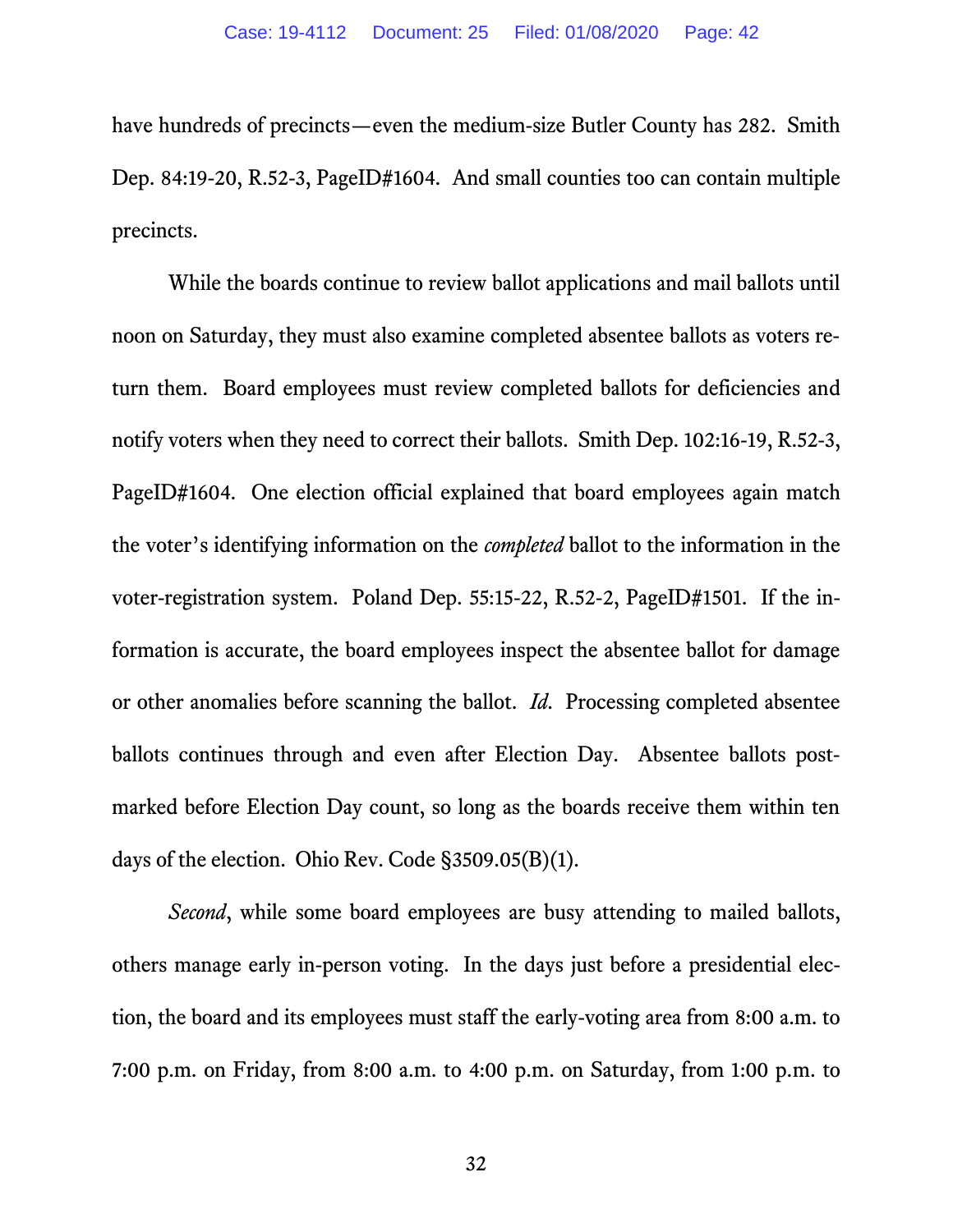have hundreds of precincts—even the medium-size Butler County has 282. Smith Dep. 84:19-20, R.52-3, PageID#1604. And small counties too can contain multiple precincts.

While the boards continue to review ballot applications and mail ballots until noon on Saturday, they must also examine completed absentee ballots as voters return them. Board employees must review completed ballots for deficiencies and notify voters when they need to correct their ballots. Smith Dep. 102:16-19, R.52-3, PageID#1604. One election official explained that board employees again match the voter's identifying information on the *completed* ballot to the information in the voter-registration system. Poland Dep. 55:15-22, R.52-2, PageID#1501. If the information is accurate, the board employees inspect the absentee ballot for damage or other anomalies before scanning the ballot. *Id.* Processing completed absentee ballots continues through and even after Election Day. Absentee ballots postmarked before Election Day count, so long as the boards receive them within ten days of the election. Ohio Rev. Code §3509.05(B)(1).

*Second*, while some board employees are busy attending to mailed ballots, others manage early in-person voting. In the days just before a presidential election, the board and its employees must staff the early-voting area from 8:00 a.m. to 7:00 p.m. on Friday, from 8:00 a.m. to 4:00 p.m. on Saturday, from 1:00 p.m. to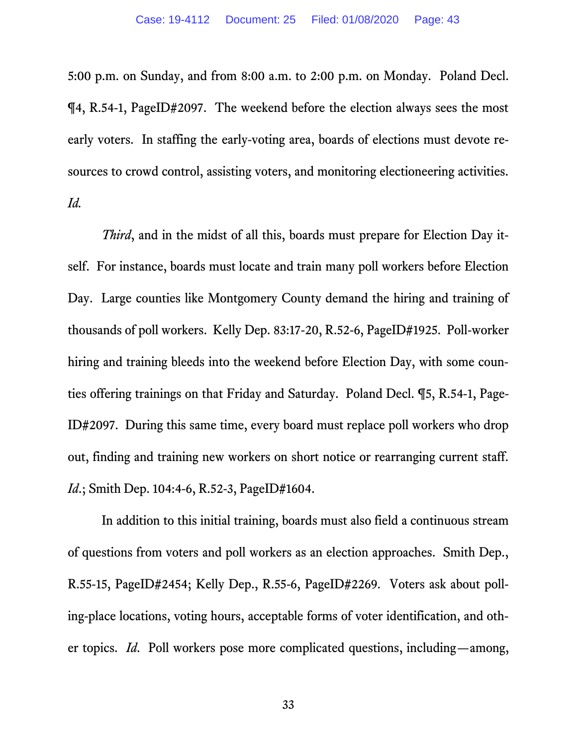5:00 p.m. on Sunday, and from 8:00 a.m. to 2:00 p.m. on Monday. Poland Decl. ¶4, R.54-1, PageID#2097. The weekend before the election always sees the most early voters. In staffing the early-voting area, boards of elections must devote resources to crowd control, assisting voters, and monitoring electioneering activities. *Id.*

*Third*, and in the midst of all this, boards must prepare for Election Day itself. For instance, boards must locate and train many poll workers before Election Day. Large counties like Montgomery County demand the hiring and training of thousands of poll workers. Kelly Dep. 83:17-20, R.52-6, PageID#1925. Poll-worker hiring and training bleeds into the weekend before Election Day, with some counties offering trainings on that Friday and Saturday. Poland Decl. ¶5, R.54-1, PageID#2097. During this same time, every board must replace poll workers who drop out, finding and training new workers on short notice or rearranging current staff. *Id.*; Smith Dep. 104:4-6, R.52-3, PageID#1604.

In addition to this initial training, boards must also field a continuous stream of questions from voters and poll workers as an election approaches. Smith Dep., R.55-15, PageID#2454; Kelly Dep., R.55-6, PageID#2269. Voters ask about polling-place locations, voting hours, acceptable forms of voter identification, and other topics. *Id.* Poll workers pose more complicated questions, including—among,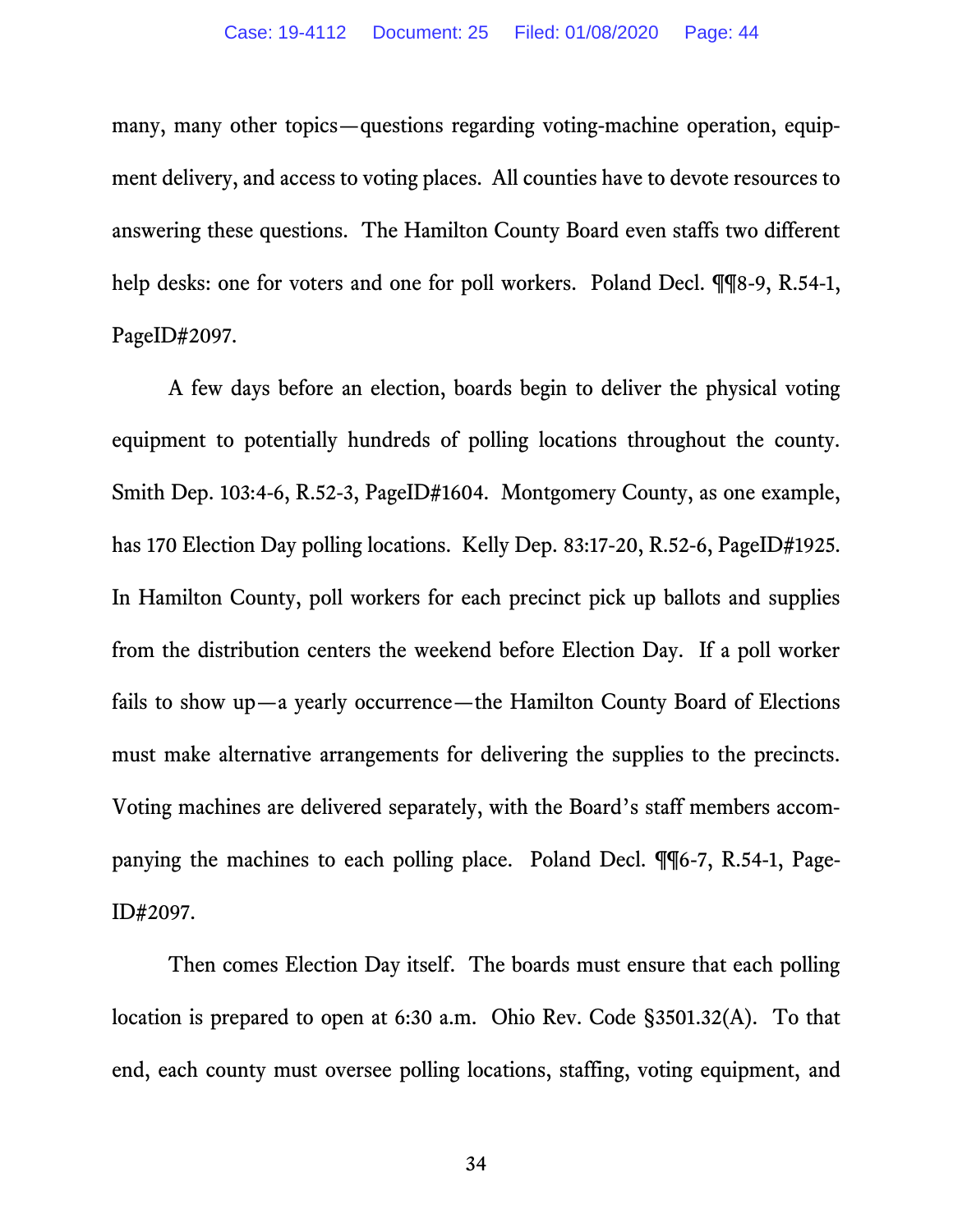many, many other topics—questions regarding voting-machine operation, equipment delivery, and access to voting places. All counties have to devote resources to answering these questions. The Hamilton County Board even staffs two different help desks: one for voters and one for poll workers. Poland Decl. ¶¶8-9, R.54-1, PageID#2097.

A few days before an election, boards begin to deliver the physical voting equipment to potentially hundreds of polling locations throughout the county. Smith Dep. 103:4-6, R.52-3, PageID#1604. Montgomery County, as one example, has 170 Election Day polling locations. Kelly Dep. 83:17-20, R.52-6, PageID#1925. In Hamilton County, poll workers for each precinct pick up ballots and supplies from the distribution centers the weekend before Election Day. If a poll worker fails to show up—a yearly occurrence—the Hamilton County Board of Elections must make alternative arrangements for delivering the supplies to the precincts. Voting machines are delivered separately, with the Board's staff members accompanying the machines to each polling place. Poland Decl. ¶¶6-7, R.54-1, PageID#2097.

Then comes Election Day itself. The boards must ensure that each polling location is prepared to open at 6:30 a.m. Ohio Rev. Code §3501.32(A). To that end, each county must oversee polling locations, staffing, voting equipment, and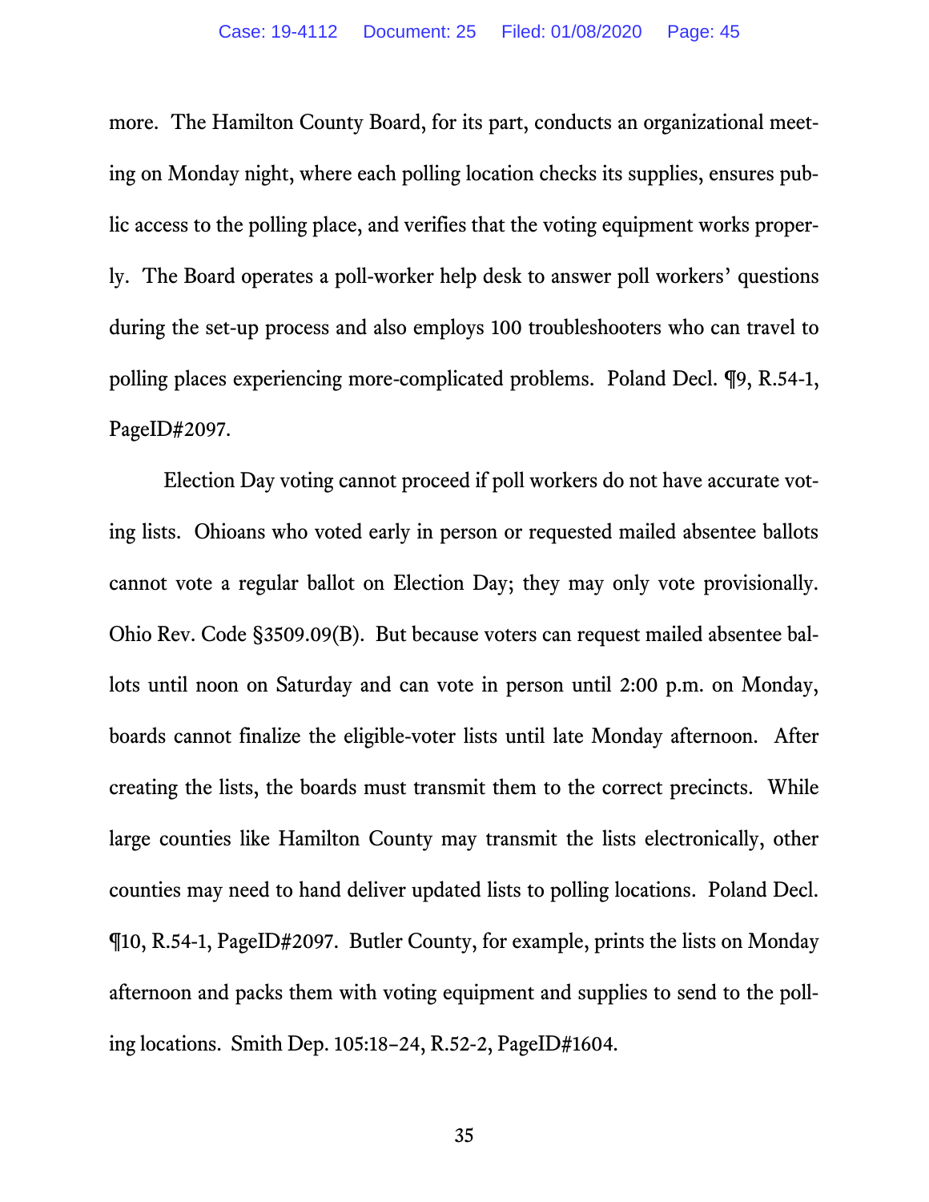more. The Hamilton County Board, for its part, conducts an organizational meeting on Monday night, where each polling location checks its supplies, ensures public access to the polling place, and verifies that the voting equipment works properly. The Board operates a poll-worker help desk to answer poll workers' questions during the set-up process and also employs 100 troubleshooters who can travel to polling places experiencing more-complicated problems. Poland Decl. ¶9, R.54-1, PageID#2097.

Election Day voting cannot proceed if poll workers do not have accurate voting lists. Ohioans who voted early in person or requested mailed absentee ballots cannot vote a regular ballot on Election Day; they may only vote provisionally. Ohio Rev. Code §3509.09(B). But because voters can request mailed absentee ballots until noon on Saturday and can vote in person until 2:00 p.m. on Monday, boards cannot finalize the eligible-voter lists until late Monday afternoon. After creating the lists, the boards must transmit them to the correct precincts. While large counties like Hamilton County may transmit the lists electronically, other counties may need to hand deliver updated lists to polling locations. Poland Decl. ¶10, R.54-1, PageID#2097. Butler County, for example, prints the lists on Monday afternoon and packs them with voting equipment and supplies to send to the polling locations. Smith Dep. 105:18–24, R.52-2, PageID#1604.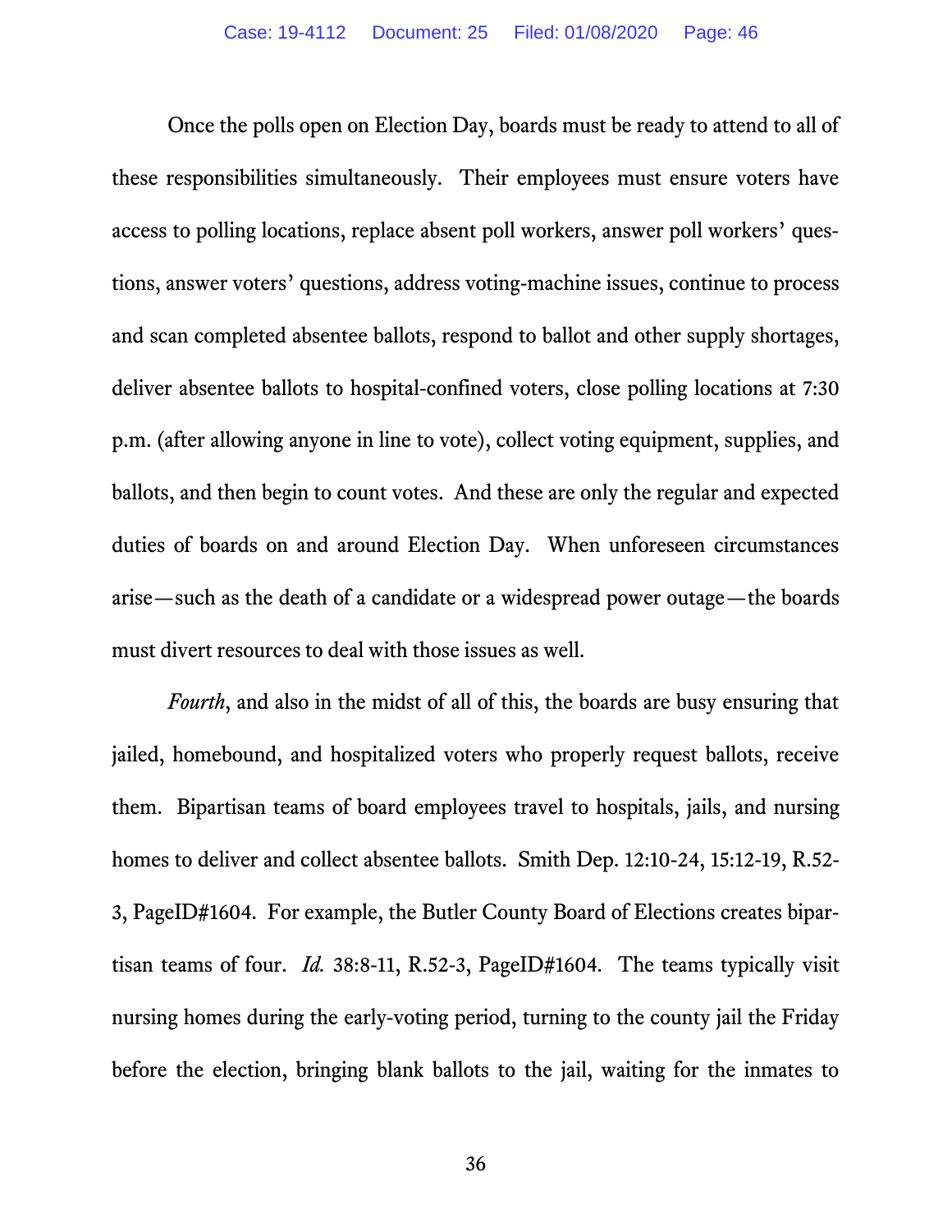Once the polls open on Election Day, boards must be ready to attend to all of these responsibilities simultaneously. Their employees must ensure voters have access to polling locations, replace absent poll workers, answer poll workers' questions, answer voters' questions, address voting-machine issues, continue to process and scan completed absentee ballots, respond to ballot and other supply shortages, deliver absentee ballots to hospital-confined voters, close polling locations at 7:30 p.m. (after allowing anyone in line to vote), collect voting equipment, supplies, and ballots, and then begin to count votes. And these are only the regular and expected duties of boards on and around Election Day. When unforeseen circumstances arise—such as the death of a candidate or a widespread power outage—the boards must divert resources to deal with those issues as well.

*Fourth*, and also in the midst of all of this, the boards are busy ensuring that jailed, homebound, and hospitalized voters who properly request ballots, receive them. Bipartisan teams of board employees travel to hospitals, jails, and nursing homes to deliver and collect absentee ballots. Smith Dep. 12:10-24, 15:12-19, R.52-3, PageID#1604. For example, the Butler County Board of Elections creates bipartisan teams of four. *Id.* 38:8-11, R.52-3, PageID#1604. The teams typically visit nursing homes during the early-voting period, turning to the county jail the Friday before the election, bringing blank ballots to the jail, waiting for the inmates to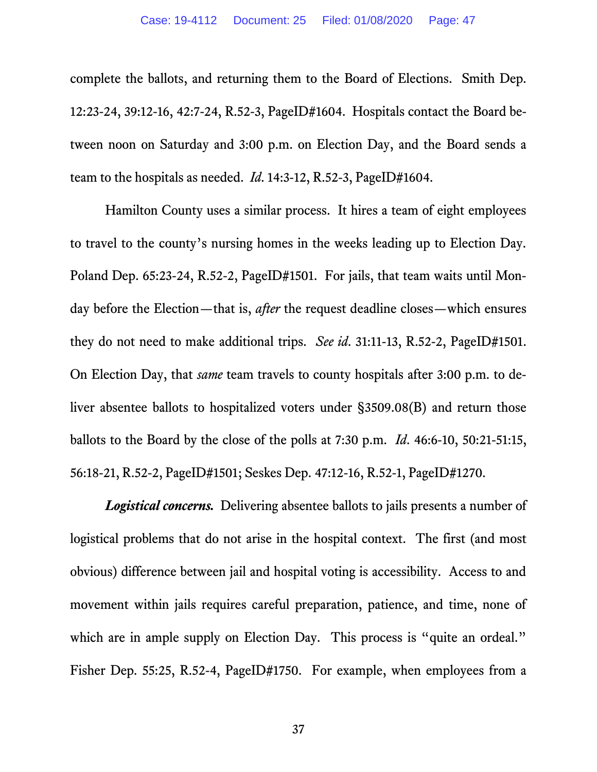complete the ballots, and returning them to the Board of Elections. Smith Dep. 12:23-24, 39:12-16, 42:7-24, R.52-3, PageID#1604. Hospitals contact the Board between noon on Saturday and 3:00 p.m. on Election Day, and the Board sends a team to the hospitals as needed. *Id*. 14:3-12, R.52-3, PageID#1604.

Hamilton County uses a similar process. It hires a team of eight employees to travel to the county's nursing homes in the weeks leading up to Election Day. Poland Dep. 65:23-24, R.52-2, PageID#1501. For jails, that team waits until Monday before the Election—that is, *after* the request deadline closes—which ensures they do not need to make additional trips. *See id*. 31:11-13, R.52-2, PageID#1501. On Election Day, that *same* team travels to county hospitals after 3:00 p.m. to deliver absentee ballots to hospitalized voters under §3509.08(B) and return those ballots to the Board by the close of the polls at 7:30 p.m. *Id*. 46:6-10, 50:21-51:15, 56:18-21, R.52-2, PageID#1501; Seskes Dep. 47:12-16, R.52-1, PageID#1270.

***Logistical concerns.*** Delivering absentee ballots to jails presents a number of logistical problems that do not arise in the hospital context. The first (and most obvious) difference between jail and hospital voting is accessibility. Access to and movement within jails requires careful preparation, patience, and time, none of which are in ample supply on Election Day. This process is "quite an ordeal." Fisher Dep. 55:25, R.52-4, PageID#1750. For example, when employees from a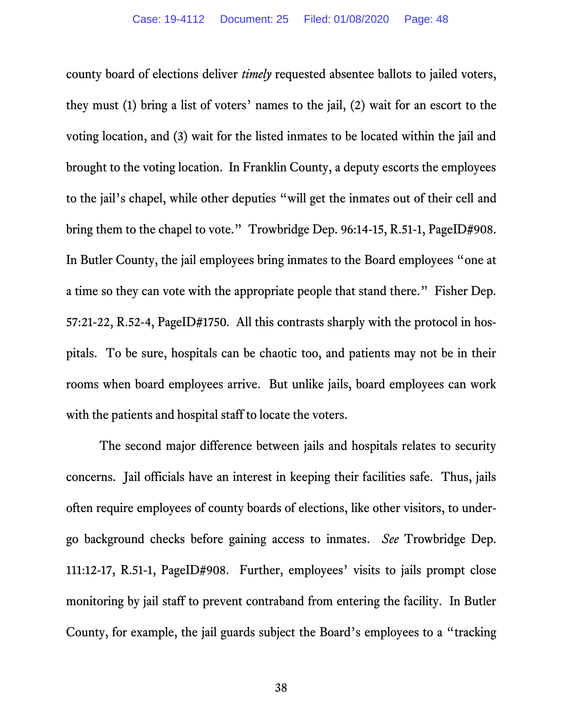county board of elections deliver *timely* requested absentee ballots to jailed voters, they must (1) bring a list of voters' names to the jail, (2) wait for an escort to the voting location, and (3) wait for the listed inmates to be located within the jail and brought to the voting location. In Franklin County, a deputy escorts the employees to the jail's chapel, while other deputies "will get the inmates out of their cell and bring them to the chapel to vote." Trowbridge Dep. 96:14-15, R.51-1, PageID#908. In Butler County, the jail employees bring inmates to the Board employees "one at a time so they can vote with the appropriate people that stand there." Fisher Dep. 57:21-22, R.52-4, PageID#1750. All this contrasts sharply with the protocol in hospitals. To be sure, hospitals can be chaotic too, and patients may not be in their rooms when board employees arrive. But unlike jails, board employees can work with the patients and hospital staff to locate the voters.

The second major difference between jails and hospitals relates to security concerns. Jail officials have an interest in keeping their facilities safe. Thus, jails often require employees of county boards of elections, like other visitors, to undergo background checks before gaining access to inmates. *See* Trowbridge Dep. 111:12-17, R.51-1, PageID#908. Further, employees' visits to jails prompt close monitoring by jail staff to prevent contraband from entering the facility. In Butler County, for example, the jail guards subject the Board's employees to a "tracking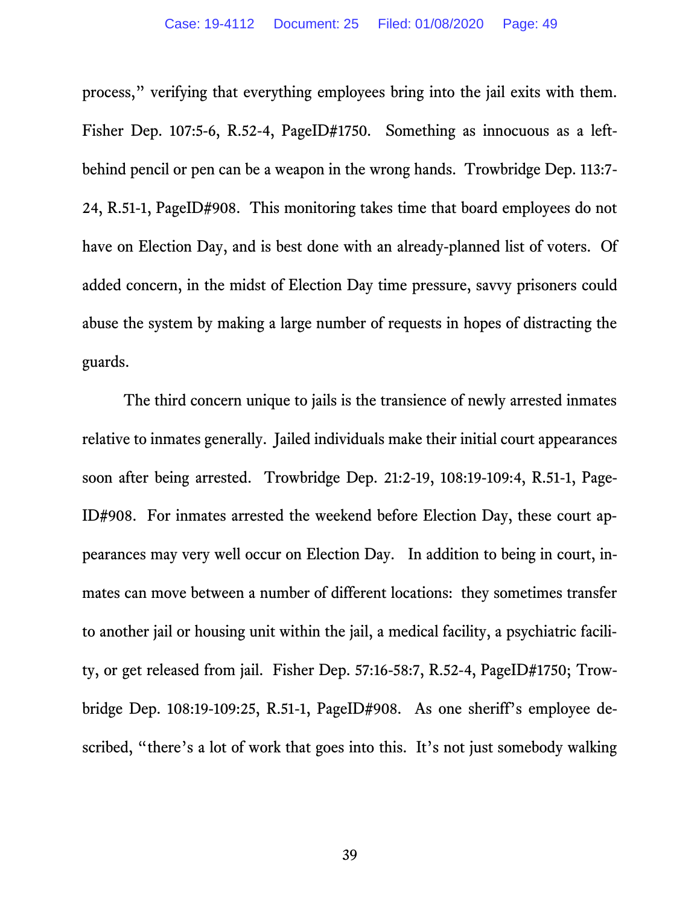process," verifying that everything employees bring into the jail exits with them. Fisher Dep. 107:5-6, R.52-4, PageID#1750. Something as innocuous as a left-behind pencil or pen can be a weapon in the wrong hands. Trowbridge Dep. 113:7-24, R.51-1, PageID#908. This monitoring takes time that board employees do not have on Election Day, and is best done with an already-planned list of voters. Of added concern, in the midst of Election Day time pressure, savvy prisoners could abuse the system by making a large number of requests in hopes of distracting the guards.

The third concern unique to jails is the transience of newly arrested inmates relative to inmates generally. Jailed individuals make their initial court appearances soon after being arrested. Trowbridge Dep. 21:2-19, 108:19-109:4, R.51-1, PageID#908. For inmates arrested the weekend before Election Day, these court appearances may very well occur on Election Day. In addition to being in court, inmates can move between a number of different locations: they sometimes transfer to another jail or housing unit within the jail, a medical facility, a psychiatric facility, or get released from jail. Fisher Dep. 57:16-58:7, R.52-4, PageID#1750; Trowbridge Dep. 108:19-109:25, R.51-1, PageID#908. As one sheriff's employee described, "there's a lot of work that goes into this. It's not just somebody walking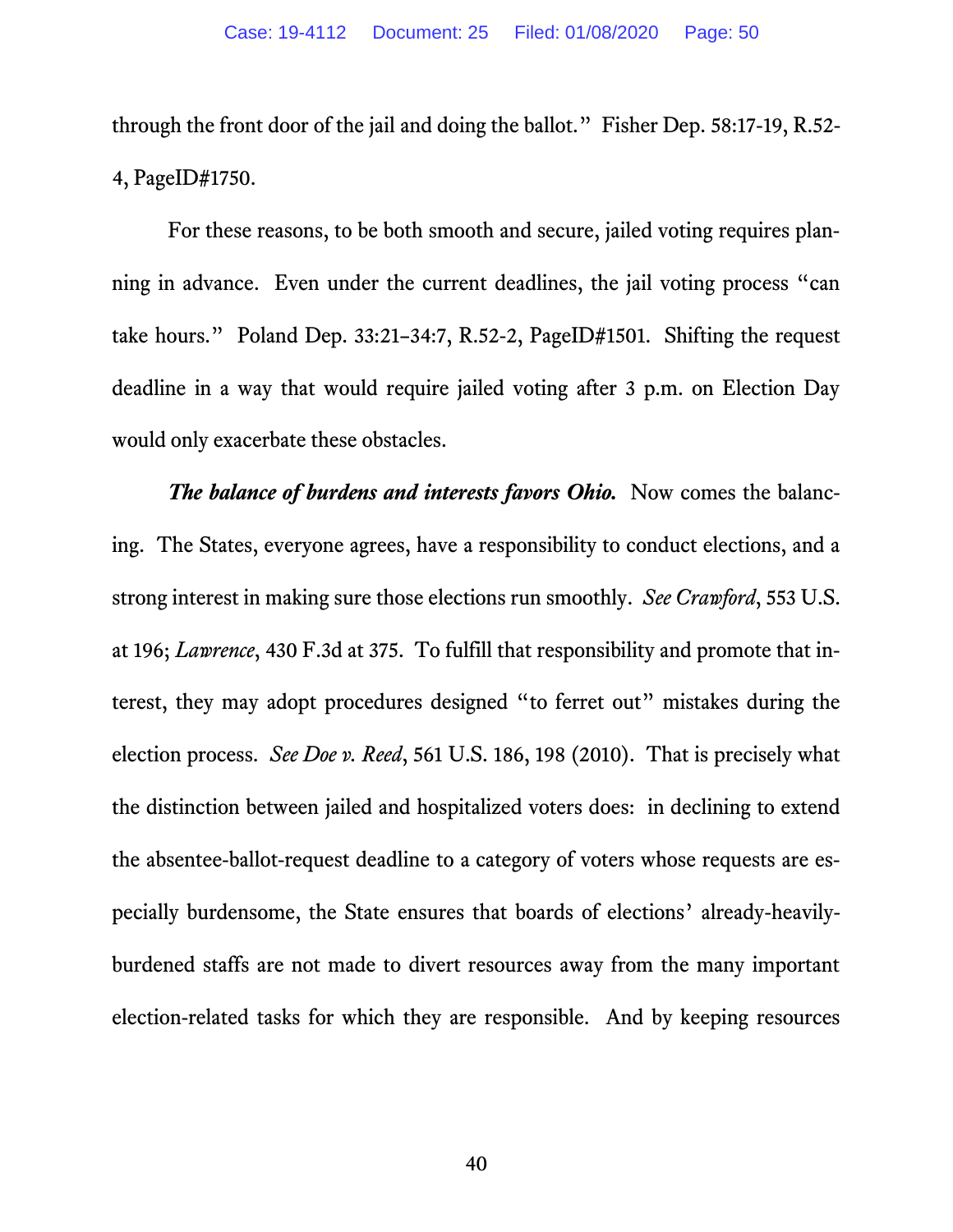through the front door of the jail and doing the ballot." Fisher Dep. 58:17-19, R.52-4, PageID#1750.

For these reasons, to be both smooth and secure, jailed voting requires planning in advance. Even under the current deadlines, the jail voting process "can take hours." Poland Dep. 33:21–34:7, R.52-2, PageID#1501. Shifting the request deadline in a way that would require jailed voting after 3 p.m. on Election Day would only exacerbate these obstacles.

***The balance of burdens and interests favors Ohio.*** Now comes the balancing. The States, everyone agrees, have a responsibility to conduct elections, and a strong interest in making sure those elections run smoothly. *See Crawford*, 553 U.S. at 196; *Lawrence*, 430 F.3d at 375. To fulfill that responsibility and promote that interest, they may adopt procedures designed "to ferret out" mistakes during the election process. *See Doe v. Reed*, 561 U.S. 186, 198 (2010). That is precisely what the distinction between jailed and hospitalized voters does: in declining to extend the absentee-ballot-request deadline to a category of voters whose requests are especially burdensome, the State ensures that boards of elections' already-heavily-burdened staffs are not made to divert resources away from the many important election-related tasks for which they are responsible. And by keeping resources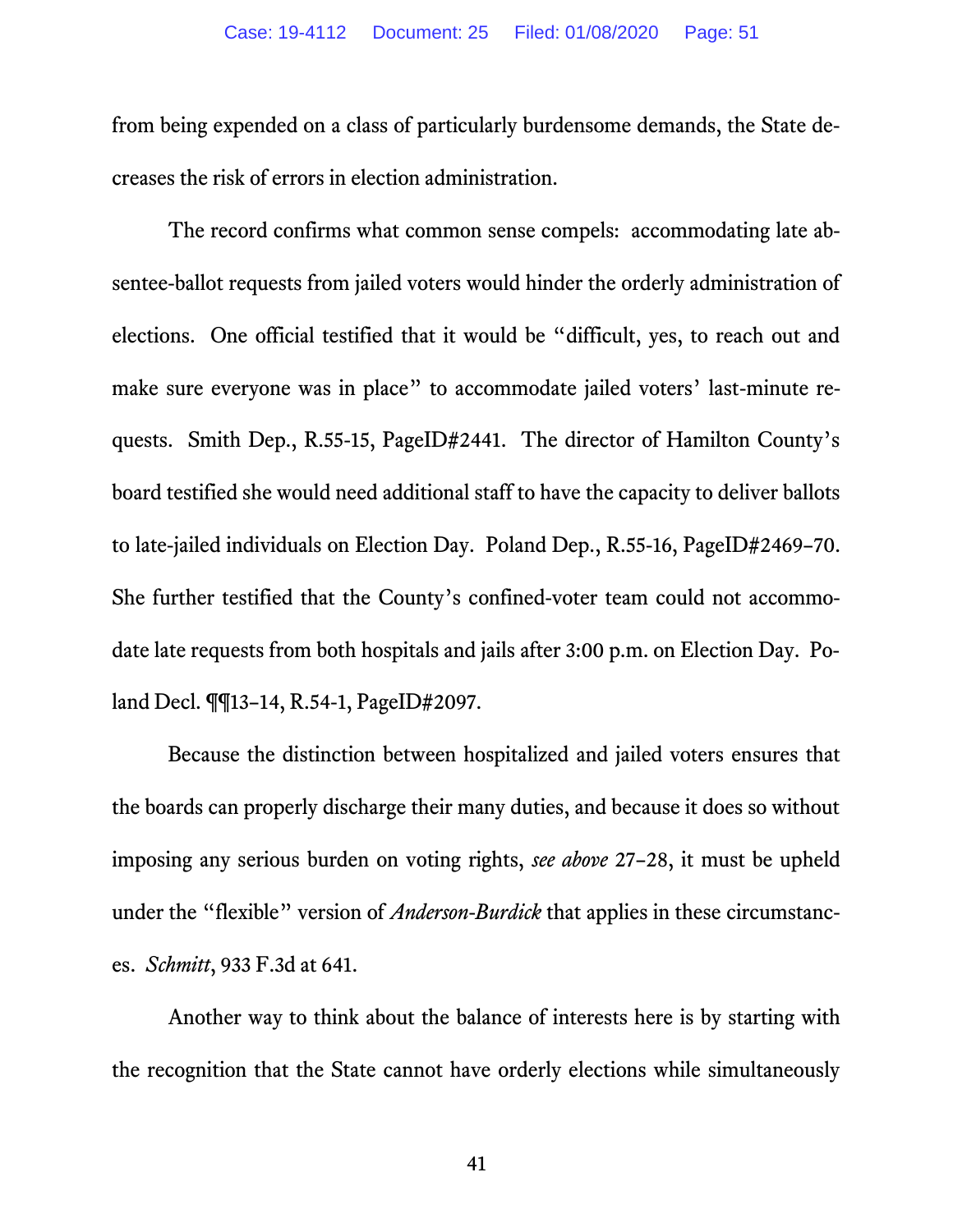from being expended on a class of particularly burdensome demands, the State decreases the risk of errors in election administration.

The record confirms what common sense compels: accommodating late absentee-ballot requests from jailed voters would hinder the orderly administration of elections. One official testified that it would be "difficult, yes, to reach out and make sure everyone was in place" to accommodate jailed voters' last-minute requests. Smith Dep., R.55-15, PageID#2441. The director of Hamilton County's board testified she would need additional staff to have the capacity to deliver ballots to late-jailed individuals on Election Day. Poland Dep., R.55-16, PageID#2469–70. She further testified that the County's confined-voter team could not accommodate late requests from both hospitals and jails after 3:00 p.m. on Election Day. Poland Decl. ¶¶13–14, R.54-1, PageID#2097.

Because the distinction between hospitalized and jailed voters ensures that the boards can properly discharge their many duties, and because it does so without imposing any serious burden on voting rights, *see above* 27–28, it must be upheld under the "flexible" version of *Anderson-Burdick* that applies in these circumstances. *Schmitt*, 933 F.3d at 641.

Another way to think about the balance of interests here is by starting with the recognition that the State cannot have orderly elections while simultaneously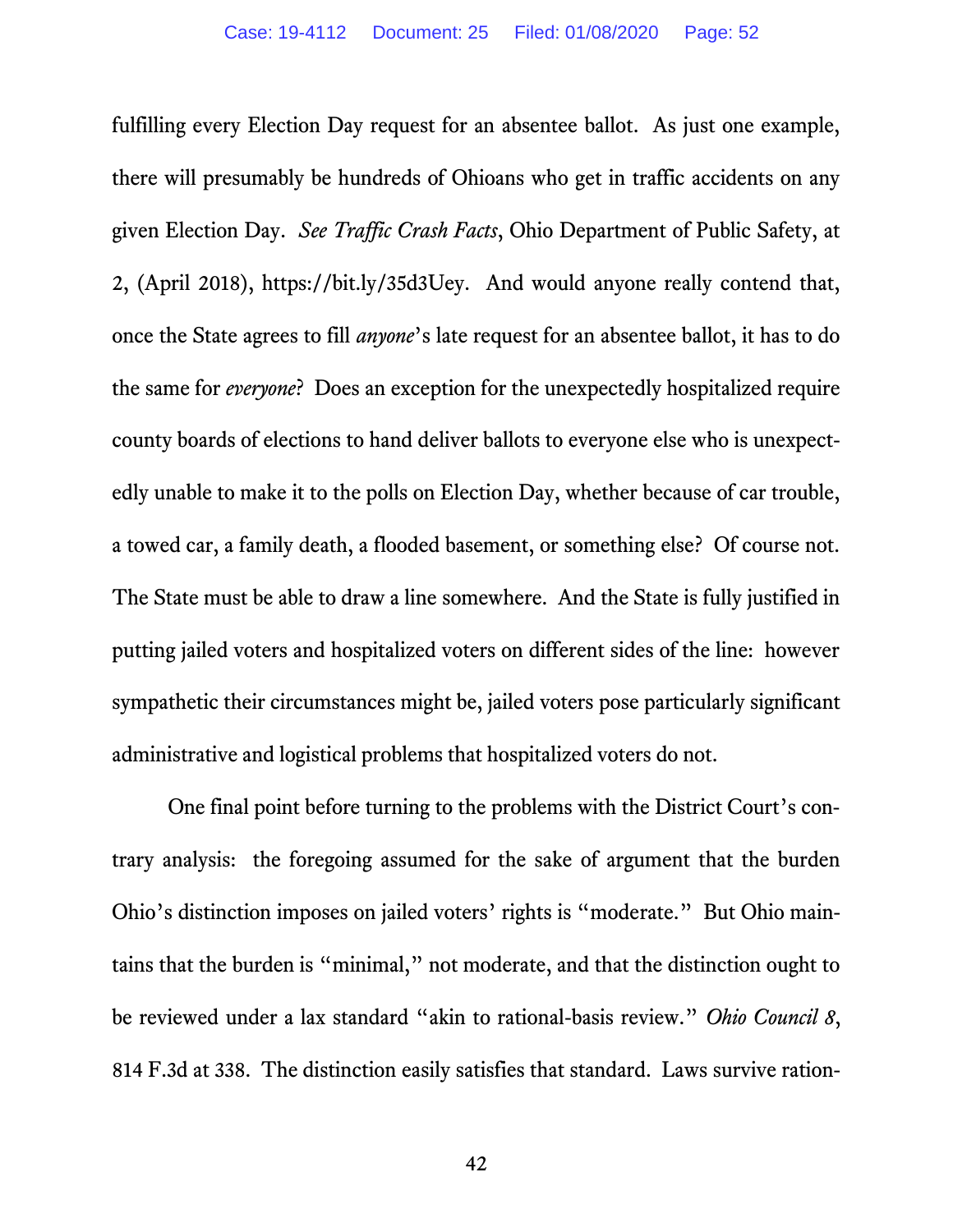fulfilling every Election Day request for an absentee ballot. As just one example, there will presumably be hundreds of Ohioans who get in traffic accidents on any given Election Day. *See Traffic Crash Facts*, Ohio Department of Public Safety, at 2, (April 2018), https://bit.ly/35d3Uey. And would anyone really contend that, once the State agrees to fill *anyone*'s late request for an absentee ballot, it has to do the same for *everyone*? Does an exception for the unexpectedly hospitalized require county boards of elections to hand deliver ballots to everyone else who is unexpectedly unable to make it to the polls on Election Day, whether because of car trouble, a towed car, a family death, a flooded basement, or something else? Of course not. The State must be able to draw a line somewhere. And the State is fully justified in putting jailed voters and hospitalized voters on different sides of the line: however sympathetic their circumstances might be, jailed voters pose particularly significant administrative and logistical problems that hospitalized voters do not.

One final point before turning to the problems with the District Court's contrary analysis: the foregoing assumed for the sake of argument that the burden Ohio's distinction imposes on jailed voters' rights is "moderate." But Ohio maintains that the burden is "minimal," not moderate, and that the distinction ought to be reviewed under a lax standard "akin to rational-basis review." *Ohio Council 8*, 814 F.3d at 338. The distinction easily satisfies that standard. Laws survive ration-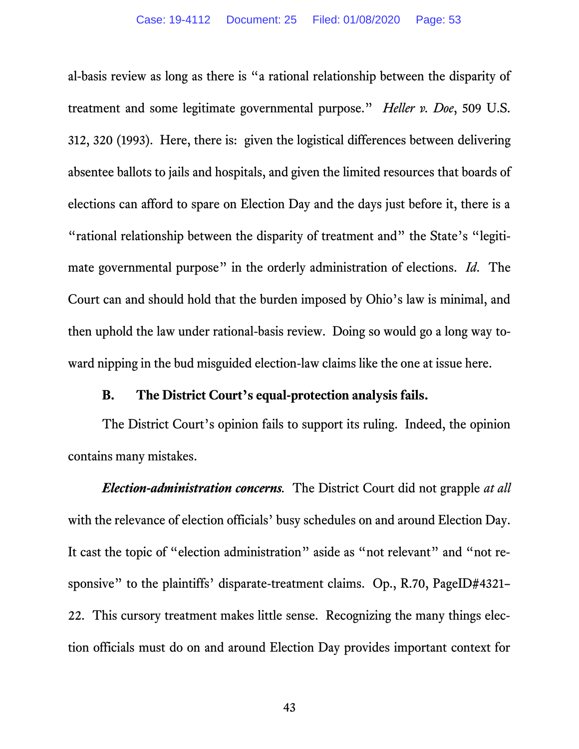al-basis review as long as there is "a rational relationship between the disparity of treatment and some legitimate governmental purpose." *Heller v. Doe*, 509 U.S. 312, 320 (1993). Here, there is: given the logistical differences between delivering absentee ballots to jails and hospitals, and given the limited resources that boards of elections can afford to spare on Election Day and the days just before it, there is a "rational relationship between the disparity of treatment and" the State's "legitimate governmental purpose" in the orderly administration of elections. *Id.* The Court can and should hold that the burden imposed by Ohio's law is minimal, and then uphold the law under rational-basis review. Doing so would go a long way toward nipping in the bud misguided election-law claims like the one at issue here.

### B. The District Court's equal-protection analysis fails.

The District Court's opinion fails to support its ruling. Indeed, the opinion contains many mistakes.

***Election-administration concerns.*** The District Court did not grapple *at all* with the relevance of election officials' busy schedules on and around Election Day. It cast the topic of "election administration" aside as "not relevant" and "not responsive" to the plaintiffs' disparate-treatment claims. Op., R.70, PageID#4321–22. This cursory treatment makes little sense. Recognizing the many things election officials must do on and around Election Day provides important context for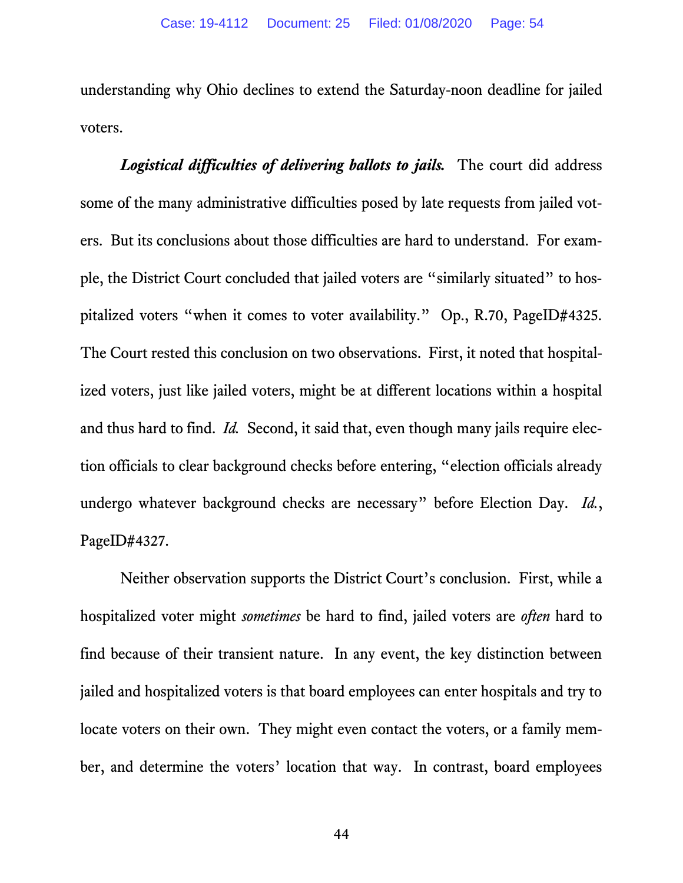understanding why Ohio declines to extend the Saturday-noon deadline for jailed voters.

***Logistical difficulties of delivering ballots to jails.*** The court did address some of the many administrative difficulties posed by late requests from jailed voters. But its conclusions about those difficulties are hard to understand. For example, the District Court concluded that jailed voters are "similarly situated" to hospitalized voters "when it comes to voter availability." Op., R.70, PageID#4325. The Court rested this conclusion on two observations. First, it noted that hospitalized voters, just like jailed voters, might be at different locations within a hospital and thus hard to find. *Id.* Second, it said that, even though many jails require election officials to clear background checks before entering, "election officials already undergo whatever background checks are necessary" before Election Day. *Id.*, PageID#4327.

Neither observation supports the District Court's conclusion. First, while a hospitalized voter might *sometimes* be hard to find, jailed voters are *often* hard to find because of their transient nature. In any event, the key distinction between jailed and hospitalized voters is that board employees can enter hospitals and try to locate voters on their own. They might even contact the voters, or a family member, and determine the voters' location that way. In contrast, board employees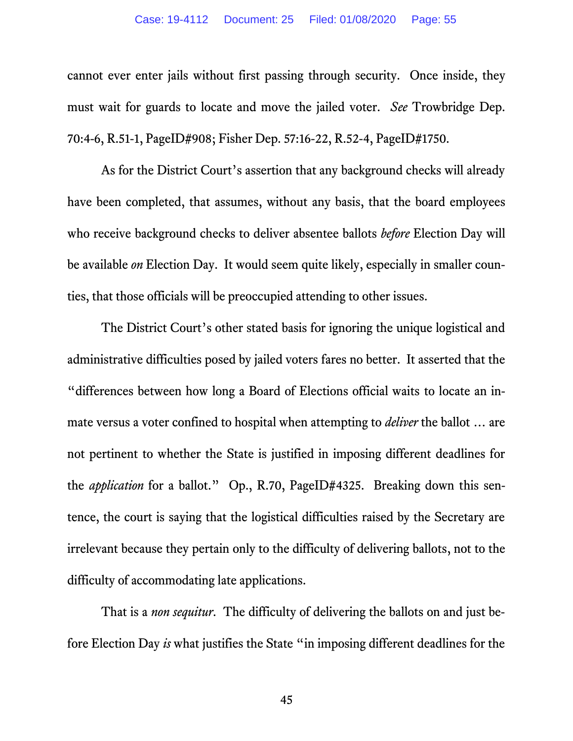cannot ever enter jails without first passing through security. Once inside, they must wait for guards to locate and move the jailed voter. *See* Trowbridge Dep. 70:4-6, R.51-1, PageID#908; Fisher Dep. 57:16-22, R.52-4, PageID#1750.

As for the District Court's assertion that any background checks will already have been completed, that assumes, without any basis, that the board employees who receive background checks to deliver absentee ballots *before* Election Day will be available *on* Election Day. It would seem quite likely, especially in smaller counties, that those officials will be preoccupied attending to other issues.

The District Court's other stated basis for ignoring the unique logistical and administrative difficulties posed by jailed voters fares no better. It asserted that the "differences between how long a Board of Elections official waits to locate an inmate versus a voter confined to hospital when attempting to *deliver* the ballot … are not pertinent to whether the State is justified in imposing different deadlines for the *application* for a ballot." Op., R.70, PageID#4325. Breaking down this sentence, the court is saying that the logistical difficulties raised by the Secretary are irrelevant because they pertain only to the difficulty of delivering ballots, not to the difficulty of accommodating late applications.

That is a *non sequitur*. The difficulty of delivering the ballots on and just before Election Day *is* what justifies the State "in imposing different deadlines for the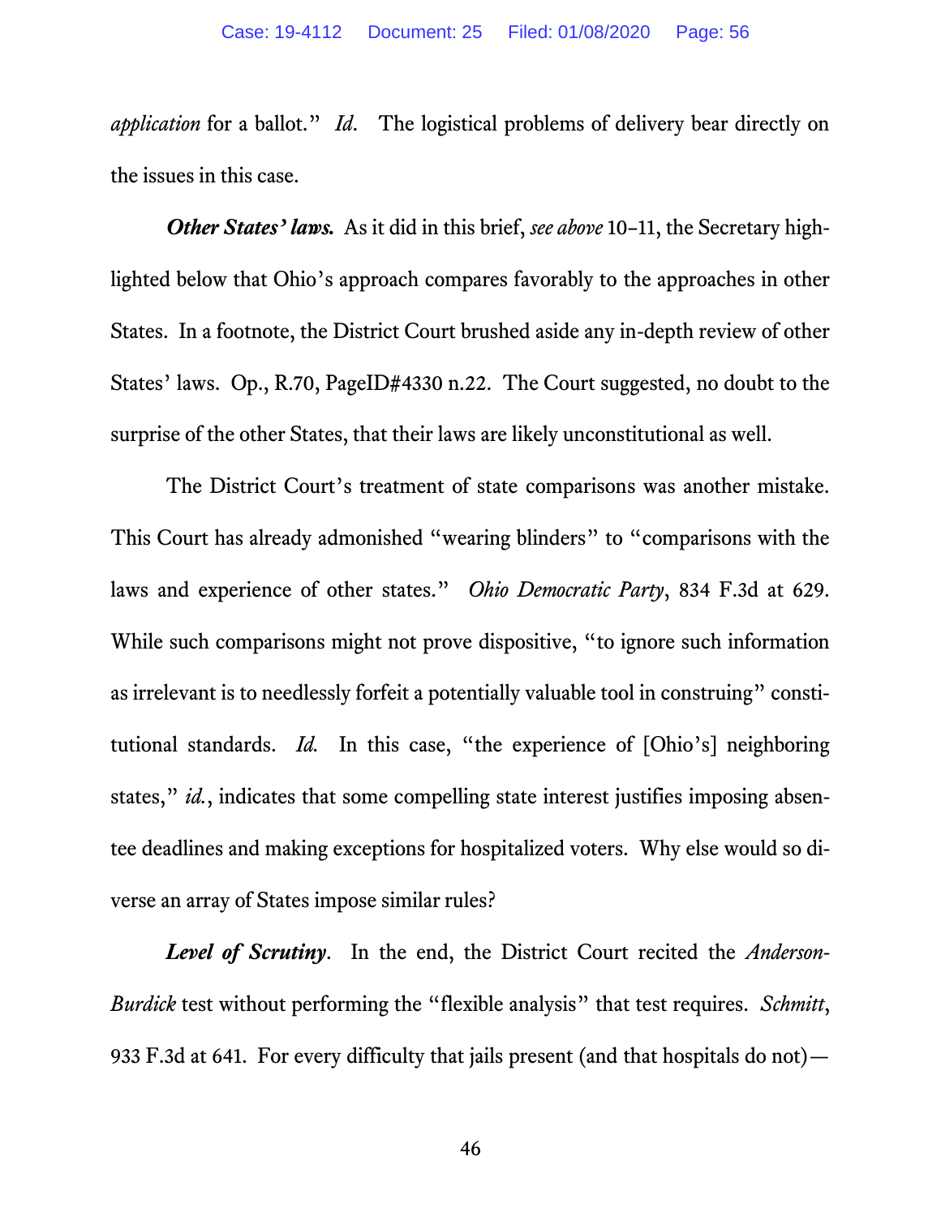*application* for a ballot." *Id*. The logistical problems of delivery bear directly on the issues in this case.

***Other States' laws.*** As it did in this brief, *see above* 10–11, the Secretary highlighted below that Ohio's approach compares favorably to the approaches in other States. In a footnote, the District Court brushed aside any in-depth review of other States' laws. Op., R.70, PageID#4330 n.22. The Court suggested, no doubt to the surprise of the other States, that their laws are likely unconstitutional as well.

The District Court's treatment of state comparisons was another mistake. This Court has already admonished "wearing blinders" to "comparisons with the laws and experience of other states." *Ohio Democratic Party*, 834 F.3d at 629. While such comparisons might not prove dispositive, "to ignore such information as irrelevant is to needlessly forfeit a potentially valuable tool in construing" constitutional standards. *Id.* In this case, "the experience of [Ohio's] neighboring states," *id.*, indicates that some compelling state interest justifies imposing absentee deadlines and making exceptions for hospitalized voters. Why else would so diverse an array of States impose similar rules?

***Level of Scrutiny***. In the end, the District Court recited the *Anderson-Burdick* test without performing the "flexible analysis" that test requires. *Schmitt*, 933 F.3d at 641. For every difficulty that jails present (and that hospitals do not)—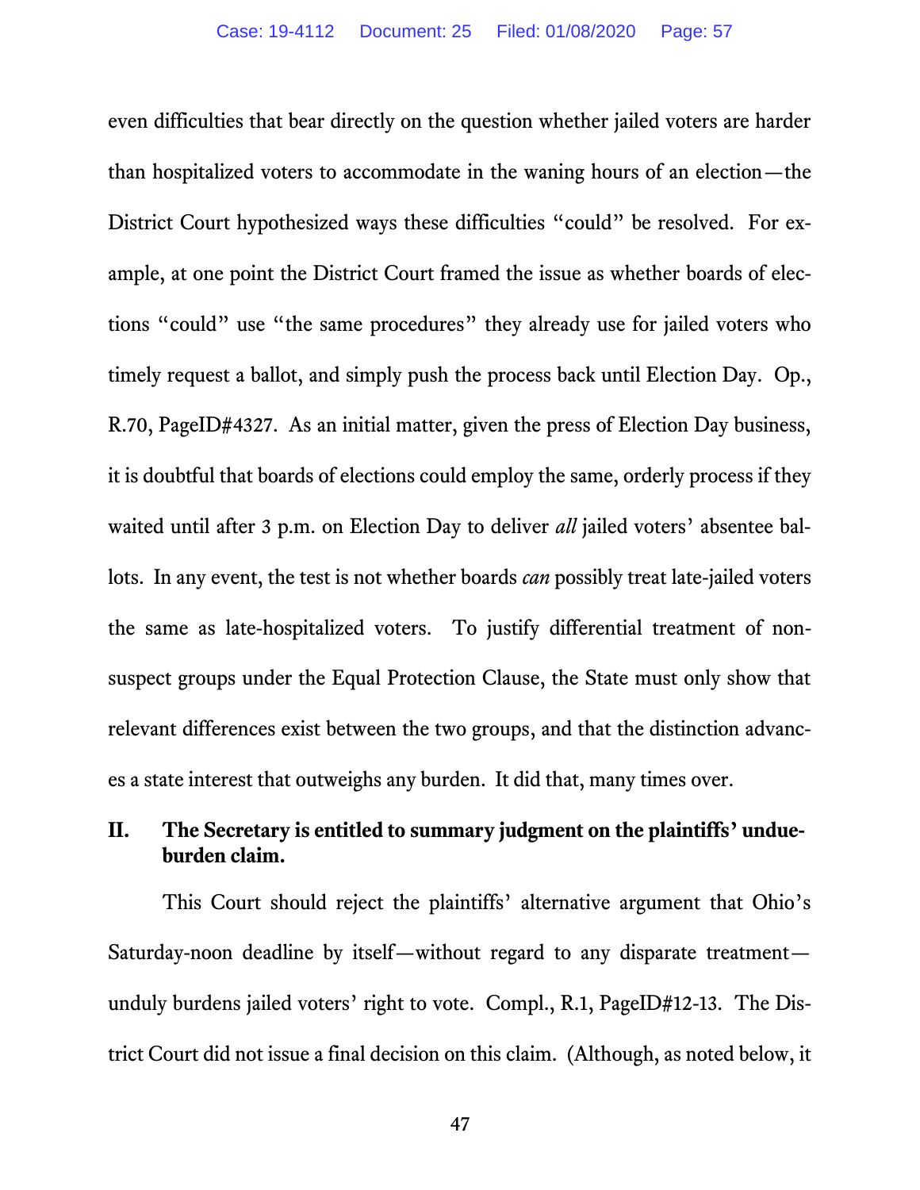even difficulties that bear directly on the question whether jailed voters are harder than hospitalized voters to accommodate in the waning hours of an election—the District Court hypothesized ways these difficulties "could" be resolved. For example, at one point the District Court framed the issue as whether boards of elections "could" use "the same procedures" they already use for jailed voters who timely request a ballot, and simply push the process back until Election Day. Op., R.70, PageID#4327. As an initial matter, given the press of Election Day business, it is doubtful that boards of elections could employ the same, orderly process if they waited until after 3 p.m. on Election Day to deliver *all* jailed voters' absentee ballots. In any event, the test is not whether boards *can* possibly treat late-jailed voters the same as late-hospitalized voters. To justify differential treatment of non-suspect groups under the Equal Protection Clause, the State must only show that relevant differences exist between the two groups, and that the distinction advances a state interest that outweighs any burden. It did that, many times over.

## II. The Secretary is entitled to summary judgment on the plaintiffs' undue-burden claim.

This Court should reject the plaintiffs' alternative argument that Ohio's Saturday-noon deadline by itself—without regard to any disparate treatment—unduly burdens jailed voters' right to vote. Compl., R.1, PageID#12-13. The District Court did not issue a final decision on this claim. (Although, as noted below, it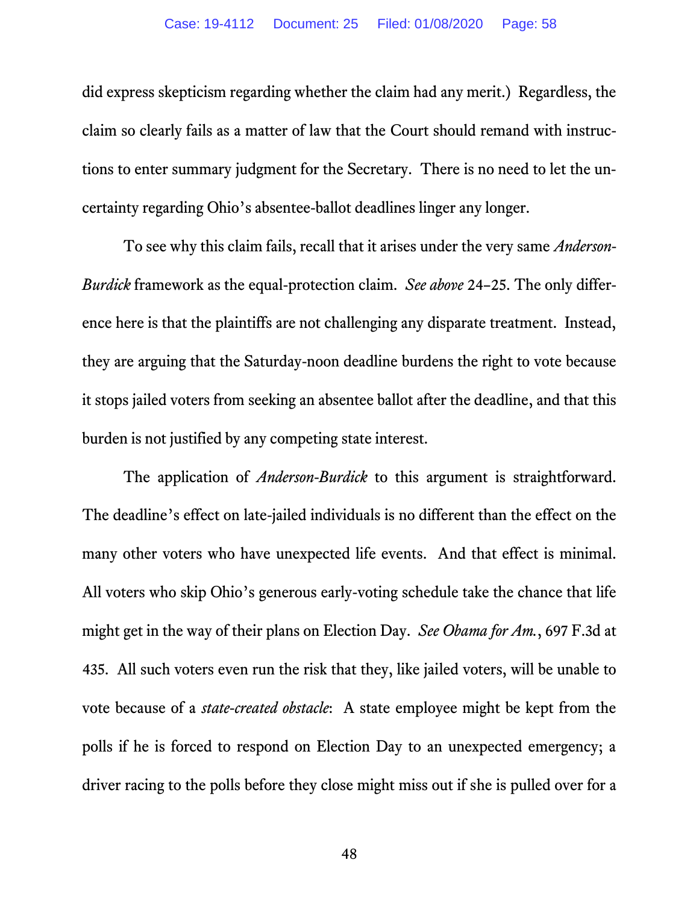did express skepticism regarding whether the claim had any merit.) Regardless, the claim so clearly fails as a matter of law that the Court should remand with instructions to enter summary judgment for the Secretary. There is no need to let the uncertainty regarding Ohio's absentee-ballot deadlines linger any longer.

To see why this claim fails, recall that it arises under the very same *Anderson-Burdick* framework as the equal-protection claim. *See above* 24–25. The only difference here is that the plaintiffs are not challenging any disparate treatment. Instead, they are arguing that the Saturday-noon deadline burdens the right to vote because it stops jailed voters from seeking an absentee ballot after the deadline, and that this burden is not justified by any competing state interest.

The application of *Anderson-Burdick* to this argument is straightforward. The deadline's effect on late-jailed individuals is no different than the effect on the many other voters who have unexpected life events. And that effect is minimal. All voters who skip Ohio's generous early-voting schedule take the chance that life might get in the way of their plans on Election Day. *See Obama for Am.*, 697 F.3d at 435. All such voters even run the risk that they, like jailed voters, will be unable to vote because of a *state-created obstacle*: A state employee might be kept from the polls if he is forced to respond on Election Day to an unexpected emergency; a driver racing to the polls before they close might miss out if she is pulled over for a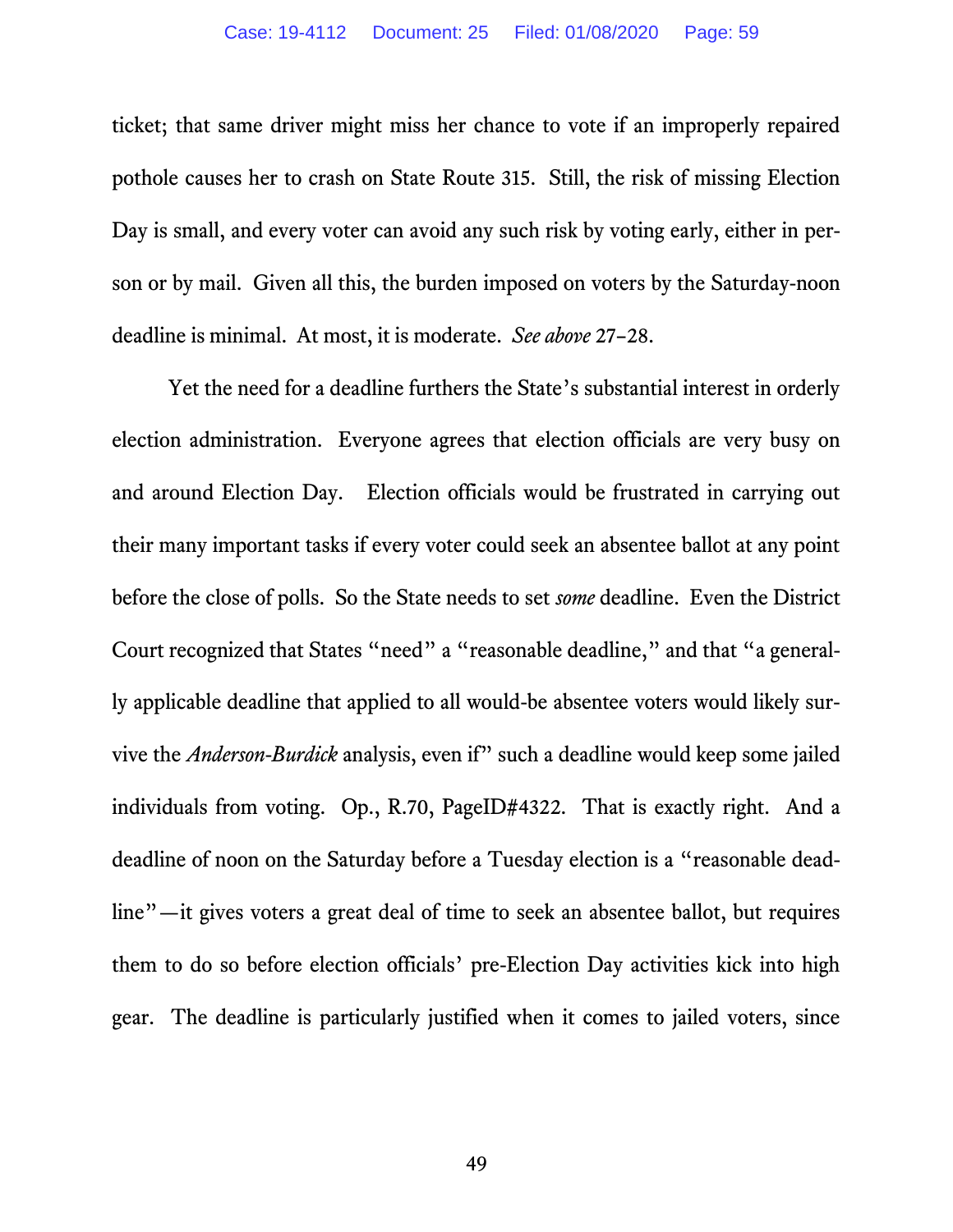ticket; that same driver might miss her chance to vote if an improperly repaired pothole causes her to crash on State Route 315. Still, the risk of missing Election Day is small, and every voter can avoid any such risk by voting early, either in person or by mail. Given all this, the burden imposed on voters by the Saturday-noon deadline is minimal. At most, it is moderate. *See above* 27–28.

Yet the need for a deadline furthers the State's substantial interest in orderly election administration. Everyone agrees that election officials are very busy on and around Election Day. Election officials would be frustrated in carrying out their many important tasks if every voter could seek an absentee ballot at any point before the close of polls. So the State needs to set *some* deadline. Even the District Court recognized that States "need" a "reasonable deadline," and that "a generally applicable deadline that applied to all would-be absentee voters would likely survive the *Anderson-Burdick* analysis, even if" such a deadline would keep some jailed individuals from voting. Op., R.70, PageID#4322. That is exactly right. And a deadline of noon on the Saturday before a Tuesday election is a "reasonable deadline"—it gives voters a great deal of time to seek an absentee ballot, but requires them to do so before election officials' pre-Election Day activities kick into high gear. The deadline is particularly justified when it comes to jailed voters, since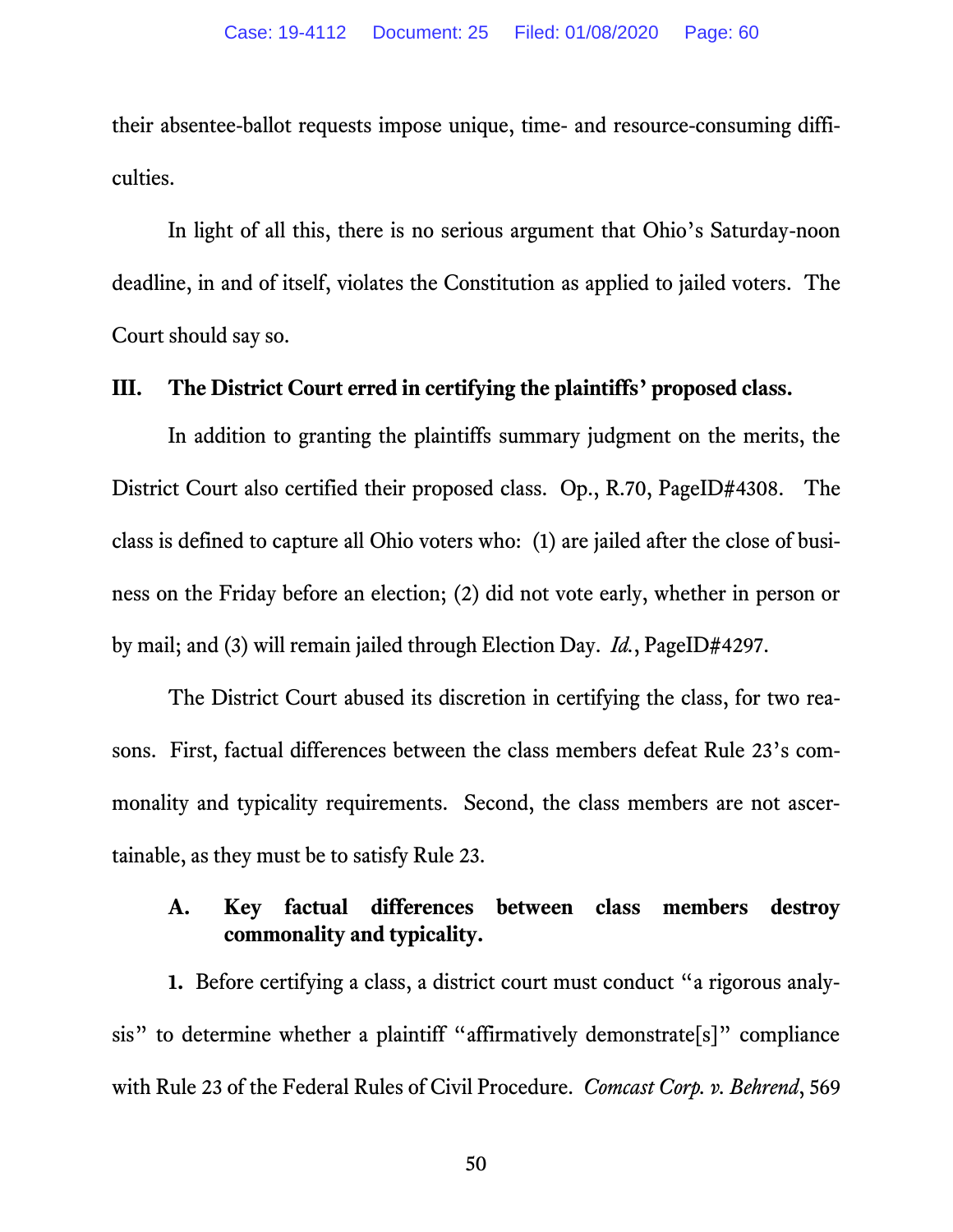their absentee-ballot requests impose unique, time- and resource-consuming difficulties.

In light of all this, there is no serious argument that Ohio's Saturday-noon deadline, in and of itself, violates the Constitution as applied to jailed voters. The Court should say so.

## III. The District Court erred in certifying the plaintiffs' proposed class.

In addition to granting the plaintiffs summary judgment on the merits, the District Court also certified their proposed class. Op., R.70, PageID#4308. The class is defined to capture all Ohio voters who: (1) are jailed after the close of business on the Friday before an election; (2) did not vote early, whether in person or by mail; and (3) will remain jailed through Election Day. *Id.*, PageID#4297.

The District Court abused its discretion in certifying the class, for two reasons. First, factual differences between the class members defeat Rule 23's commonality and typicality requirements. Second, the class members are not ascertainable, as they must be to satisfy Rule 23.

### A. Key factual differences between class members destroy commonality and typicality.

**1.** Before certifying a class, a district court must conduct "a rigorous analysis" to determine whether a plaintiff "affirmatively demonstrate[s]" compliance with Rule 23 of the Federal Rules of Civil Procedure. *Comcast Corp. v. Behrend*, 569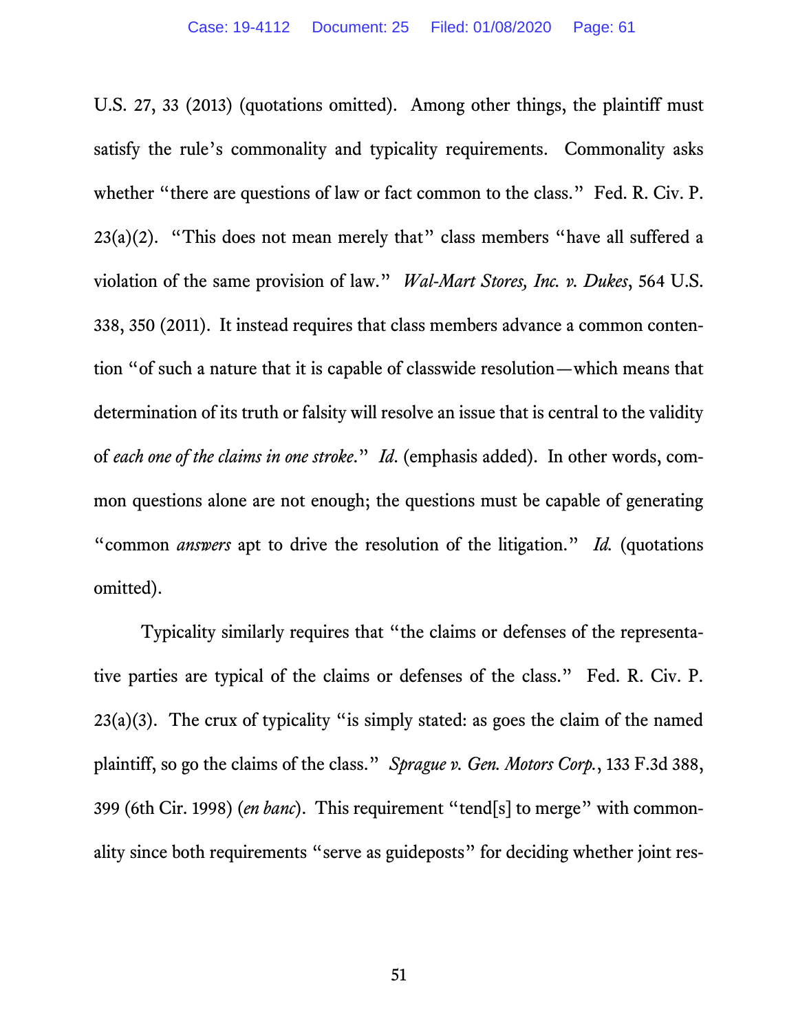U.S. 27, 33 (2013) (quotations omitted). Among other things, the plaintiff must satisfy the rule's commonality and typicality requirements. Commonality asks whether "there are questions of law or fact common to the class." Fed. R. Civ. P. 23(a)(2). "This does not mean merely that" class members "have all suffered a violation of the same provision of law." *Wal-Mart Stores, Inc. v. Dukes*, 564 U.S. 338, 350 (2011). It instead requires that class members advance a common contention "of such a nature that it is capable of classwide resolution—which means that determination of its truth or falsity will resolve an issue that is central to the validity of *each one of the claims in one stroke*." *Id.* (emphasis added). In other words, common questions alone are not enough; the questions must be capable of generating "common *answers* apt to drive the resolution of the litigation." *Id.* (quotations omitted).

Typicality similarly requires that "the claims or defenses of the representative parties are typical of the claims or defenses of the class." Fed. R. Civ. P. 23(a)(3). The crux of typicality "is simply stated: as goes the claim of the named plaintiff, so go the claims of the class." *Sprague v. Gen. Motors Corp.*, 133 F.3d 388, 399 (6th Cir. 1998) (*en banc*). This requirement "tend[s] to merge" with commonality since both requirements "serve as guideposts" for deciding whether joint res-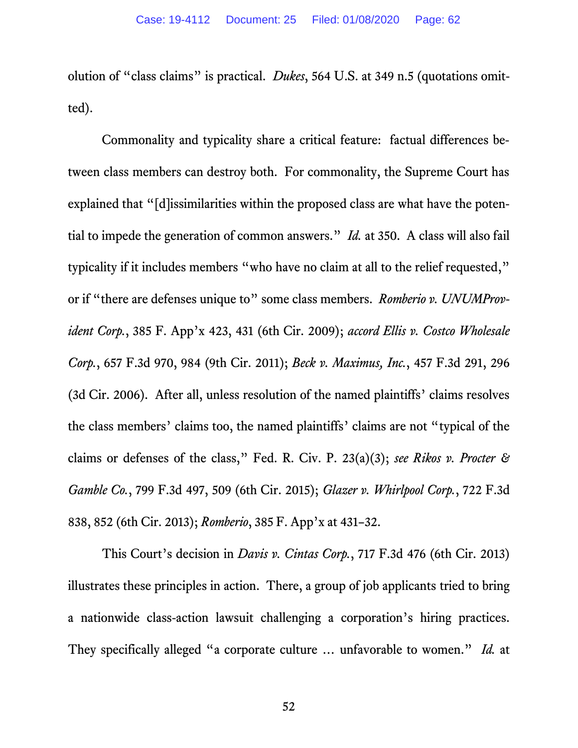olution of "class claims" is practical. *Dukes*, 564 U.S. at 349 n.5 (quotations omitted).

Commonality and typicality share a critical feature: factual differences between class members can destroy both. For commonality, the Supreme Court has explained that "[d]issimilarities within the proposed class are what have the potential to impede the generation of common answers." *Id.* at 350. A class will also fail typicality if it includes members "who have no claim at all to the relief requested," or if "there are defenses unique to" some class members. *Romberio v. UNUMProvident Corp.*, 385 F. App'x 423, 431 (6th Cir. 2009); *accord Ellis v. Costco Wholesale Corp.*, 657 F.3d 970, 984 (9th Cir. 2011); *Beck v. Maximus, Inc.*, 457 F.3d 291, 296 (3d Cir. 2006). After all, unless resolution of the named plaintiffs' claims resolves the class members' claims too, the named plaintiffs' claims are not "typical of the claims or defenses of the class," Fed. R. Civ. P. 23(a)(3); *see Rikos v. Procter & Gamble Co.*, 799 F.3d 497, 509 (6th Cir. 2015); *Glazer v. Whirlpool Corp.*, 722 F.3d 838, 852 (6th Cir. 2013); *Romberio*, 385 F. App'x at 431–32.

This Court's decision in *Davis v. Cintas Corp.*, 717 F.3d 476 (6th Cir. 2013) illustrates these principles in action. There, a group of job applicants tried to bring a nationwide class-action lawsuit challenging a corporation's hiring practices. They specifically alleged "a corporate culture … unfavorable to women." *Id.* at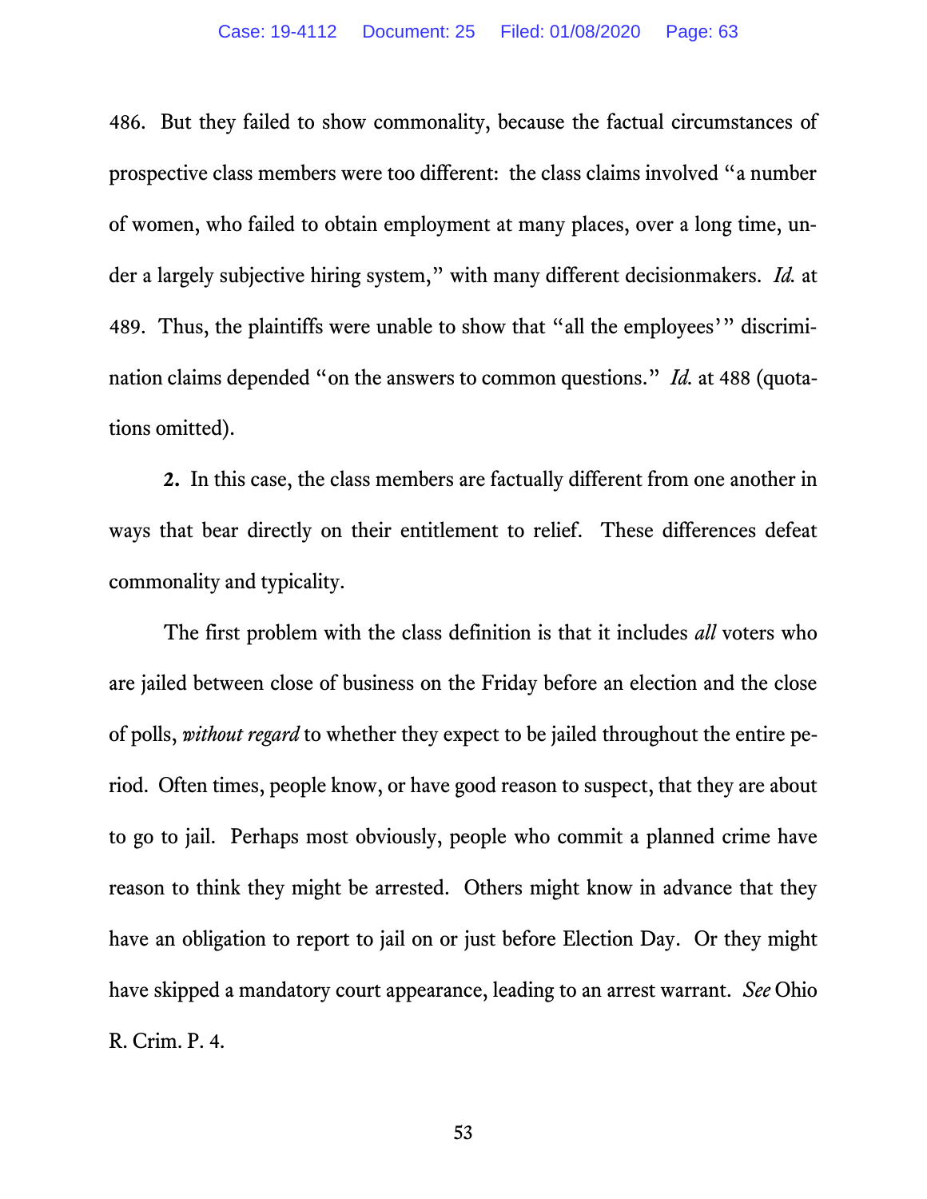486. But they failed to show commonality, because the factual circumstances of prospective class members were too different: the class claims involved "a number of women, who failed to obtain employment at many places, over a long time, under a largely subjective hiring system," with many different decisionmakers. *Id.* at 489. Thus, the plaintiffs were unable to show that "all the employees'" discrimination claims depended "on the answers to common questions." *Id.* at 488 (quotations omitted).

**2.** In this case, the class members are factually different from one another in ways that bear directly on their entitlement to relief. These differences defeat commonality and typicality.

The first problem with the class definition is that it includes *all* voters who are jailed between close of business on the Friday before an election and the close of polls, *without regard* to whether they expect to be jailed throughout the entire period. Often times, people know, or have good reason to suspect, that they are about to go to jail. Perhaps most obviously, people who commit a planned crime have reason to think they might be arrested. Others might know in advance that they have an obligation to report to jail on or just before Election Day. Or they might have skipped a mandatory court appearance, leading to an arrest warrant. *See* Ohio R. Crim. P. 4.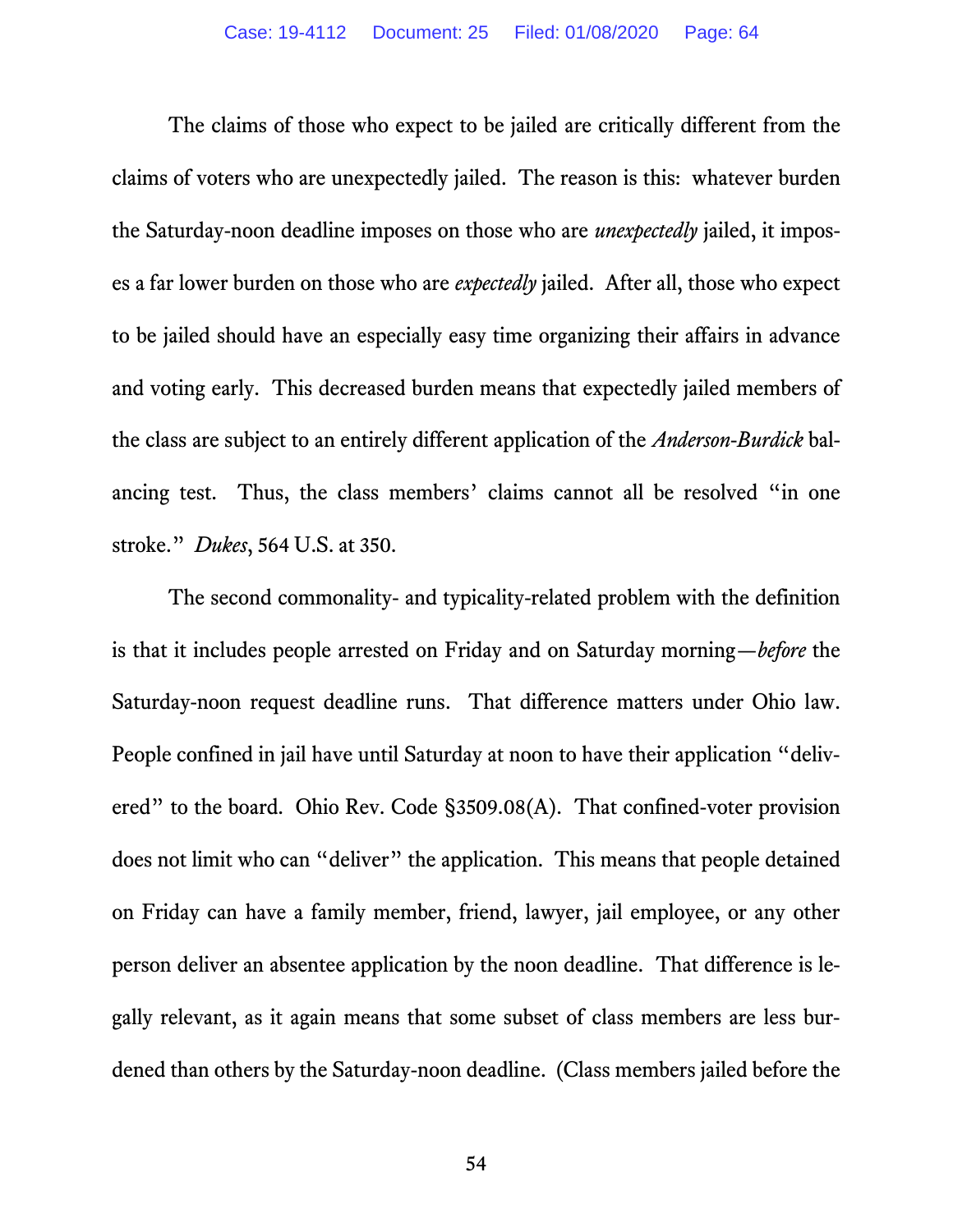The claims of those who expect to be jailed are critically different from the claims of voters who are unexpectedly jailed. The reason is this: whatever burden the Saturday-noon deadline imposes on those who are *unexpectedly* jailed, it imposes a far lower burden on those who are *expectedly* jailed. After all, those who expect to be jailed should have an especially easy time organizing their affairs in advance and voting early. This decreased burden means that expectedly jailed members of the class are subject to an entirely different application of the *Anderson-Burdick* balancing test. Thus, the class members' claims cannot all be resolved "in one stroke." *Dukes*, 564 U.S. at 350.

The second commonality- and typicality-related problem with the definition is that it includes people arrested on Friday and on Saturday morning—*before* the Saturday-noon request deadline runs. That difference matters under Ohio law. People confined in jail have until Saturday at noon to have their application "delivered" to the board. Ohio Rev. Code §3509.08(A). That confined-voter provision does not limit who can "deliver" the application. This means that people detained on Friday can have a family member, friend, lawyer, jail employee, or any other person deliver an absentee application by the noon deadline. That difference is legally relevant, as it again means that some subset of class members are less burdened than others by the Saturday-noon deadline. (Class members jailed before the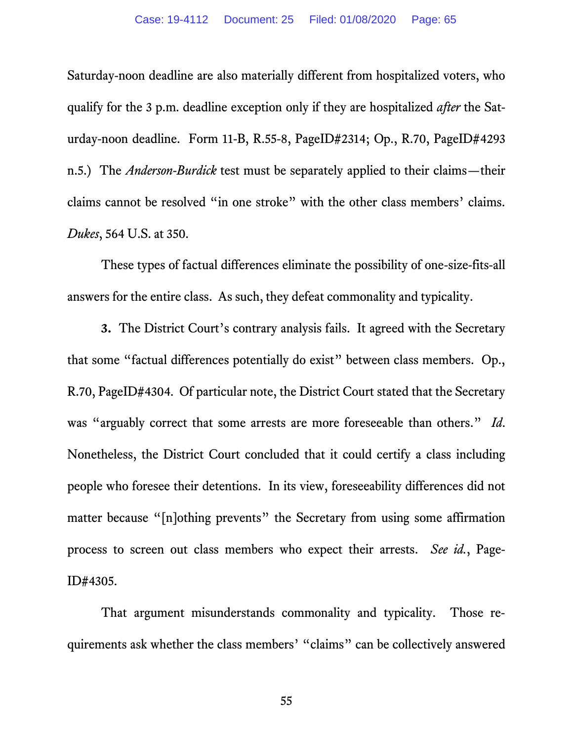Saturday-noon deadline are also materially different from hospitalized voters, who qualify for the 3 p.m. deadline exception only if they are hospitalized *after* the Saturday-noon deadline. Form 11-B, R.55-8, PageID#2314; Op., R.70, PageID#4293 n.5.) The *Anderson-Burdick* test must be separately applied to their claims—their claims cannot be resolved "in one stroke" with the other class members' claims. *Dukes*, 564 U.S. at 350.

These types of factual differences eliminate the possibility of one-size-fits-all answers for the entire class. As such, they defeat commonality and typicality.

**3.** The District Court's contrary analysis fails. It agreed with the Secretary that some "factual differences potentially do exist" between class members. Op., R.70, PageID#4304. Of particular note, the District Court stated that the Secretary was "arguably correct that some arrests are more foreseeable than others." *Id.* Nonetheless, the District Court concluded that it could certify a class including people who foresee their detentions. In its view, foreseeability differences did not matter because "[n]othing prevents" the Secretary from using some affirmation process to screen out class members who expect their arrests. *See id.*, PageID#4305.

That argument misunderstands commonality and typicality. Those requirements ask whether the class members' "claims" can be collectively answered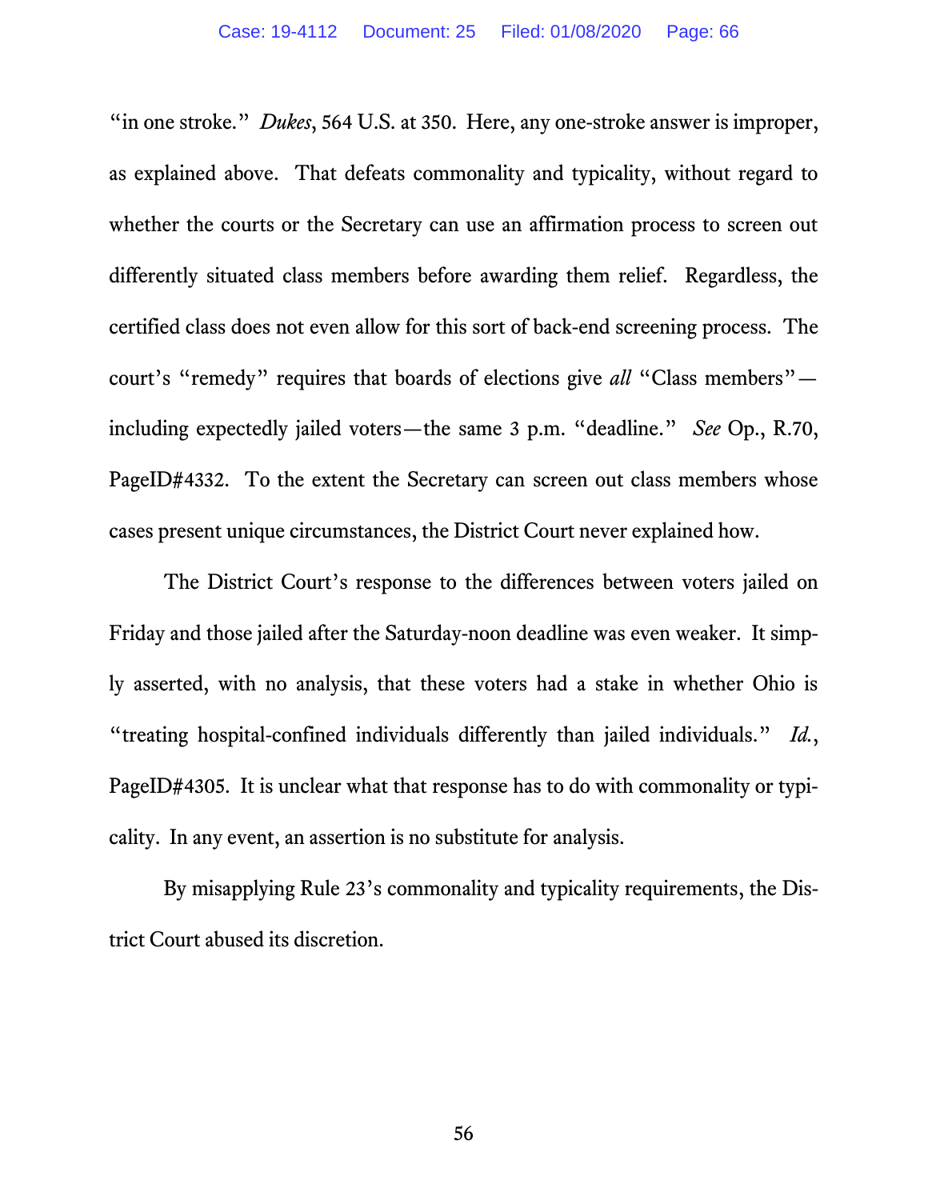"in one stroke." *Dukes*, 564 U.S. at 350. Here, any one-stroke answer is improper, as explained above. That defeats commonality and typicality, without regard to whether the courts or the Secretary can use an affirmation process to screen out differently situated class members before awarding them relief. Regardless, the certified class does not even allow for this sort of back-end screening process. The court's "remedy" requires that boards of elections give *all* "Class members"—including expectedly jailed voters—the same 3 p.m. "deadline." *See* Op., R.70, PageID#4332. To the extent the Secretary can screen out class members whose cases present unique circumstances, the District Court never explained how.

The District Court's response to the differences between voters jailed on Friday and those jailed after the Saturday-noon deadline was even weaker. It simply asserted, with no analysis, that these voters had a stake in whether Ohio is "treating hospital-confined individuals differently than jailed individuals." *Id.*, PageID#4305. It is unclear what that response has to do with commonality or typicality. In any event, an assertion is no substitute for analysis.

By misapplying Rule 23's commonality and typicality requirements, the District Court abused its discretion.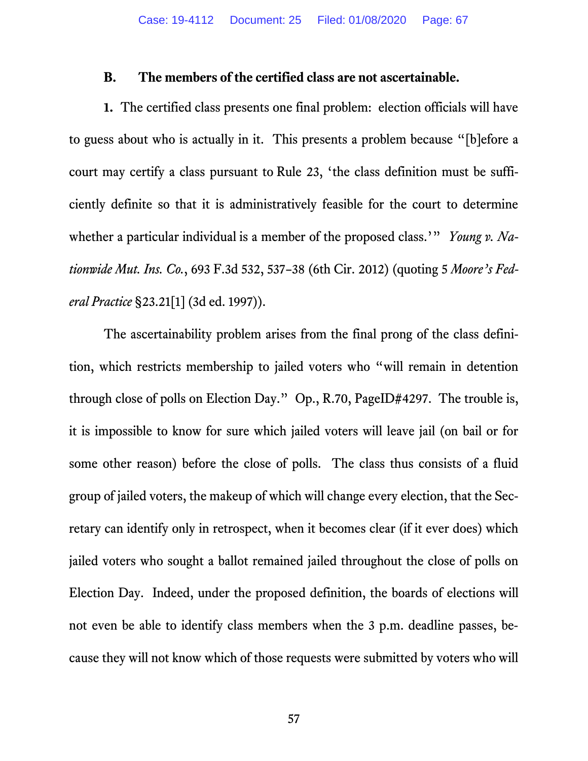### B. The members of the certified class are not ascertainable.

**1.** The certified class presents one final problem: election officials will have to guess about who is actually in it. This presents a problem because "[b]efore a court may certify a class pursuant to Rule 23, 'the class definition must be sufficiently definite so that it is administratively feasible for the court to determine whether a particular individual is a member of the proposed class.'" *Young v. Nationwide Mut. Ins. Co.*, 693 F.3d 532, 537–38 (6th Cir. 2012) (quoting 5 *Moore's Federal Practice* §23.21[1] (3d ed. 1997)).

The ascertainability problem arises from the final prong of the class definition, which restricts membership to jailed voters who "will remain in detention through close of polls on Election Day." Op., R.70, PageID#4297. The trouble is, it is impossible to know for sure which jailed voters will leave jail (on bail or for some other reason) before the close of polls. The class thus consists of a fluid group of jailed voters, the makeup of which will change every election, that the Secretary can identify only in retrospect, when it becomes clear (if it ever does) which jailed voters who sought a ballot remained jailed throughout the close of polls on Election Day. Indeed, under the proposed definition, the boards of elections will not even be able to identify class members when the 3 p.m. deadline passes, because they will not know which of those requests were submitted by voters who will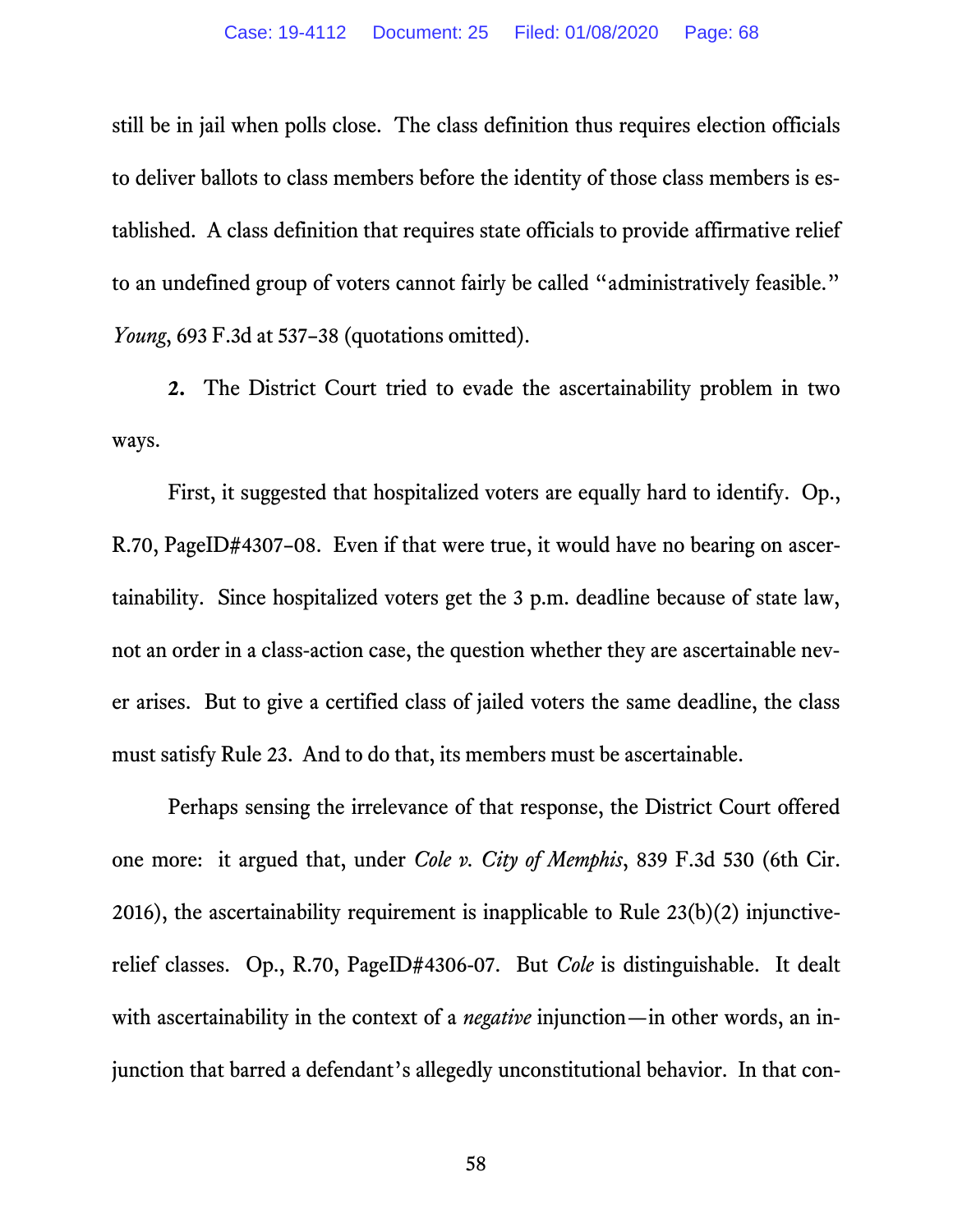still be in jail when polls close. The class definition thus requires election officials to deliver ballots to class members before the identity of those class members is established. A class definition that requires state officials to provide affirmative relief to an undefined group of voters cannot fairly be called "administratively feasible." *Young*, 693 F.3d at 537–38 (quotations omitted).

**2.** The District Court tried to evade the ascertainability problem in two ways.

First, it suggested that hospitalized voters are equally hard to identify. Op., R.70, PageID#4307–08. Even if that were true, it would have no bearing on ascertainability. Since hospitalized voters get the 3 p.m. deadline because of state law, not an order in a class-action case, the question whether they are ascertainable never arises. But to give a certified class of jailed voters the same deadline, the class must satisfy Rule 23. And to do that, its members must be ascertainable.

Perhaps sensing the irrelevance of that response, the District Court offered one more: it argued that, under *Cole v. City of Memphis*, 839 F.3d 530 (6th Cir. 2016), the ascertainability requirement is inapplicable to Rule 23(b)(2) injunctive-relief classes. Op., R.70, PageID#4306-07. But *Cole* is distinguishable. It dealt with ascertainability in the context of a *negative* injunction—in other words, an injunction that barred a defendant's allegedly unconstitutional behavior. In that con-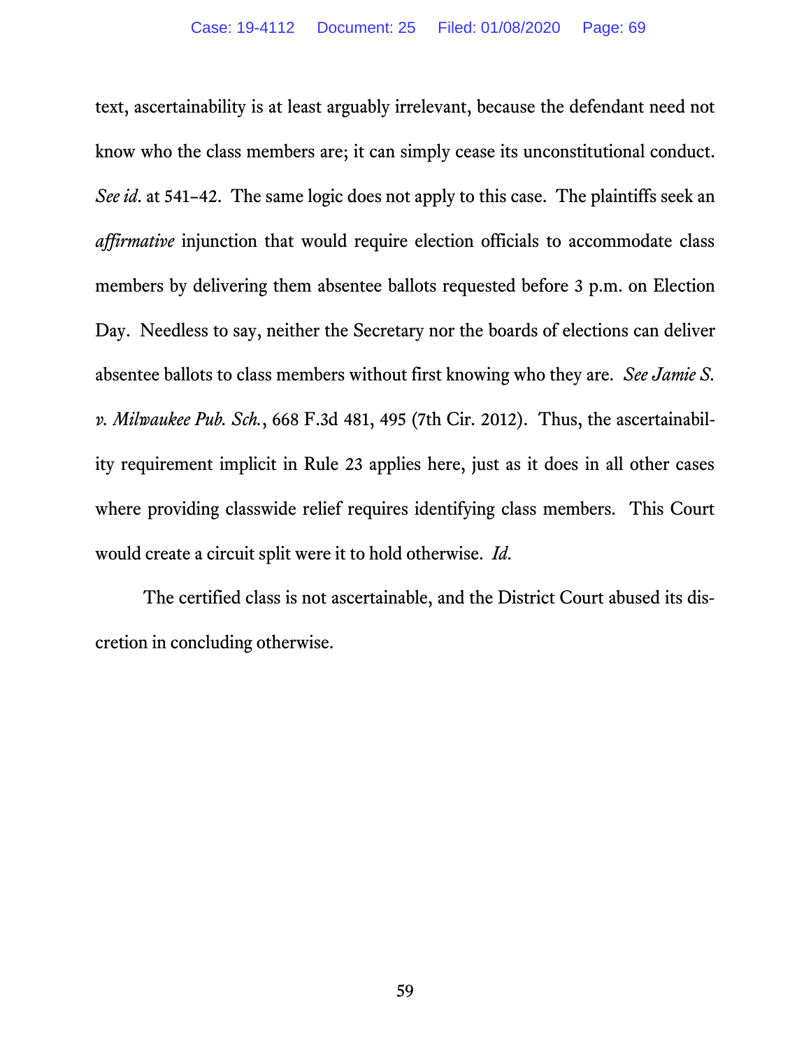text, ascertainability is at least arguably irrelevant, because the defendant need not know who the class members are; it can simply cease its unconstitutional conduct. *See id*. at 541–42. The same logic does not apply to this case. The plaintiffs seek an *affirmative* injunction that would require election officials to accommodate class members by delivering them absentee ballots requested before 3 p.m. on Election Day. Needless to say, neither the Secretary nor the boards of elections can deliver absentee ballots to class members without first knowing who they are. *See Jamie S. v. Milwaukee Pub. Sch.*, 668 F.3d 481, 495 (7th Cir. 2012). Thus, the ascertainability requirement implicit in Rule 23 applies here, just as it does in all other cases where providing classwide relief requires identifying class members. This Court would create a circuit split were it to hold otherwise. *Id.*

The certified class is not ascertainable, and the District Court abused its discretion in concluding otherwise.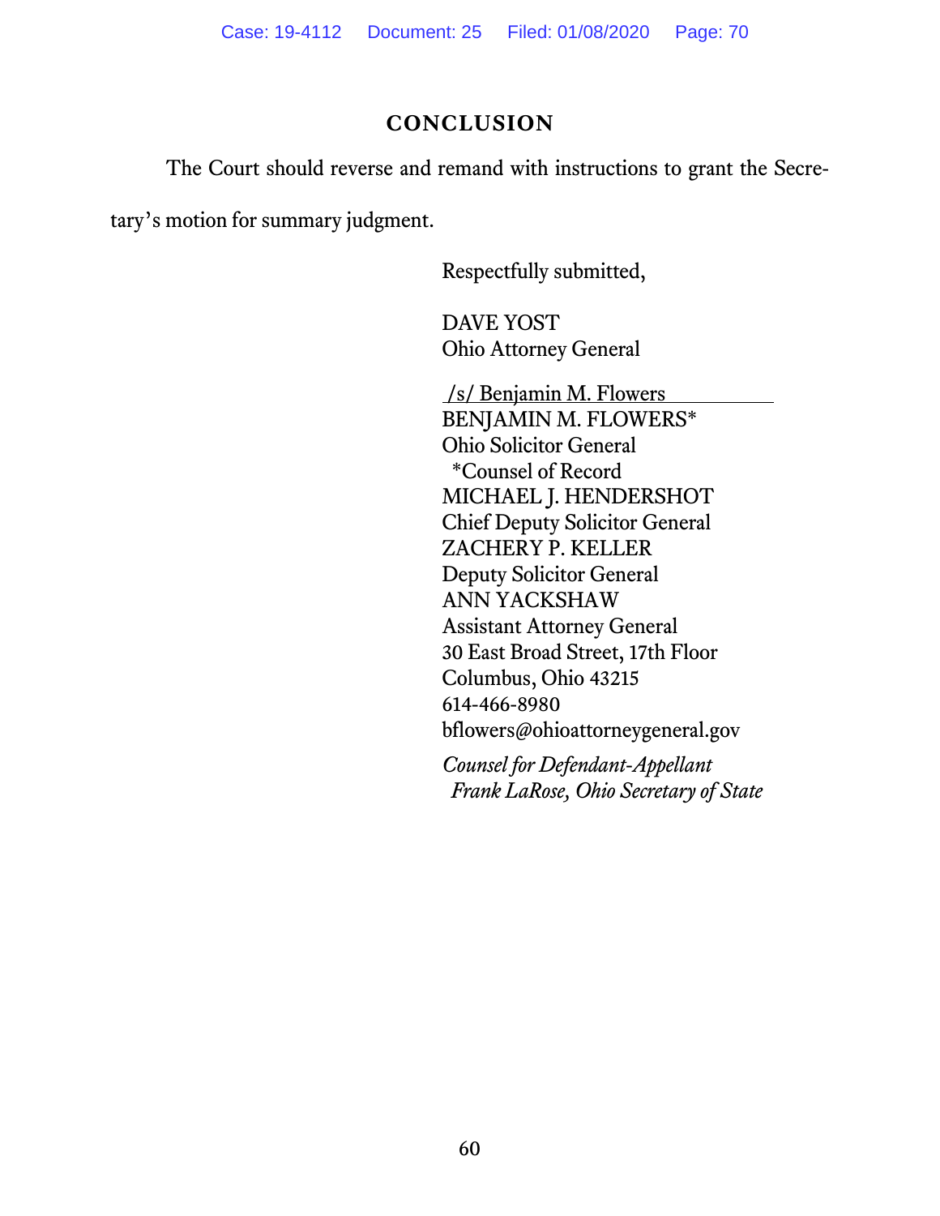## CONCLUSION

The Court should reverse and remand with instructions to grant the Secretary's motion for summary judgment.

Respectfully submitted,

DAVE YOST  
Ohio Attorney General

/s/ Benjamin M. Flowers  
BENJAMIN M. FLOWERS*  
Ohio Solicitor General  
*Counsel of Record  
MICHAEL J. HENDERSHOT  
Chief Deputy Solicitor General  
ZACHERY P. KELLER  
Deputy Solicitor General  
ANN YACKSHAW  
Assistant Attorney General  
30 East Broad Street, 17th Floor  
Columbus, Ohio 43215  
614-466-8980  
bflowers@ohioattorneygeneral.gov

*Counsel for Defendant-Appellant Frank LaRose, Ohio Secretary of State*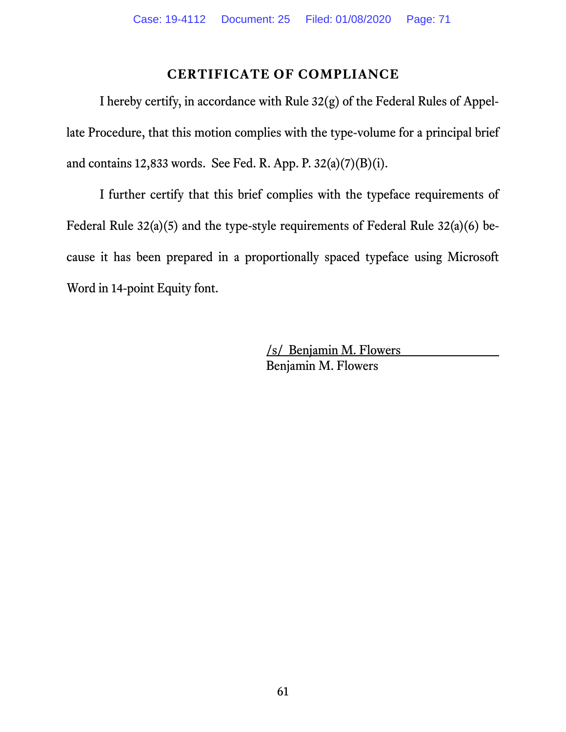## CERTIFICATE OF COMPLIANCE

I hereby certify, in accordance with Rule 32(g) of the Federal Rules of Appellate Procedure, that this motion complies with the type-volume for a principal brief and contains 12,833 words. See Fed. R. App. P. 32(a)(7)(B)(i).

I further certify that this brief complies with the typeface requirements of Federal Rule 32(a)(5) and the type-style requirements of Federal Rule 32(a)(6) because it has been prepared in a proportionally spaced typeface using Microsoft Word in 14-point Equity font.

/s/ Benjamin M. Flowers
Benjamin M. Flowers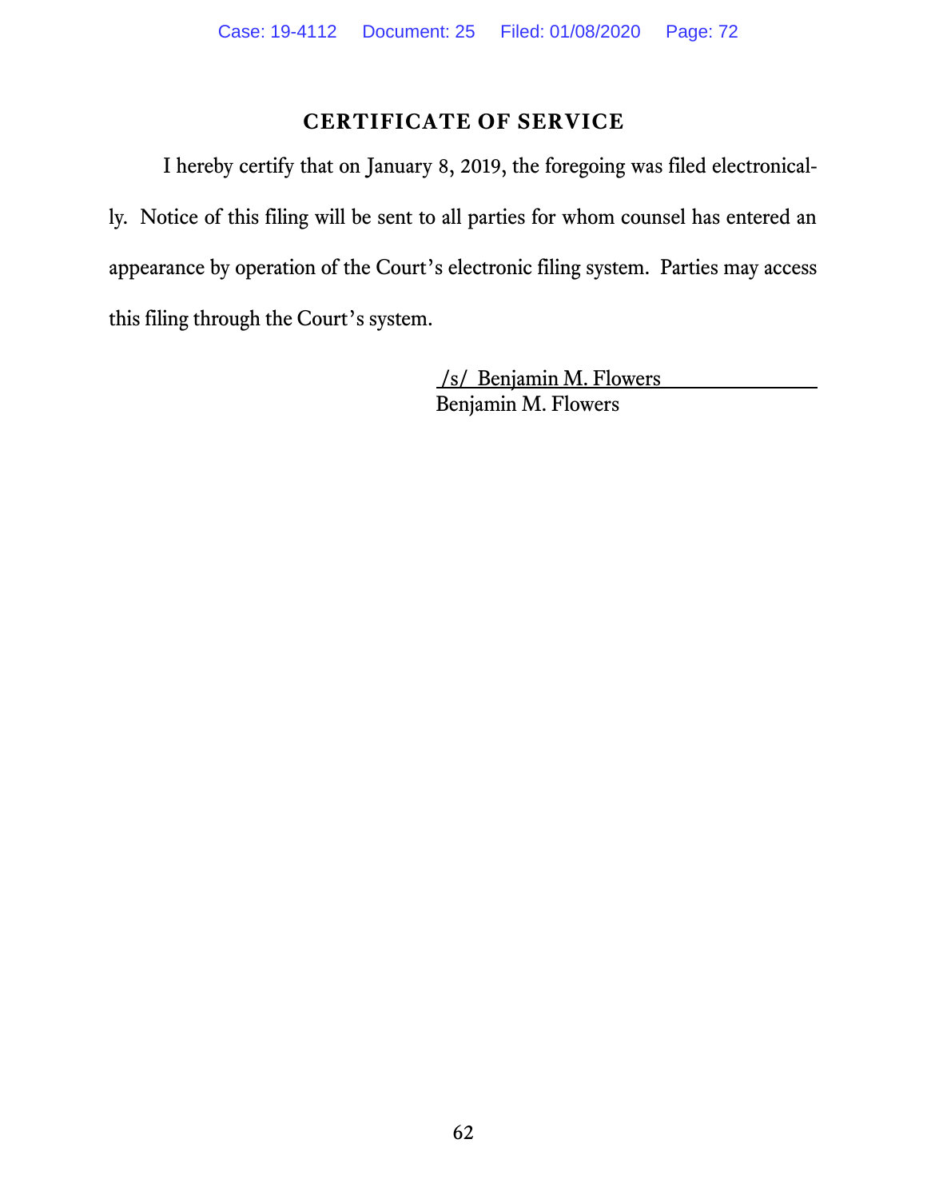# CERTIFICATE OF SERVICE

I hereby certify that on January 8, 2019, the foregoing was filed electronically. Notice of this filing will be sent to all parties for whom counsel has entered an appearance by operation of the Court's electronic filing system. Parties may access this filing through the Court's system.

/s/ Benjamin M. Flowers
Benjamin M. Flowers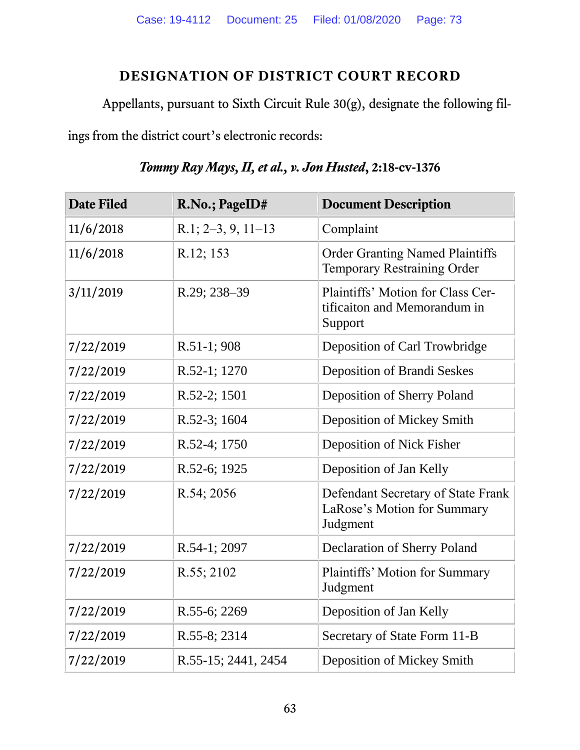## DESIGNATION OF DISTRICT COURT RECORD

Appellants, pursuant to Sixth Circuit Rule 30(g), designate the following filings from the district court's electronic records:

***Tommy Ray Mays, II, et al., v. Jon Husted*, 2:18-cv-1376**

| Date Filed | R.No.; PageID# | Document Description |
|---|---|---|
| 11/6/2018 | R.1; 2–3, 9, 11–13 | Complaint |
| 11/6/2018 | R.12; 153 | Order Granting Named Plaintiffs Temporary Restraining Order |
| 3/11/2019 | R.29; 238–39 | Plaintiffs' Motion for Class Certificaiton and Memorandum in Support |
| 7/22/2019 | R.51-1; 908 | Deposition of Carl Trowbridge |
| 7/22/2019 | R.52-1; 1270 | Deposition of Brandi Seskes |
| 7/22/2019 | R.52-2; 1501 | Deposition of Sherry Poland |
| 7/22/2019 | R.52-3; 1604 | Deposition of Mickey Smith |
| 7/22/2019 | R.52-4; 1750 | Deposition of Nick Fisher |
| 7/22/2019 | R.52-6; 1925 | Deposition of Jan Kelly |
| 7/22/2019 | R.54; 2056 | Defendant Secretary of State Frank LaRose's Motion for Summary Judgment |
| 7/22/2019 | R.54-1; 2097 | Declaration of Sherry Poland |
| 7/22/2019 | R.55; 2102 | Plaintiffs' Motion for Summary Judgment |
| 7/22/2019 | R.55-6; 2269 | Deposition of Jan Kelly |
| 7/22/2019 | R.55-8; 2314 | Secretary of State Form 11-B |
| 7/22/2019 | R.55-15; 2441, 2454 | Deposition of Mickey Smith |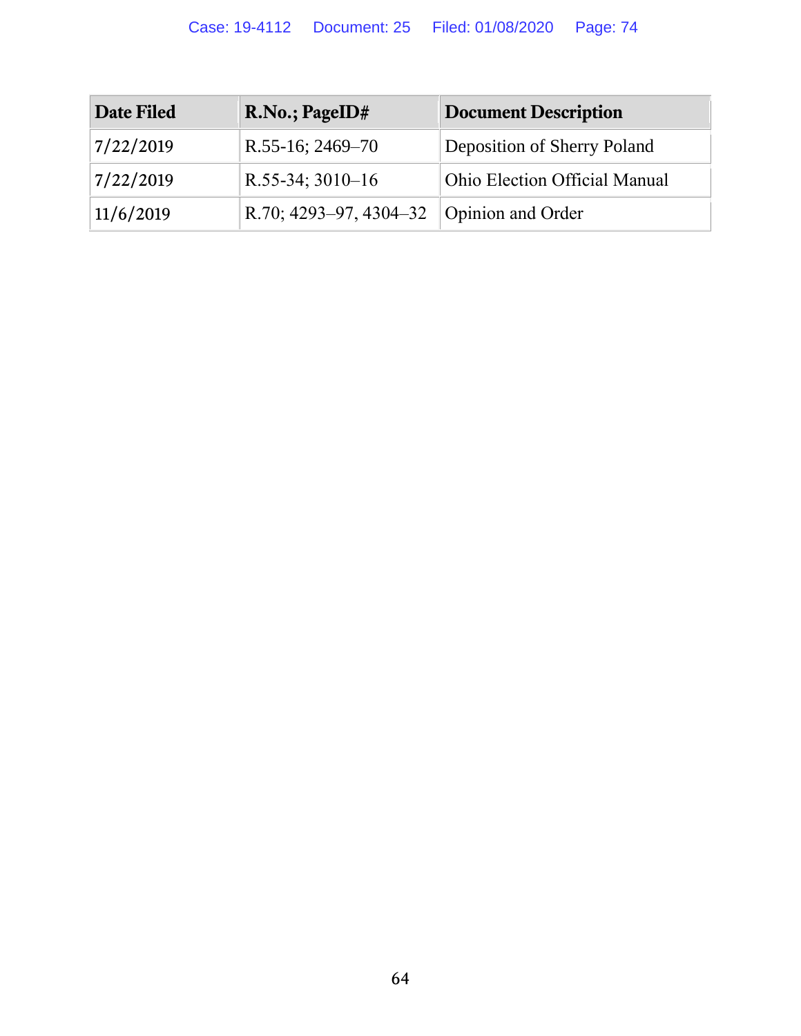| Date Filed | R.No.; PageID# | Document Description |
|---|---|---|
| 7/22/2019 | R.55-16; 2469–70 | Deposition of Sherry Poland |
| 7/22/2019 | R.55-34; 3010–16 | Ohio Election Official Manual |
| 11/6/2019 | R.70; 4293–97, 4304–32 | Opinion and Order |